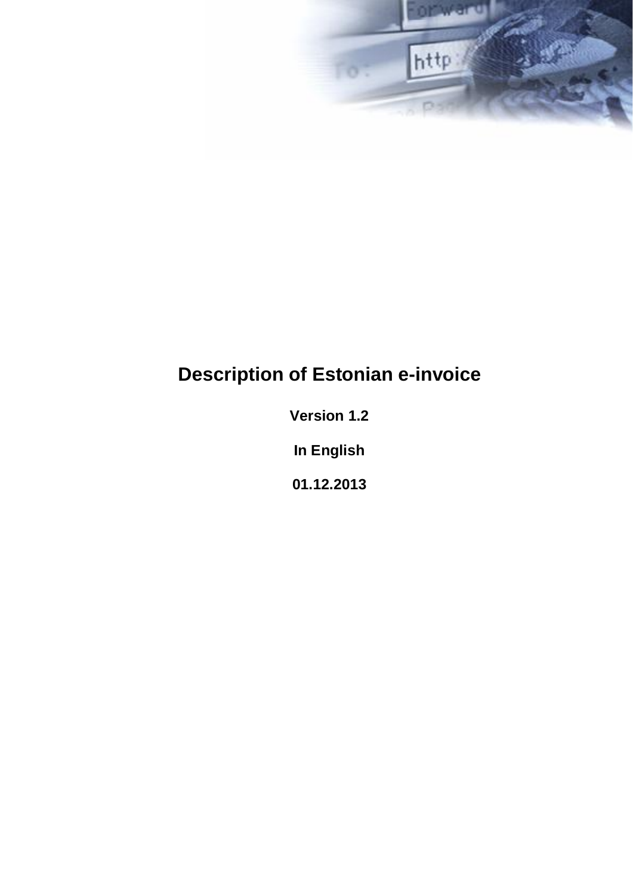# Description of Estonian e-invoice

**Version 1.2**

**In English**

**01.12.2013**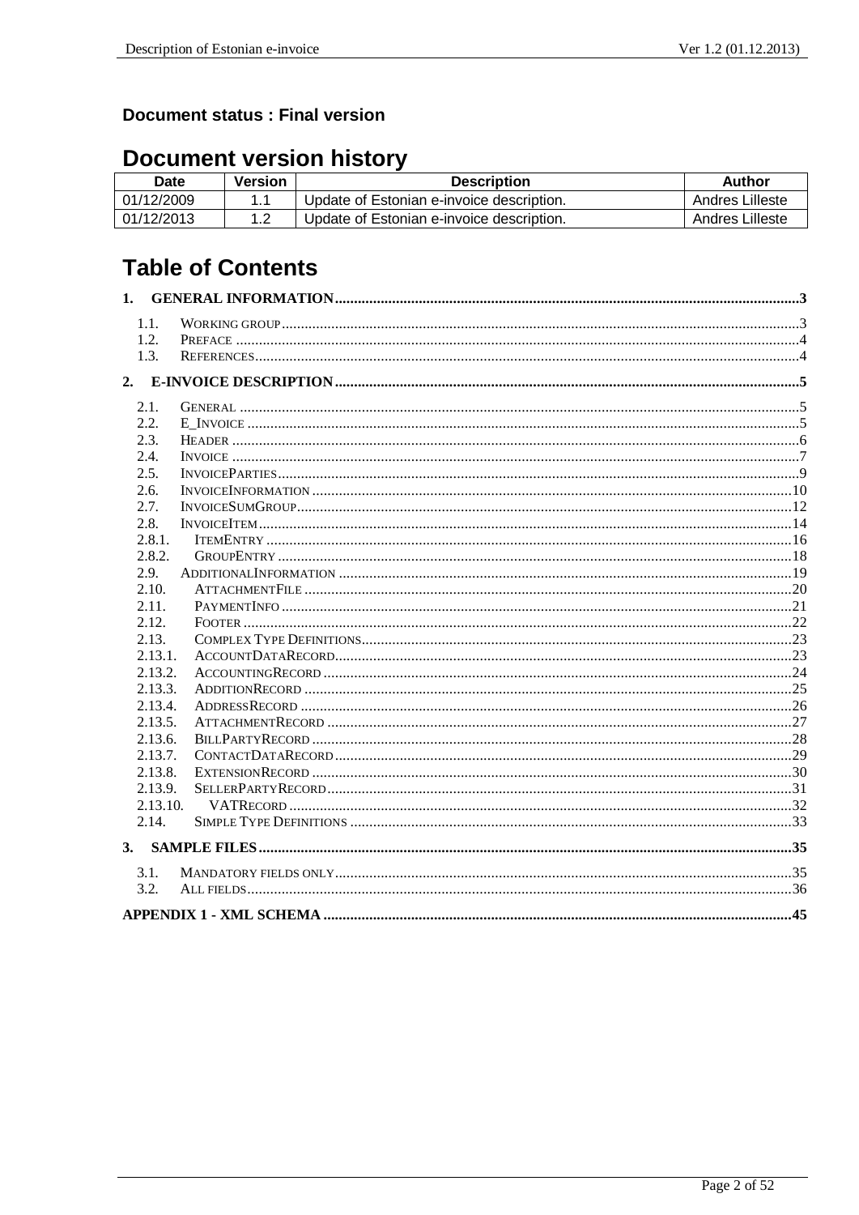**Document status : Final version**

# Document version history

| Date | Version | Description | Author |
|---|---|---|---|
| 01/12/2009 | 1.1 | Update of Estonian e-invoice description. | Andres Lilleste |
| 01/12/2013 | 1.2 | Update of Estonian e-invoice description. | Andres Lilleste |

# Table of Contents

1. GENERAL INFORMATION ....................................................... 3
   - 1.1. WORKING GROUP ....................................................... 3
   - 1.2. PREFACE ....................................................... 4
   - 1.3. REFERENCES ....................................................... 4
2. E-INVOICE DESCRIPTION ....................................................... 5
   - 2.1. GENERAL ....................................................... 5
   - 2.2. E_INVOICE ....................................................... 5
   - 2.3. HEADER ....................................................... 6
   - 2.4. INVOICE ....................................................... 7
   - 2.5. INVOICEPARTIES ....................................................... 9
   - 2.6. INVOICEINFORMATION ....................................................... 10
   - 2.7. INVOICESUMGROUP ....................................................... 12
   - 2.8. INVOICEITEM ....................................................... 14
   - 2.8.1. ITEMENTRY ....................................................... 16
   - 2.8.2. GROUPENTRY ....................................................... 18
   - 2.9. ADDITIONALINFORMATION ....................................................... 19
   - 2.10. ATTACHMENTFILE ....................................................... 20
   - 2.11. PAYMENTINFO ....................................................... 21
   - 2.12. FOOTER ....................................................... 22
   - 2.13. COMPLEX TYPE DEFINITIONS ....................................................... 23
   - 2.13.1. ACCOUNTDATARECORD ....................................................... 23
   - 2.13.2. ACCOUNTINGRECORD ....................................................... 24
   - 2.13.3. ADDITIONRECORD ....................................................... 25
   - 2.13.4. ADDRESSRECORD ....................................................... 26
   - 2.13.5. ATTACHMENTRECORD ....................................................... 27
   - 2.13.6. BILLPARTYRECORD ....................................................... 28
   - 2.13.7. CONTACTDATARECORD ....................................................... 29
   - 2.13.8. EXTENSIONRECORD ....................................................... 30
   - 2.13.9. SELLERPARTYRECORD ....................................................... 31
   - 2.13.10. VATRECORD ....................................................... 32
   - 2.14. SIMPLE TYPE DEFINITIONS ....................................................... 33
3. SAMPLE FILES ....................................................... 35
   - 3.1. MANDATORY FIELDS ONLY ....................................................... 35
   - 3.2. ALL FIELDS ....................................................... 36

APPENDIX 1 - XML SCHEMA ....................................................... 45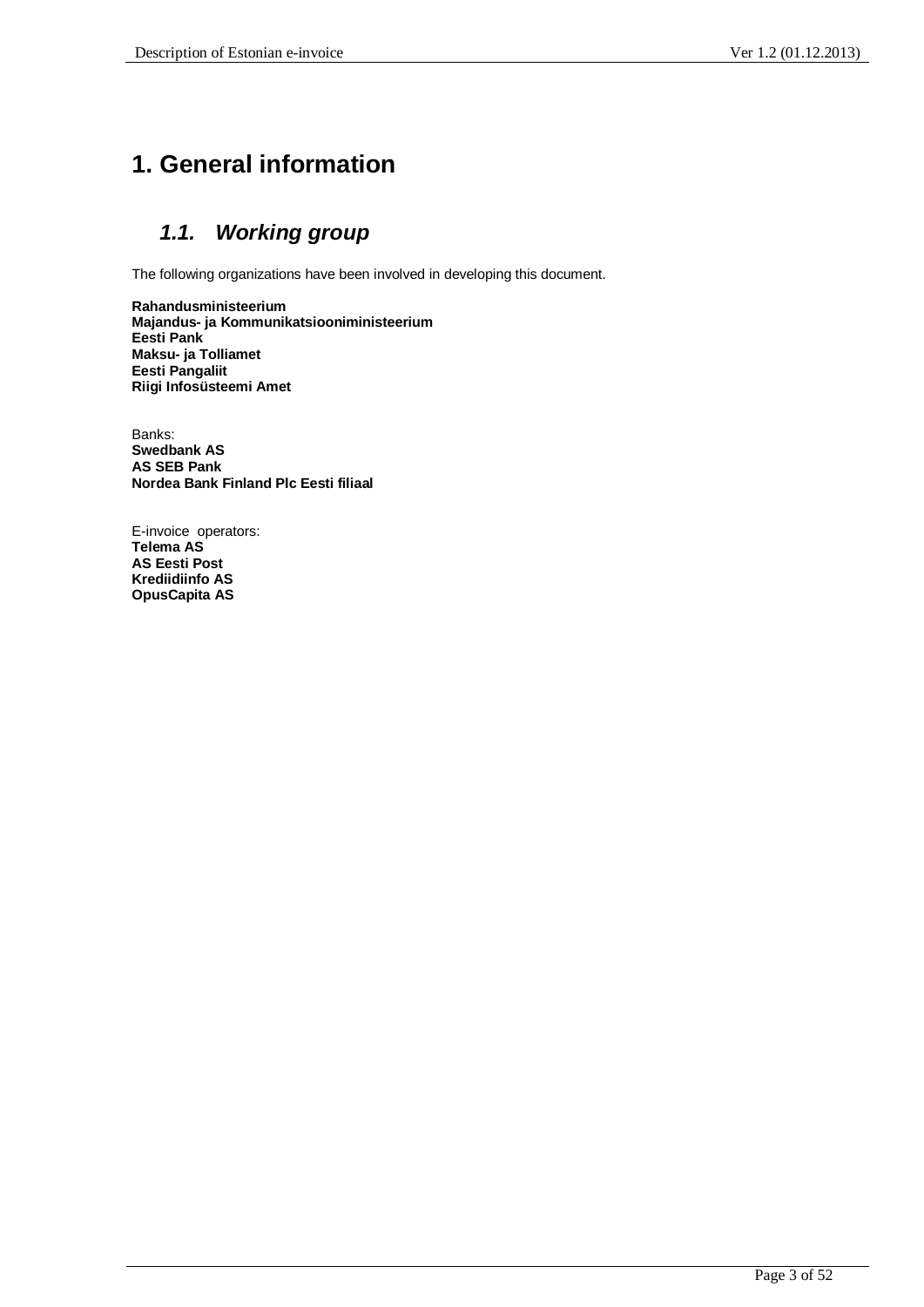# 1. General information

## *1.1. Working group*

The following organizations have been involved in developing this document.

**Rahandusministeerium**
**Majandus- ja Kommunikatsiooniministeerium**
**Eesti Pank**
**Maksu- ja Tolliamet**
**Eesti Pangaliit**
**Riigi Infosüsteemi Amet**

Banks:
**Swedbank AS**
**AS SEB Pank**
**Nordea Bank Finland Plc Eesti filiaal**

E-invoice operators:
**Telema AS**
**AS Eesti Post**
**Krediidiinfo AS**
**OpusCapita AS**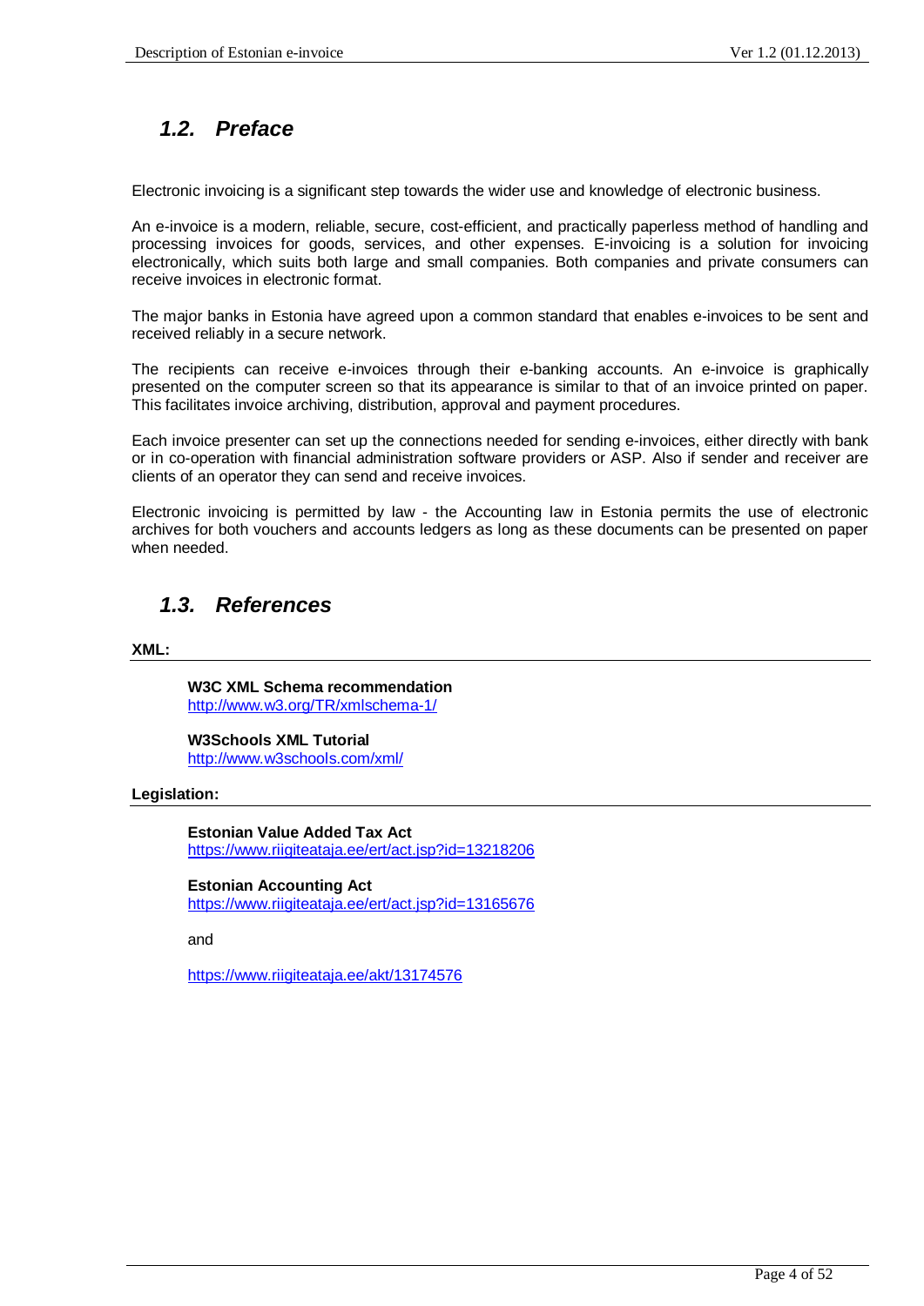## *1.2. Preface*

Electronic invoicing is a significant step towards the wider use and knowledge of electronic business.

An e-invoice is a modern, reliable, secure, cost-efficient, and practically paperless method of handling and processing invoices for goods, services, and other expenses. E-invoicing is a solution for invoicing electronically, which suits both large and small companies. Both companies and private consumers can receive invoices in electronic format.

The major banks in Estonia have agreed upon a common standard that enables e-invoices to be sent and received reliably in a secure network.

The recipients can receive e-invoices through their e-banking accounts. An e-invoice is graphically presented on the computer screen so that its appearance is similar to that of an invoice printed on paper. This facilitates invoice archiving, distribution, approval and payment procedures.

Each invoice presenter can set up the connections needed for sending e-invoices, either directly with bank or in co-operation with financial administration software providers or ASP. Also if sender and receiver are clients of an operator they can send and receive invoices.

Electronic invoicing is permitted by law - the Accounting law in Estonia permits the use of electronic archives for both vouchers and accounts ledgers as long as these documents can be presented on paper when needed.

## *1.3. References*

**XML:**

**W3C XML Schema recommendation**
http://www.w3.org/TR/xmlschema-1/

**W3Schools XML Tutorial**
http://www.w3schools.com/xml/

**Legislation:**

**Estonian Value Added Tax Act**
https://www.riigiteataja.ee/ert/act.jsp?id=13218206

**Estonian Accounting Act**
https://www.riigiteataja.ee/ert/act.jsp?id=13165676

and

https://www.riigiteataja.ee/akt/13174576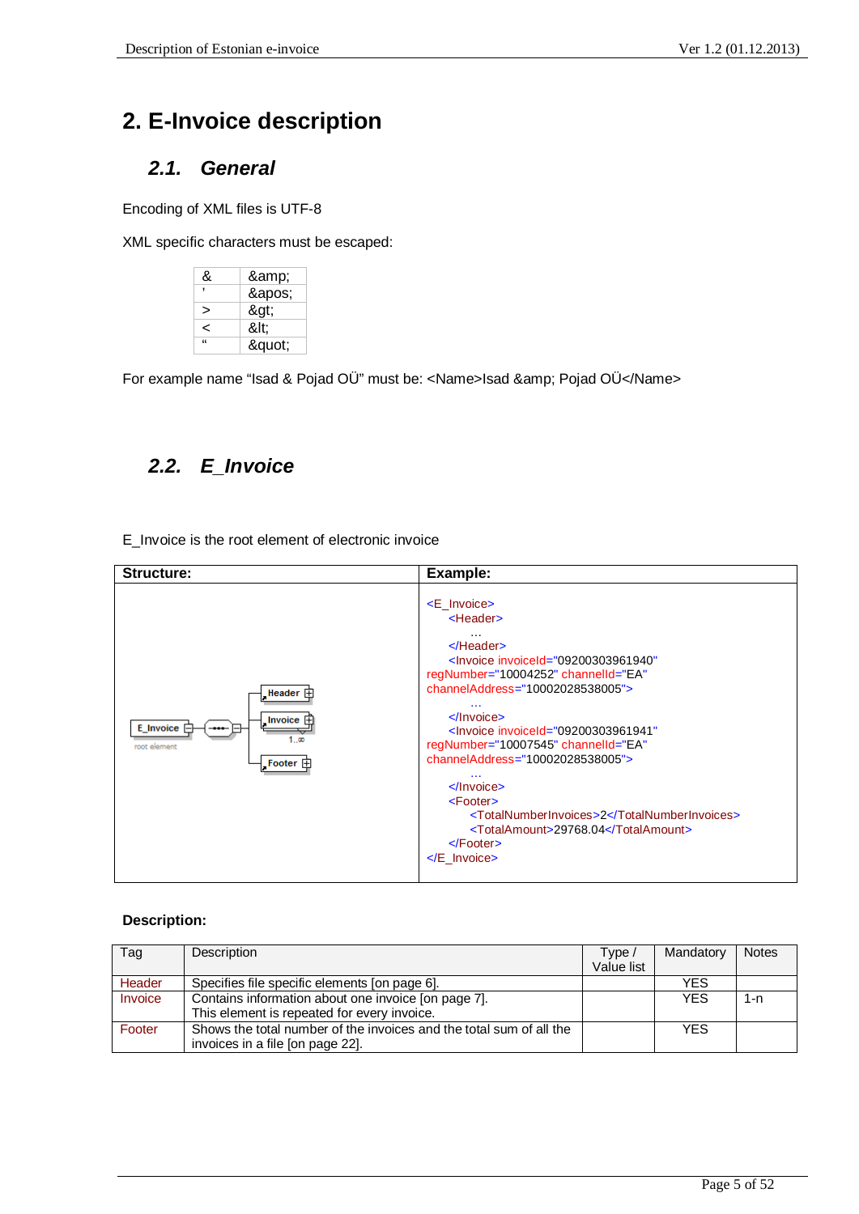# 2. E-Invoice description

## 2.1. General

Encoding of XML files is UTF-8

XML specific characters must be escaped:

| & | &amp;amp; |
|---|---|
| ' | &amp;apos; |
| > | &amp;gt; |
| < | &amp;lt; |
| " | &amp;quot; |

For example name “Isad & Pojad OÜ” must be: <Name>Isad &amp;amp; Pojad OÜ</Name>

## 2.2. E_Invoice

E_Invoice is the root element of electronic invoice

| Structure: | Example: |
|---|---|
| E_Invoice (root element) → Header; Invoice (1..∞); Footer | See example below |

```
<E_Invoice>
    <Header>
        ...
    </Header>
    <Invoice invoiceId="09200303961940"
regNumber="10004252" channelId="EA"
channelAddress="10002028538005">
        ...
    </Invoice>
    <Invoice invoiceId="09200303961941"
regNumber="10007545" channelId="EA"
channelAddress="10002028538005">
        ...
    </Invoice>
    <Footer>
        <TotalNumberInvoices>2</TotalNumberInvoices>
        <TotalAmount>29768.04</TotalAmount>
    </Footer>
</E_Invoice>
```

**Description:**

| Tag | Description | Type / Value list | Mandatory | Notes |
|---|---|---|---|---|
| Header | Specifies file specific elements [on page 6]. | | YES | |
| Invoice | Contains information about one invoice [on page 7].<br>This element is repeated for every invoice. | | YES | 1-n |
| Footer | Shows the total number of the invoices and the total sum of all the invoices in a file [on page 22]. | | YES | |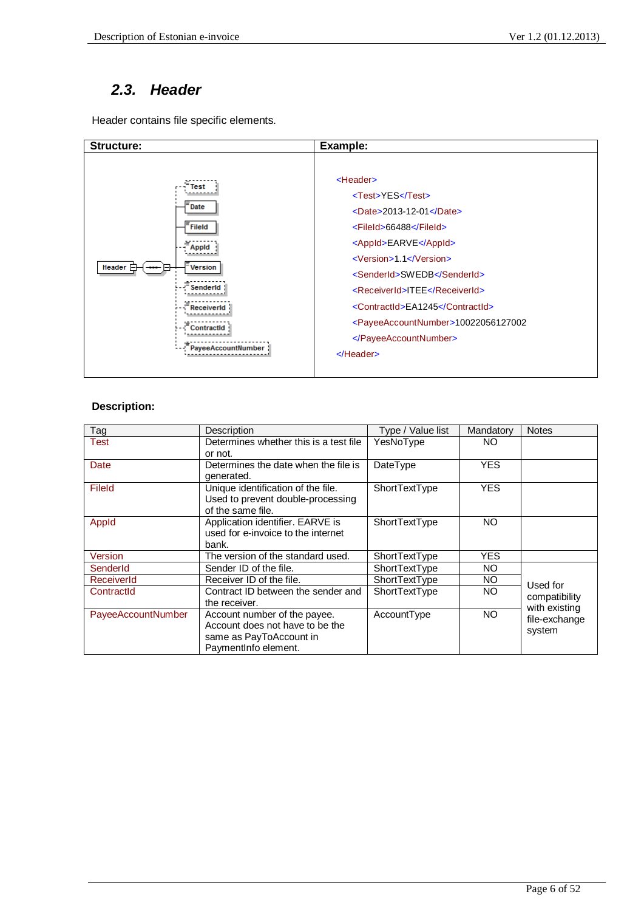## 2.3. Header

Header contains file specific elements.

| Structure: | Example: |
|---|---|
| Header → Test, Date, FileId, AppId, Version, SenderId, ReceiverId, ContractId, PayeeAccountNumber | see example below |

```
<Header>
    <Test>YES</Test>
    <Date>2013-12-01</Date>
    <FileId>66488</FileId>
    <AppId>EARVE</AppId>
    <Version>1.1</Version>
    <SenderId>SWEDB</SenderId>
    <ReceiverId>ITEE</ReceiverId>
    <ContractId>EA1245</ContractId>
    <PayeeAccountNumber>10022056127002
    </PayeeAccountNumber>
</Header>
```

**Description:**

| Tag | Description | Type / Value list | Mandatory | Notes |
|---|---|---|---|---|
| Test | Determines whether this is a test file or not. | YesNoType | NO | |
| Date | Determines the date when the file is generated. | DateType | YES | |
| FileId | Unique identification of the file. Used to prevent double-processing of the same file. | ShortTextType | YES | |
| AppId | Application identifier. EARVE is used for e-invoice to the internet bank. | ShortTextType | NO | |
| Version | The version of the standard used. | ShortTextType | YES | |
| SenderId | Sender ID of the file. | ShortTextType | NO | Used for compatibility with existing file-exchange system |
| ReceiverId | Receiver ID of the file. | ShortTextType | NO | |
| ContractId | Contract ID between the sender and the receiver. | ShortTextType | NO | |
| PayeeAccountNumber | Account number of the payee. Account does not have to be the same as PayToAccount in PaymentInfo element. | AccountType | NO | |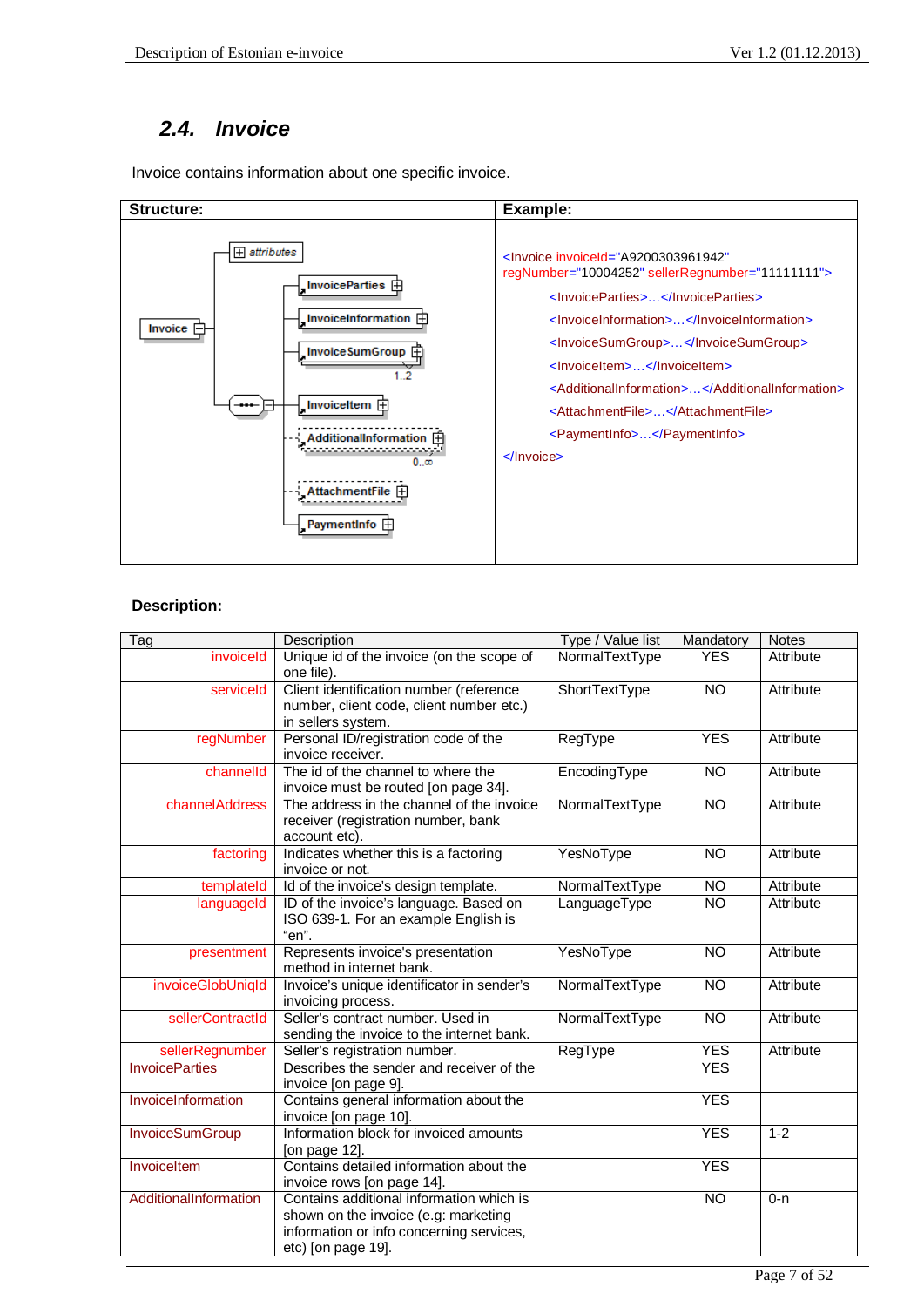## 2.4. Invoice

Invoice contains information about one specific invoice.

**Structure:**

Invoice
- attributes
- InvoiceParties
- InvoiceInformation
- InvoiceSumGroup (1..2)
- InvoiceItem
- AdditionalInformation (0..∞)
- AttachmentFile
- PaymentInfo

**Example:**

```
<Invoice invoiceId="A9200303961942" regNumber="10004252" sellerRegnumber="11111111">
    <InvoiceParties>…</InvoiceParties>
    <InvoiceInformation>…</InvoiceInformation>
    <InvoiceSumGroup>…</InvoiceSumGroup>
    <InvoiceItem>…</InvoiceItem>
    <AdditionalInformation>…</AdditionalInformation>
    <AttachmentFile>…</AttachmentFile>
    <PaymentInfo>…</PaymentInfo>
</Invoice>
```

**Description:**

| Tag | Description | Type / Value list | Mandatory | Notes |
|---|---|---|---|---|
| invoiceId | Unique id of the invoice (on the scope of one file). | NormalTextType | YES | Attribute |
| serviceId | Client identification number (reference number, client code, client number etc.) in sellers system. | ShortTextType | NO | Attribute |
| regNumber | Personal ID/registration code of the invoice receiver. | RegType | YES | Attribute |
| channelId | The id of the channel to where the invoice must be routed [on page 34]. | EncodingType | NO | Attribute |
| channelAddress | The address in the channel of the invoice receiver (registration number, bank account etc). | NormalTextType | NO | Attribute |
| factoring | Indicates whether this is a factoring invoice or not. | YesNoType | NO | Attribute |
| templateId | Id of the invoice's design template. | NormalTextType | NO | Attribute |
| languageId | ID of the invoice's language. Based on ISO 639-1. For an example English is "en". | LanguageType | NO | Attribute |
| presentment | Represents invoice's presentation method in internet bank. | YesNoType | NO | Attribute |
| invoiceGlobUniqId | Invoice's unique identificator in sender's invoicing process. | NormalTextType | NO | Attribute |
| sellerContractId | Seller's contract number. Used in sending the invoice to the internet bank. | NormalTextType | NO | Attribute |
| sellerRegnumber | Seller's registration number. | RegType | YES | Attribute |
| InvoiceParties | Describes the sender and receiver of the invoice [on page 9]. | | YES | |
| InvoiceInformation | Contains general information about the invoice [on page 10]. | | YES | |
| InvoiceSumGroup | Information block for invoiced amounts [on page 12]. | | YES | 1-2 |
| InvoiceItem | Contains detailed information about the invoice rows [on page 14]. | | YES | |
| AdditionalInformation | Contains additional information which is shown on the invoice (e.g: marketing information or info concerning services, etc) [on page 19]. | | NO | 0-n |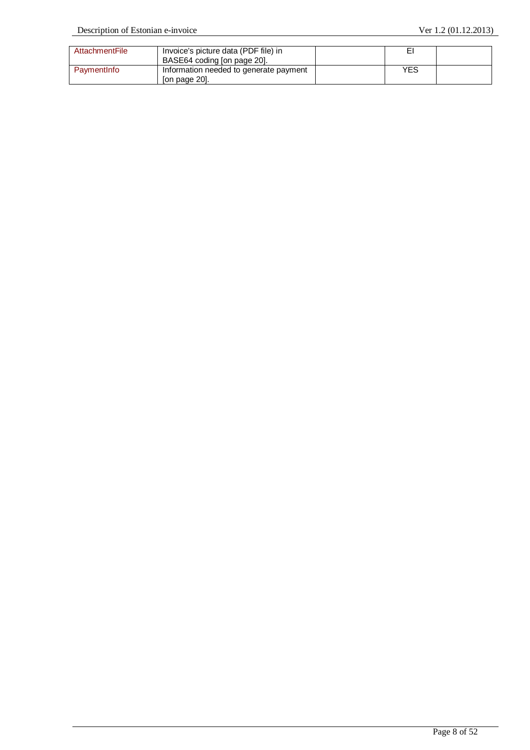| AttachmentFile | Invoice's picture data (PDF file) in BASE64 coding [on page 20]. | | EI | |
|---|---|---|---|---|
| PaymentInfo | Information needed to generate payment [on page 20]. | | YES | |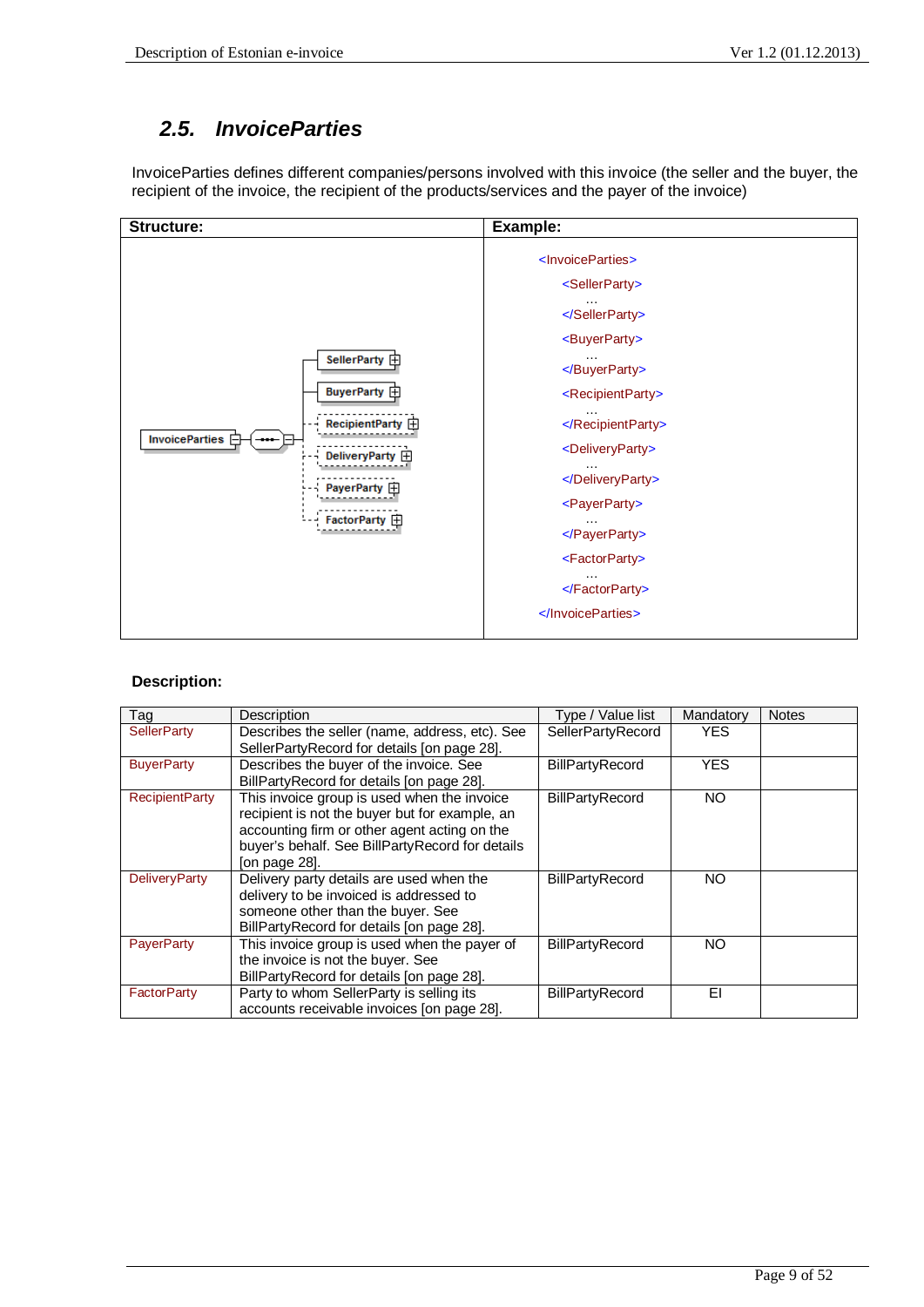## 2.5. *InvoiceParties*

InvoiceParties defines different companies/persons involved with this invoice (the seller and the buyer, the recipient of the invoice, the recipient of the products/services and the payer of the invoice)

| Structure: | Example: |
|---|---|
| InvoiceParties: SellerParty, BuyerParty, RecipientParty, DeliveryParty, PayerParty, FactorParty | `<InvoiceParties>` `<SellerParty>` … `</SellerParty>` `<BuyerParty>` … `</BuyerParty>` `<RecipientParty>` … `</RecipientParty>` `<DeliveryParty>` … `</DeliveryParty>` `<PayerParty>` … `</PayerParty>` `<FactorParty>` … `</FactorParty>` `</InvoiceParties>` |

```
<InvoiceParties>
    <SellerParty>
        …
    </SellerParty>
    <BuyerParty>
        …
    </BuyerParty>
    <RecipientParty>
        …
    </RecipientParty>
    <DeliveryParty>
        …
    </DeliveryParty>
    <PayerParty>
        …
    </PayerParty>
    <FactorParty>
        …
    </FactorParty>
</InvoiceParties>
```

**Description:**

| Tag | Description | Type / Value list | Mandatory | Notes |
|---|---|---|---|---|
| SellerParty | Describes the seller (name, address, etc). See SellerPartyRecord for details [on page 28]. | SellerPartyRecord | YES | |
| BuyerParty | Describes the buyer of the invoice. See BillPartyRecord for details [on page 28]. | BillPartyRecord | YES | |
| RecipientParty | This invoice group is used when the invoice recipient is not the buyer but for example, an accounting firm or other agent acting on the buyer's behalf. See BillPartyRecord for details [on page 28]. | BillPartyRecord | NO | |
| DeliveryParty | Delivery party details are used when the delivery to be invoiced is addressed to someone other than the buyer. See BillPartyRecord for details [on page 28]. | BillPartyRecord | NO | |
| PayerParty | This invoice group is used when the payer of the invoice is not the buyer. See BillPartyRecord for details [on page 28]. | BillPartyRecord | NO | |
| FactorParty | Party to whom SellerParty is selling its accounts receivable invoices [on page 28]. | BillPartyRecord | EI | |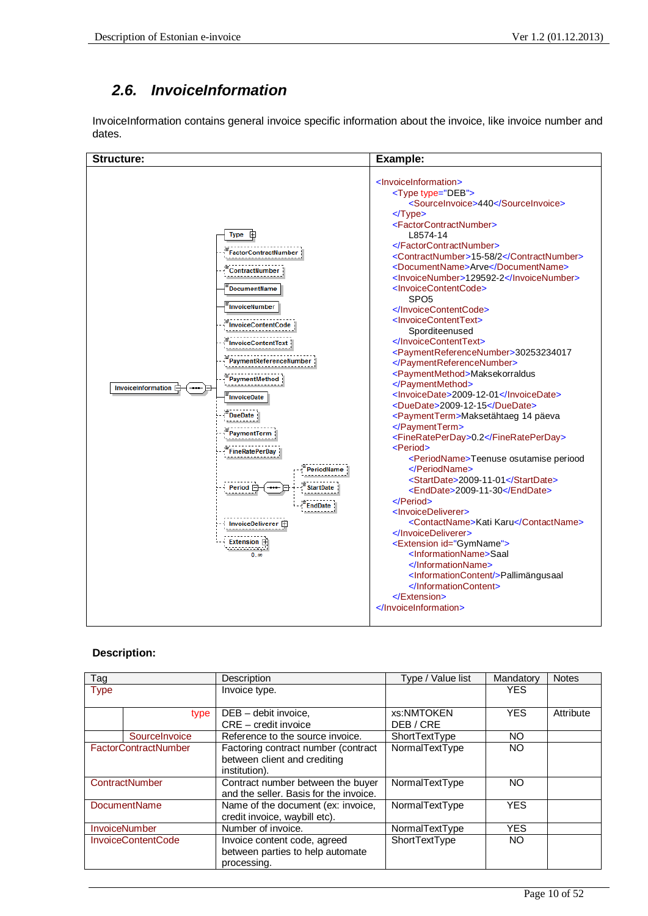## 2.6. InvoiceInformation

InvoiceInformation contains general invoice specific information about the invoice, like invoice number and dates.

**Structure:**

InvoiceInformation
- Type
- FactorContractNumber
- ContractNumber
- DocumentName
- InvoiceNumber
- InvoiceContentCode
- InvoiceContentText
- PaymentReferenceNumber
- PaymentMethod
- InvoiceDate
- DueDate
- PaymentTerm
- FineRatePerDay
- Period
  - PeriodName
  - StartDate
  - EndDate
- InvoiceDeliverer
- Extension (0..∞)

**Example:**

```
<InvoiceInformation>
    <Type type="DEB">
        <SourceInvoice>440</SourceInvoice>
    </Type>
    <FactorContractNumber>
        L8574-14
    </FactorContractNumber>
    <ContractNumber>15-58/2</ContractNumber>
    <DocumentName>Arve</DocumentName>
    <InvoiceNumber>129592-2</InvoiceNumber>
    <InvoiceContentCode>
        SPO5
    </InvoiceContentCode>
    <InvoiceContentText>
        Sporditeenused
    </InvoiceContentText>
    <PaymentReferenceNumber>30253234017
    </PaymentReferenceNumber>
    <PaymentMethod>Maksekorraldus
    </PaymentMethod>
    <InvoiceDate>2009-12-01</InvoiceDate>
    <DueDate>2009-12-15</DueDate>
    <PaymentTerm>Maksetähtaeg 14 päeva
    </PaymentTerm>
    <FineRatePerDay>0.2</FineRatePerDay>
    <Period>
        <PeriodName>Teenuse osutamise periood
        </PeriodName>
        <StartDate>2009-11-01</StartDate>
        <EndDate>2009-11-30</EndDate>
    </Period>
    <InvoiceDeliverer>
        <ContactName>Kati Karu</ContactName>
    </InvoiceDeliverer>
    <Extension id="GymName">
        <InformationName>Saal
        </InformationName>
        <InformationContent/>Pallimängusaal
        </InformationContent>
    </Extension>
</InvoiceInformation>
```

**Description:**

| Tag | | Description | Type / Value list | Mandatory | Notes |
|---|---|---|---|---|---|
| Type | | Invoice type. | | YES | |
| | type | DEB – debit invoice, CRE – credit invoice | xs:NMTOKEN DEB / CRE | YES | Attribute |
| | SourceInvoice | Reference to the source invoice. | ShortTextType | NO | |
| FactorContractNumber | | Factoring contract number (contract between client and crediting institution). | NormalTextType | NO | |
| ContractNumber | | Contract number between the buyer and the seller. Basis for the invoice. | NormalTextType | NO | |
| DocumentName | | Name of the document (ex: invoice, credit invoice, waybill etc). | NormalTextType | YES | |
| InvoiceNumber | | Number of invoice. | NormalTextType | YES | |
| InvoiceContentCode | | Invoice content code, agreed between parties to help automate processing. | ShortTextType | NO | |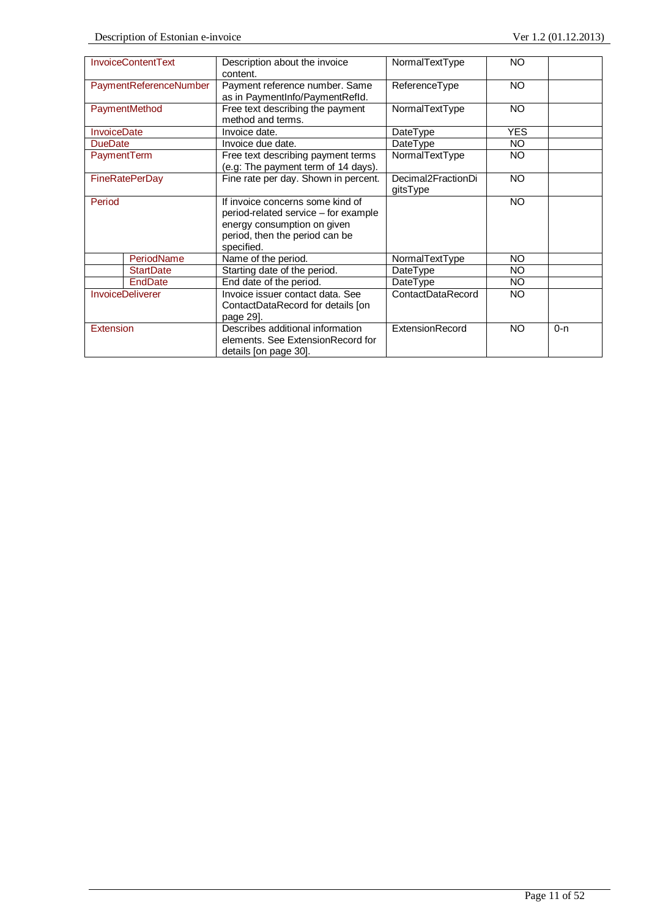| InvoiceContentText | | Description about the invoice content. | NormalTextType | NO | |
|---|---|---|---|---|---|
| PaymentReferenceNumber | | Payment reference number. Same as in PaymentInfo/PaymentRefId. | ReferenceType | NO | |
| PaymentMethod | | Free text describing the payment method and terms. | NormalTextType | NO | |
| InvoiceDate | | Invoice date. | DateType | YES | |
| DueDate | | Invoice due date. | DateType | NO | |
| PaymentTerm | | Free text describing payment terms (e.g: The payment term of 14 days). | NormalTextType | NO | |
| FineRatePerDay | | Fine rate per day. Shown in percent. | Decimal2FractionDigitsType | NO | |
| Period | | If invoice concerns some kind of period-related service – for example energy consumption on given period, then the period can be specified. | | NO | |
| | PeriodName | Name of the period. | NormalTextType | NO | |
| | StartDate | Starting date of the period. | DateType | NO | |
| | EndDate | End date of the period. | DateType | NO | |
| InvoiceDeliverer | | Invoice issuer contact data. See ContactDataRecord for details [on page 29]. | ContactDataRecord | NO | |
| Extension | | Describes additional information elements. See ExtensionRecord for details [on page 30]. | ExtensionRecord | NO | 0-n |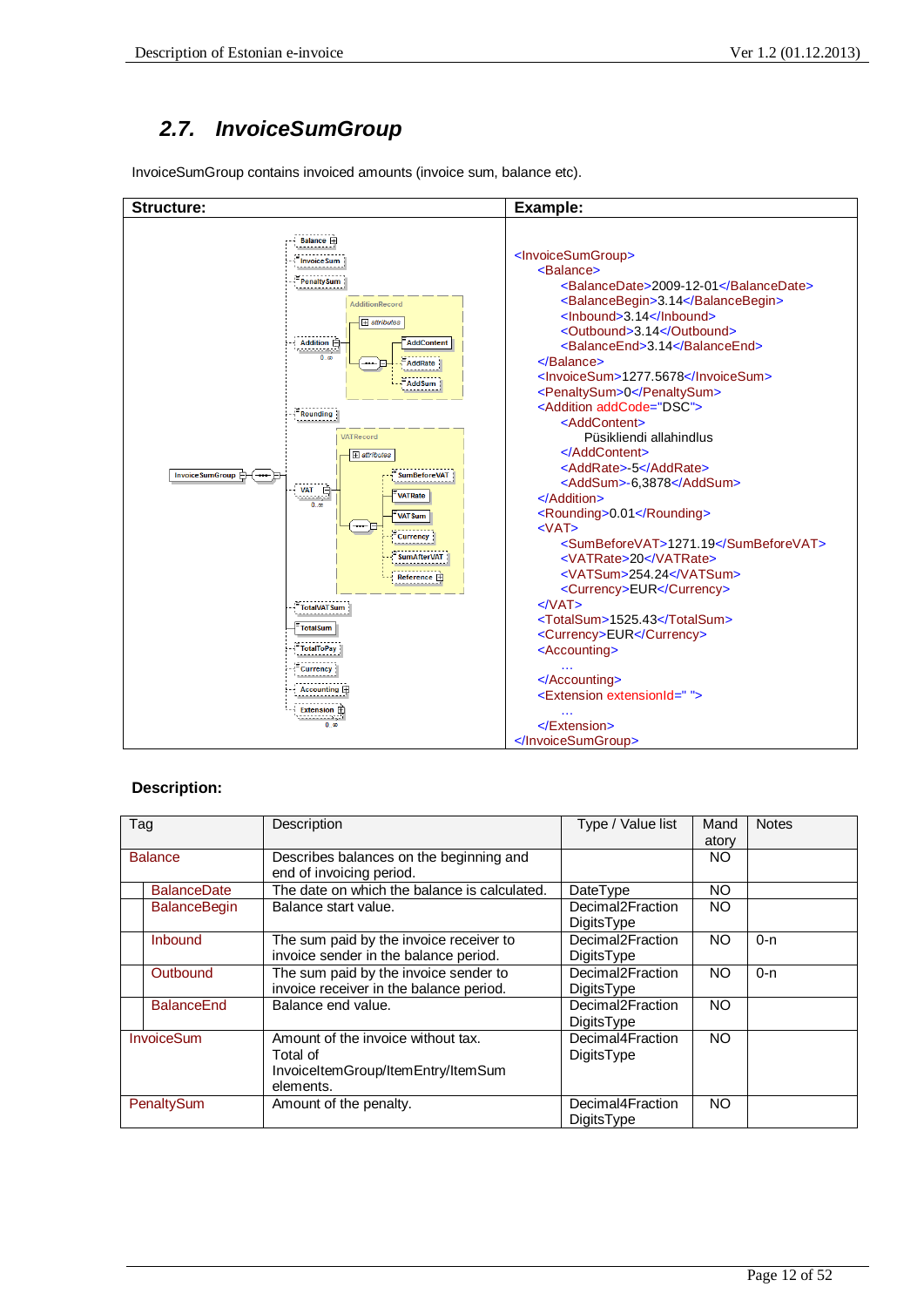## 2.7. InvoiceSumGroup

InvoiceSumGroup contains invoiced amounts (invoice sum, balance etc).

| Structure: | Example: |
|---|---|
| | |

```
<InvoiceSumGroup>
    <Balance>
        <BalanceDate>2009-12-01</BalanceDate>
        <BalanceBegin>3.14</BalanceBegin>
        <Inbound>3.14</Inbound>
        <Outbound>3.14</Outbound>
        <BalanceEnd>3.14</BalanceEnd>
    </Balance>
    <InvoiceSum>1277.5678</InvoiceSum>
    <PenaltySum>0</PenaltySum>
    <Addition addCode="DSC">
        <AddContent>
            Püsikliendi allahindlus
        </AddContent>
        <AddRate>-5</AddRate>
        <AddSum>-6,3878</AddSum>
    </Addition>
    <Rounding>0.01</Rounding>
    <VAT>
        <SumBeforeVAT>1271.19</SumBeforeVAT>
        <VATRate>20</VATRate>
        <VATSum>254.24</VATSum>
        <Currency>EUR</Currency>
    </VAT>
    <TotalSum>1525.43</TotalSum>
    <Currency>EUR</Currency>
    <Accounting>
        …
    </Accounting>
    <Extension extensionId=" ">
        …
    </Extension>
</InvoiceSumGroup>
```

### Description:

| Tag | Description | Type / Value list | Mandatory | Notes |
|---|---|---|---|---|
| Balance | Describes balances on the beginning and end of invoicing period. | | NO | |
| BalanceDate | The date on which the balance is calculated. | DateType | NO | |
| BalanceBegin | Balance start value. | Decimal2FractionDigitsType | NO | |
| Inbound | The sum paid by the invoice receiver to invoice sender in the balance period. | Decimal2FractionDigitsType | NO | 0-n |
| Outbound | The sum paid by the invoice sender to invoice receiver in the balance period. | Decimal2FractionDigitsType | NO | 0-n |
| BalanceEnd | Balance end value. | Decimal2FractionDigitsType | NO | |
| InvoiceSum | Amount of the invoice without tax. Total of InvoiceItemGroup/ItemEntry/ItemSum elements. | Decimal4FractionDigitsType | NO | |
| PenaltySum | Amount of the penalty. | Decimal4FractionDigitsType | NO | |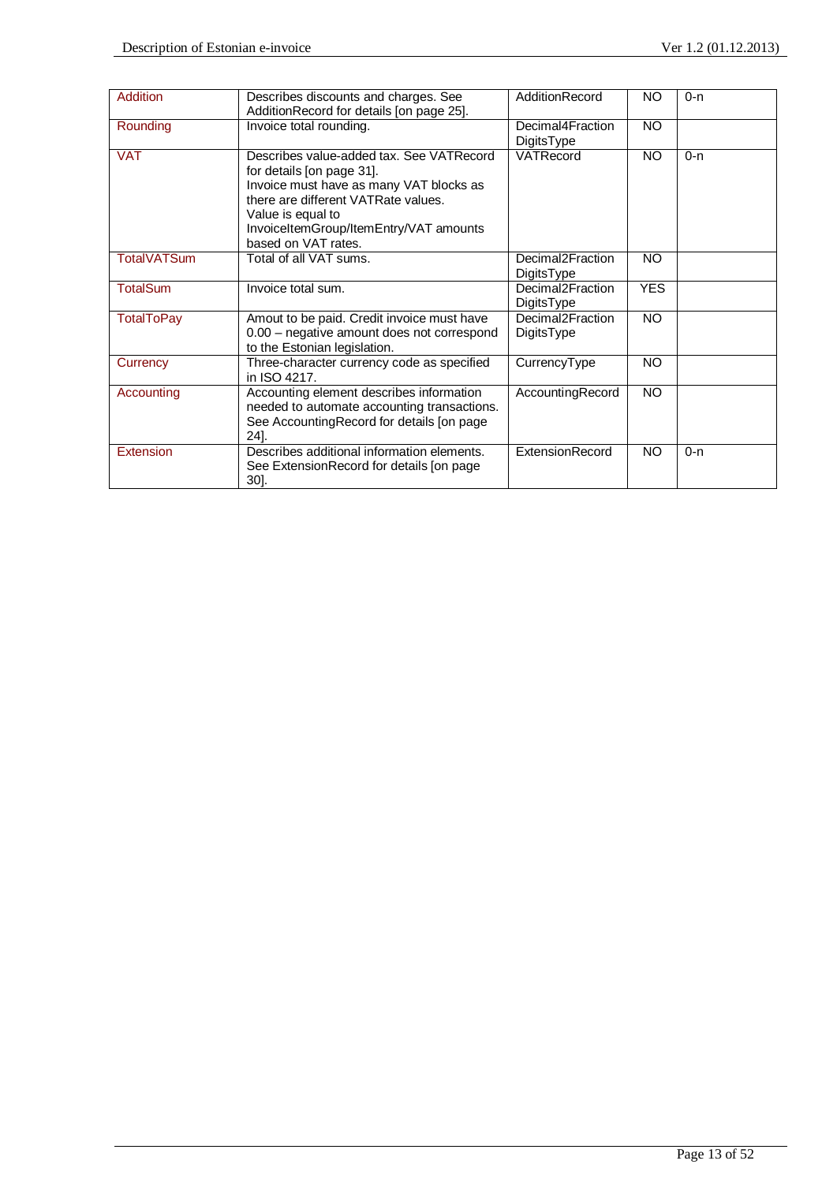| Addition | Describes discounts and charges. See AdditionRecord for details [on page 25]. | AdditionRecord | NO | 0-n |
|---|---|---|---|---|
| Rounding | Invoice total rounding. | Decimal4FractionDigitsType | NO | |
| VAT | Describes value-added tax. See VATRecord for details [on page 31]. Invoice must have as many VAT blocks as there are different VATRate values. Value is equal to InvoiceItemGroup/ItemEntry/VAT amounts based on VAT rates. | VATRecord | NO | 0-n |
| TotalVATSum | Total of all VAT sums. | Decimal2FractionDigitsType | NO | |
| TotalSum | Invoice total sum. | Decimal2FractionDigitsType | YES | |
| TotalToPay | Amout to be paid. Credit invoice must have 0.00 – negative amount does not correspond to the Estonian legislation. | Decimal2FractionDigitsType | NO | |
| Currency | Three-character currency code as specified in ISO 4217. | CurrencyType | NO | |
| Accounting | Accounting element describes information needed to automate accounting transactions. See AccountingRecord for details [on page 24]. | AccountingRecord | NO | |
| Extension | Describes additional information elements. See ExtensionRecord for details [on page 30]. | ExtensionRecord | NO | 0-n |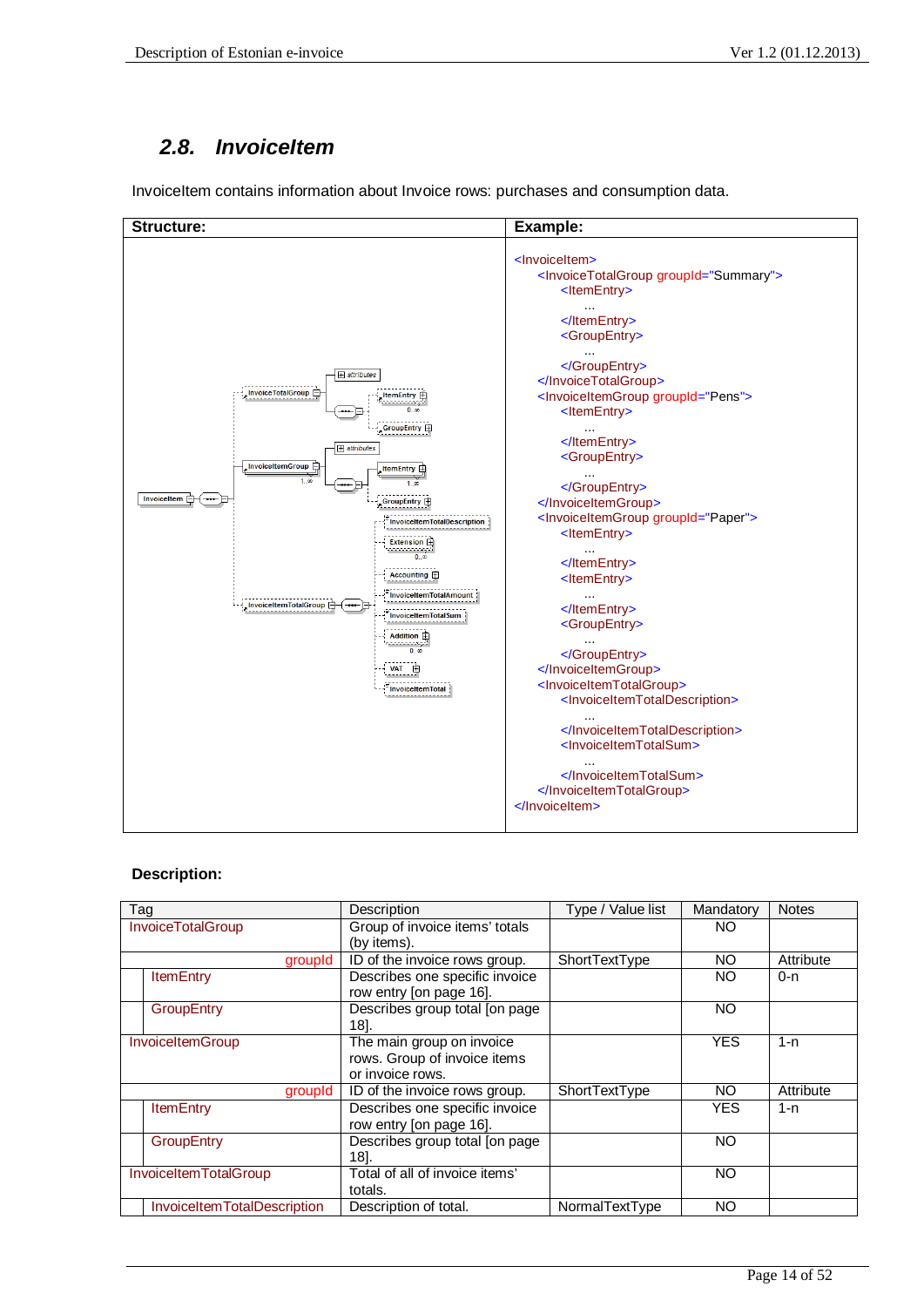## 2.8. InvoiceItem

InvoiceItem contains information about Invoice rows: purchases and consumption data.

**Structure:**

**Example:**

```
<InvoiceItem>
    <InvoiceTotalGroup groupId="Summary">
        <ItemEntry>
            ...
        </ItemEntry>
        <GroupEntry>
            ...
        </GroupEntry>
    </InvoiceTotalGroup>
    <InvoiceItemGroup groupId="Pens">
        <ItemEntry>
            ...
        </ItemEntry>
        <GroupEntry>
            ...
        </GroupEntry>
    </InvoiceItemGroup>
    <InvoiceItemGroup groupId="Paper">
        <ItemEntry>
            ...
        </ItemEntry>
        <ItemEntry>
            ...
        </ItemEntry>
        <GroupEntry>
            ...
        </GroupEntry>
    </InvoiceItemGroup>
    <InvoiceItemTotalGroup>
        <InvoiceItemTotalDescription>
            ...
        </InvoiceItemTotalDescription>
        <InvoiceItemTotalSum>
            ...
        </InvoiceItemTotalSum>
    </InvoiceItemTotalGroup>
</InvoiceItem>
```

**Description:**

| Tag | Description | Type / Value list | Mandatory | Notes |
|---|---|---|---|---|
| InvoiceTotalGroup | Group of invoice items' totals (by items). | | NO | |
| groupId | ID of the invoice rows group. | ShortTextType | NO | Attribute |
| ItemEntry | Describes one specific invoice row entry [on page 16]. | | NO | 0-n |
| GroupEntry | Describes group total [on page 18]. | | NO | |
| InvoiceItemGroup | The main group on invoice rows. Group of invoice items or invoice rows. | | YES | 1-n |
| groupId | ID of the invoice rows group. | ShortTextType | NO | Attribute |
| ItemEntry | Describes one specific invoice row entry [on page 16]. | | YES | 1-n |
| GroupEntry | Describes group total [on page 18]. | | NO | |
| InvoiceItemTotalGroup | Total of all of invoice items' totals. | | NO | |
| InvoiceItemTotalDescription | Description of total. | NormalTextType | NO | |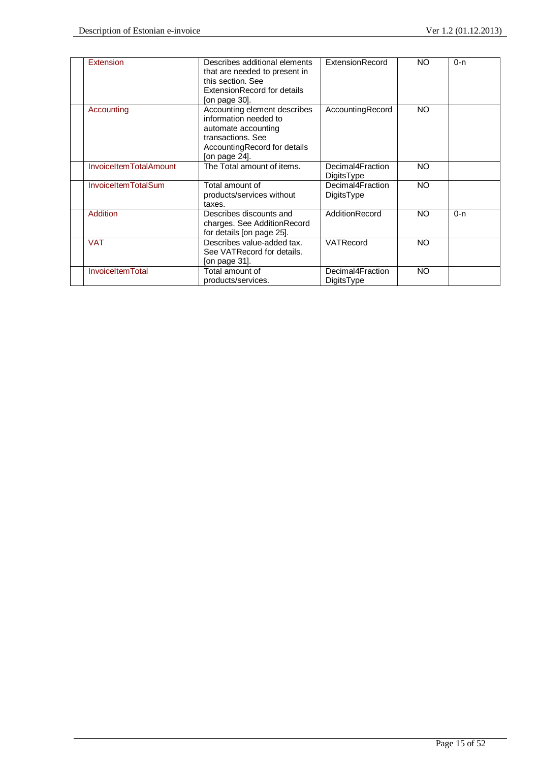| | | | | | |
|---|---|---|---|---|---|
| | Extension | Describes additional elements that are needed to present in this section. See ExtensionRecord for details [on page 30]. | ExtensionRecord | NO | 0-n |
| | Accounting | Accounting element describes information needed to automate accounting transactions. See AccountingRecord for details [on page 24]. | AccountingRecord | NO | |
| | InvoiceItemTotalAmount | The Total amount of items. | Decimal4FractionDigitsType | NO | |
| | InvoiceItemTotalSum | Total amount of products/services without taxes. | Decimal4FractionDigitsType | NO | |
| | Addition | Describes discounts and charges. See AdditionRecord for details [on page 25]. | AdditionRecord | NO | 0-n |
| | VAT | Describes value-added tax. See VATRecord for details. [on page 31]. | VATRecord | NO | |
| | InvoiceItemTotal | Total amount of products/services. | Decimal4FractionDigitsType | NO | |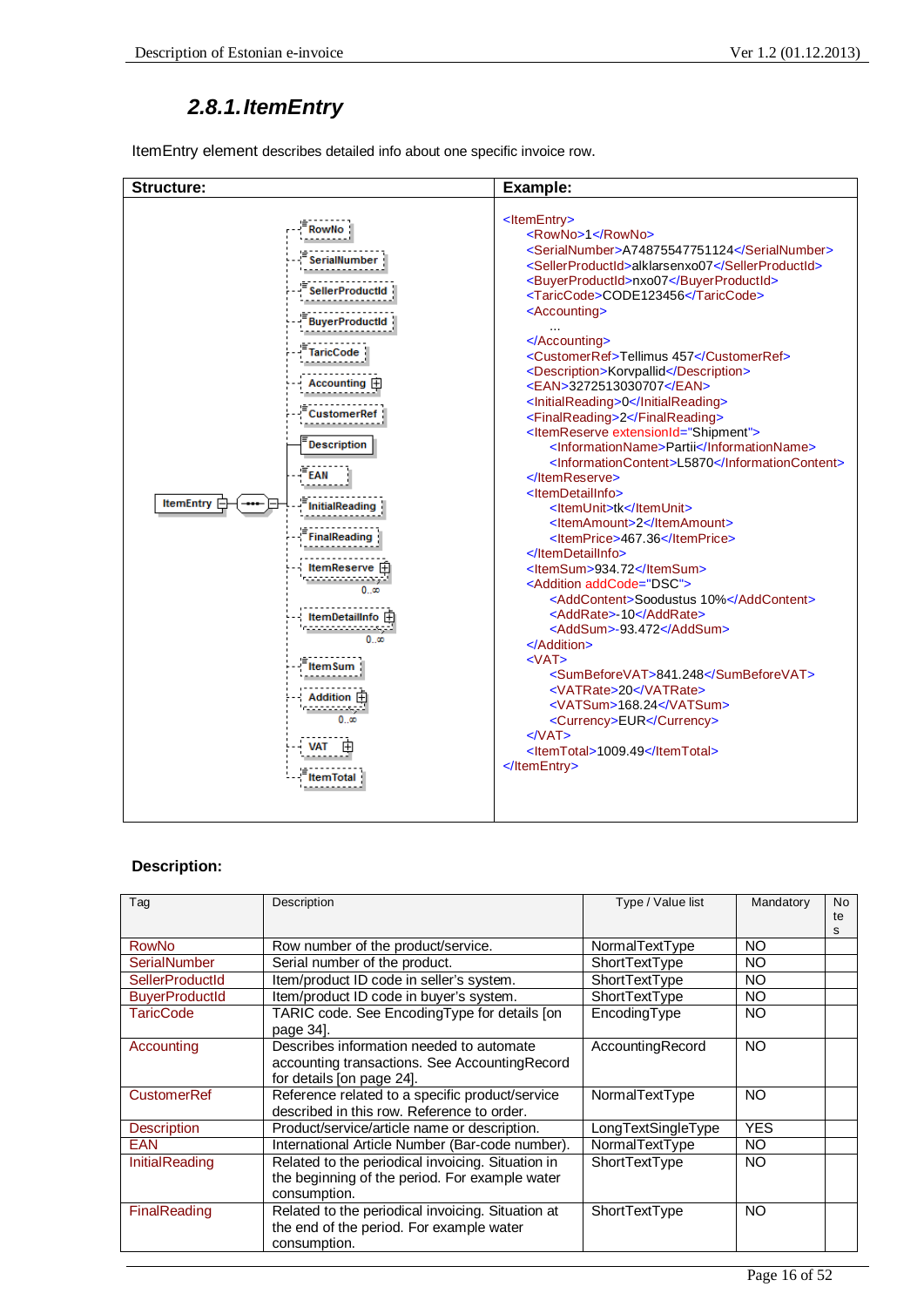## 2.8.1. ItemEntry

ItemEntry element describes detailed info about one specific invoice row.

| Structure: | Example: |
|---|---|
| ItemEntry: RowNo, SerialNumber, SellerProductId, BuyerProductId, TaricCode, Accounting, CustomerRef, Description, EAN, InitialReading, FinalReading, ItemReserve (0..∞), ItemDetailInfo (0..∞), ItemSum, Addition (0..∞), VAT, ItemTotal | see below |

```
<ItemEntry>
    <RowNo>1</RowNo>
    <SerialNumber>A74875547751124</SerialNumber>
    <SellerProductId>alklarsenxo07</SellerProductId>
    <BuyerProductId>nxo07</BuyerProductId>
    <TaricCode>CODE123456</TaricCode>
    <Accounting>
        ...
    </Accounting>
    <CustomerRef>Tellimus 457</CustomerRef>
    <Description>Korvpallid</Description>
    <EAN>3272513030707</EAN>
    <InitialReading>0</InitialReading>
    <FinalReading>2</FinalReading>
    <ItemReserve extensionId="Shipment">
        <InformationName>Partii</InformationName>
        <InformationContent>L5870</InformationContent>
    </ItemReserve>
    <ItemDetailInfo>
        <ItemUnit>tk</ItemUnit>
        <ItemAmount>2</ItemAmount>
        <ItemPrice>467.36</ItemPrice>
    </ItemDetailInfo>
    <ItemSum>934.72</ItemSum>
    <Addition addCode="DSC">
        <AddContent>Soodustus 10%</AddContent>
        <AddRate>-10</AddRate>
        <AddSum>-93.472</AddSum>
    </Addition>
    <VAT>
        <SumBeforeVAT>841.248</SumBeforeVAT>
        <VATRate>20</VATRate>
        <VATSum>168.24</VATSum>
        <Currency>EUR</Currency>
    </VAT>
    <ItemTotal>1009.49</ItemTotal>
</ItemEntry>
```

**Description:**

| Tag | Description | Type / Value list | Mandatory | Notes |
|---|---|---|---|---|
| RowNo | Row number of the product/service. | NormalTextType | NO | |
| SerialNumber | Serial number of the product. | ShortTextType | NO | |
| SellerProductId | Item/product ID code in seller's system. | ShortTextType | NO | |
| BuyerProductId | Item/product ID code in buyer's system. | ShortTextType | NO | |
| TaricCode | TARIC code. See EncodingType for details [on page 34]. | EncodingType | NO | |
| Accounting | Describes information needed to automate accounting transactions. See AccountingRecord for details [on page 24]. | AccountingRecord | NO | |
| CustomerRef | Reference related to a specific product/service described in this row. Reference to order. | NormalTextType | NO | |
| Description | Product/service/article name or description. | LongTextSingleType | YES | |
| EAN | International Article Number (Bar-code number). | NormalTextType | NO | |
| InitialReading | Related to the periodical invoicing. Situation in the beginning of the period. For example water consumption. | ShortTextType | NO | |
| FinalReading | Related to the periodical invoicing. Situation at the end of the period. For example water consumption. | ShortTextType | NO | |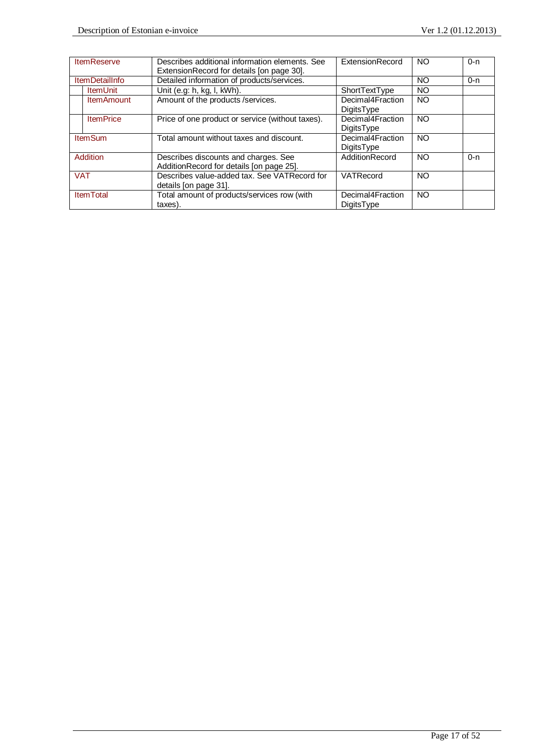| | | | | |
|---|---|---|---|---|
| ItemReserve | Describes additional information elements. See ExtensionRecord for details [on page 30]. | ExtensionRecord | NO | 0-n |
| ItemDetailInfo | Detailed information of products/services. | | NO | 0-n |
| ItemUnit | Unit (e.g: h, kg, l, kWh). | ShortTextType | NO | |
| ItemAmount | Amount of the products /services. | Decimal4FractionDigitsType | NO | |
| ItemPrice | Price of one product or service (without taxes). | Decimal4FractionDigitsType | NO | |
| ItemSum | Total amount without taxes and discount. | Decimal4FractionDigitsType | NO | |
| Addition | Describes discounts and charges. See AdditionRecord for details [on page 25]. | AdditionRecord | NO | 0-n |
| VAT | Describes value-added tax. See VATRecord for details [on page 31]. | VATRecord | NO | |
| ItemTotal | Total amount of products/services row (with taxes). | Decimal4FractionDigitsType | NO | |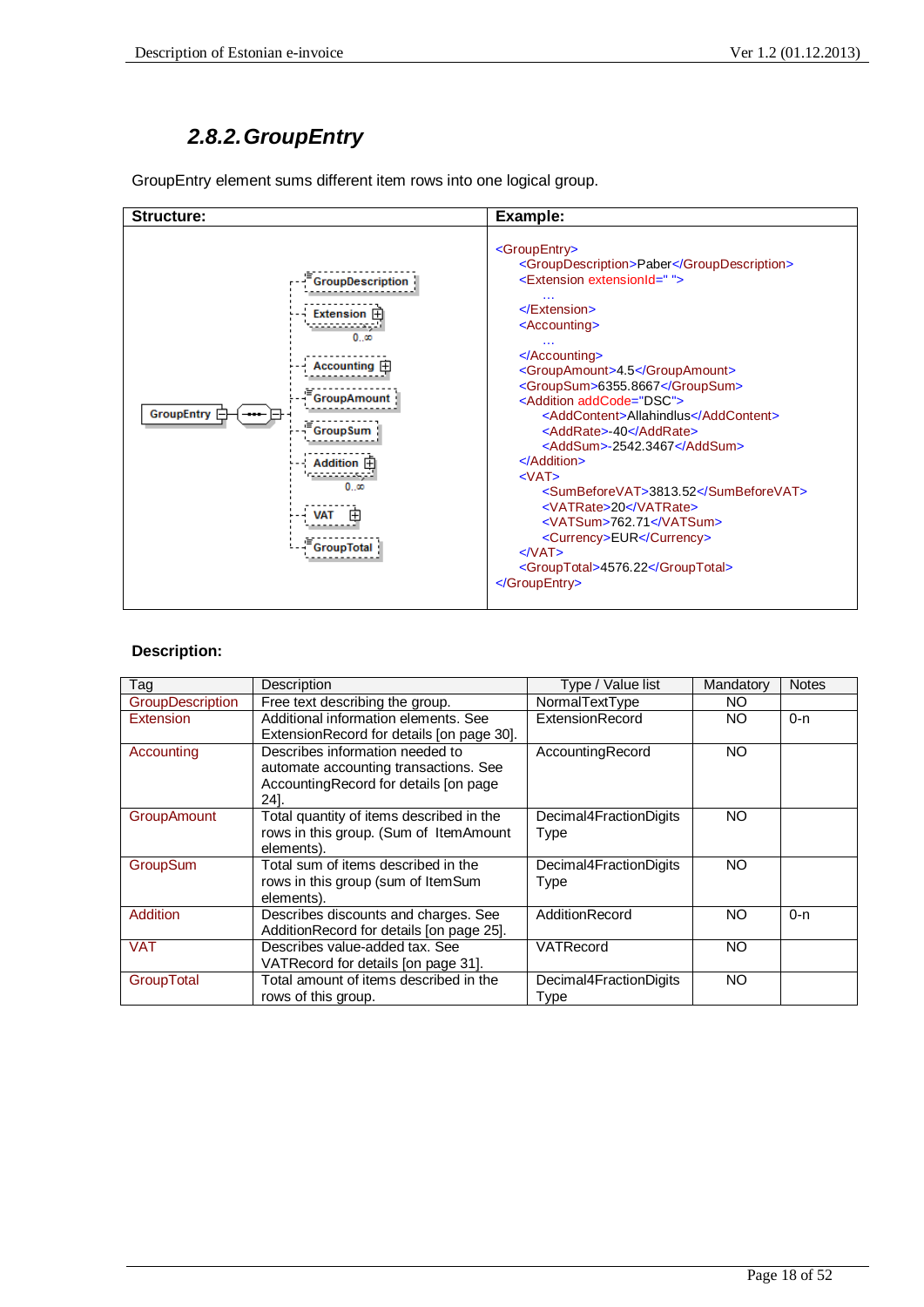### 2.8.2. GroupEntry

GroupEntry element sums different item rows into one logical group.

| Structure: | Example: |
|---|---|
| GroupEntry: GroupDescription, Extension 0..∞, Accounting, GroupAmount, GroupSum, Addition 0..∞, VAT, GroupTotal | see below |

```
<GroupEntry>
    <GroupDescription>Paber</GroupDescription>
    <Extension extensionId=" ">
        …
    </Extension>
    <Accounting>
        …
    </Accounting>
    <GroupAmount>4.5</GroupAmount>
    <GroupSum>6355.8667</GroupSum>
    <Addition addCode="DSC">
        <AddContent>Allahindlus</AddContent>
        <AddRate>-40</AddRate>
        <AddSum>-2542.3467</AddSum>
    </Addition>
    <VAT>
        <SumBeforeVAT>3813.52</SumBeforeVAT>
        <VATRate>20</VATRate>
        <VATSum>762.71</VATSum>
        <Currency>EUR</Currency>
    </VAT>
    <GroupTotal>4576.22</GroupTotal>
</GroupEntry>
```

**Description:**

| Tag | Description | Type / Value list | Mandatory | Notes |
|---|---|---|---|---|
| GroupDescription | Free text describing the group. | NormalTextType | NO | |
| Extension | Additional information elements. See ExtensionRecord for details [on page 30]. | ExtensionRecord | NO | 0-n |
| Accounting | Describes information needed to automate accounting transactions. See AccountingRecord for details [on page 24]. | AccountingRecord | NO | |
| GroupAmount | Total quantity of items described in the rows in this group. (Sum of ItemAmount elements). | Decimal4FractionDigits Type | NO | |
| GroupSum | Total sum of items described in the rows in this group (sum of ItemSum elements). | Decimal4FractionDigits Type | NO | |
| Addition | Describes discounts and charges. See AdditionRecord for details [on page 25]. | AdditionRecord | NO | 0-n |
| VAT | Describes value-added tax. See VATRecord for details [on page 31]. | VATRecord | NO | |
| GroupTotal | Total amount of items described in the rows of this group. | Decimal4FractionDigits Type | NO | |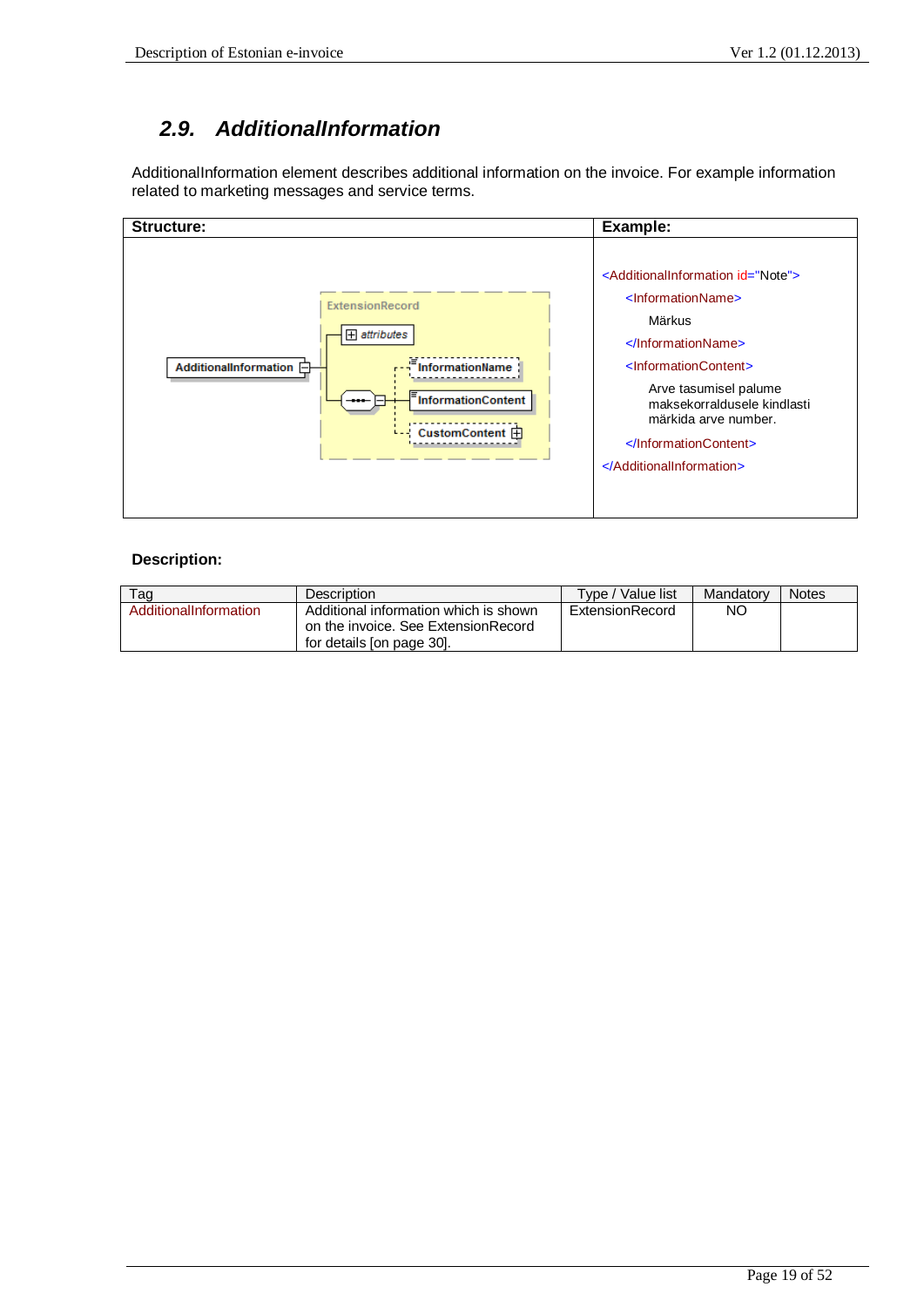## 2.9. AdditionalInformation

AdditionalInformation element describes additional information on the invoice. For example information related to marketing messages and service terms.

| Structure: | Example: |
|---|---|
| AdditionalInformation — ExtensionRecord: attributes; InformationName; InformationContent; CustomContent | `<AdditionalInformation id="Note">` `<InformationName>` Märkus `</InformationName>` `<InformationContent>` Arve tasumisel palume maksekorraldusele kindlasti märkida arve number. `</InformationContent>` `</AdditionalInformation>` |

```
<AdditionalInformation id="Note">
    <InformationName>
        Märkus
    </InformationName>
    <InformationContent>
        Arve tasumisel palume
        maksekorraldusele kindlasti
        märkida arve number.
    </InformationContent>
</AdditionalInformation>
```

**Description:**

| Tag | Description | Type / Value list | Mandatory | Notes |
|---|---|---|---|---|
| AdditionalInformation | Additional information which is shown on the invoice. See ExtensionRecord for details [on page 30]. | ExtensionRecord | NO | |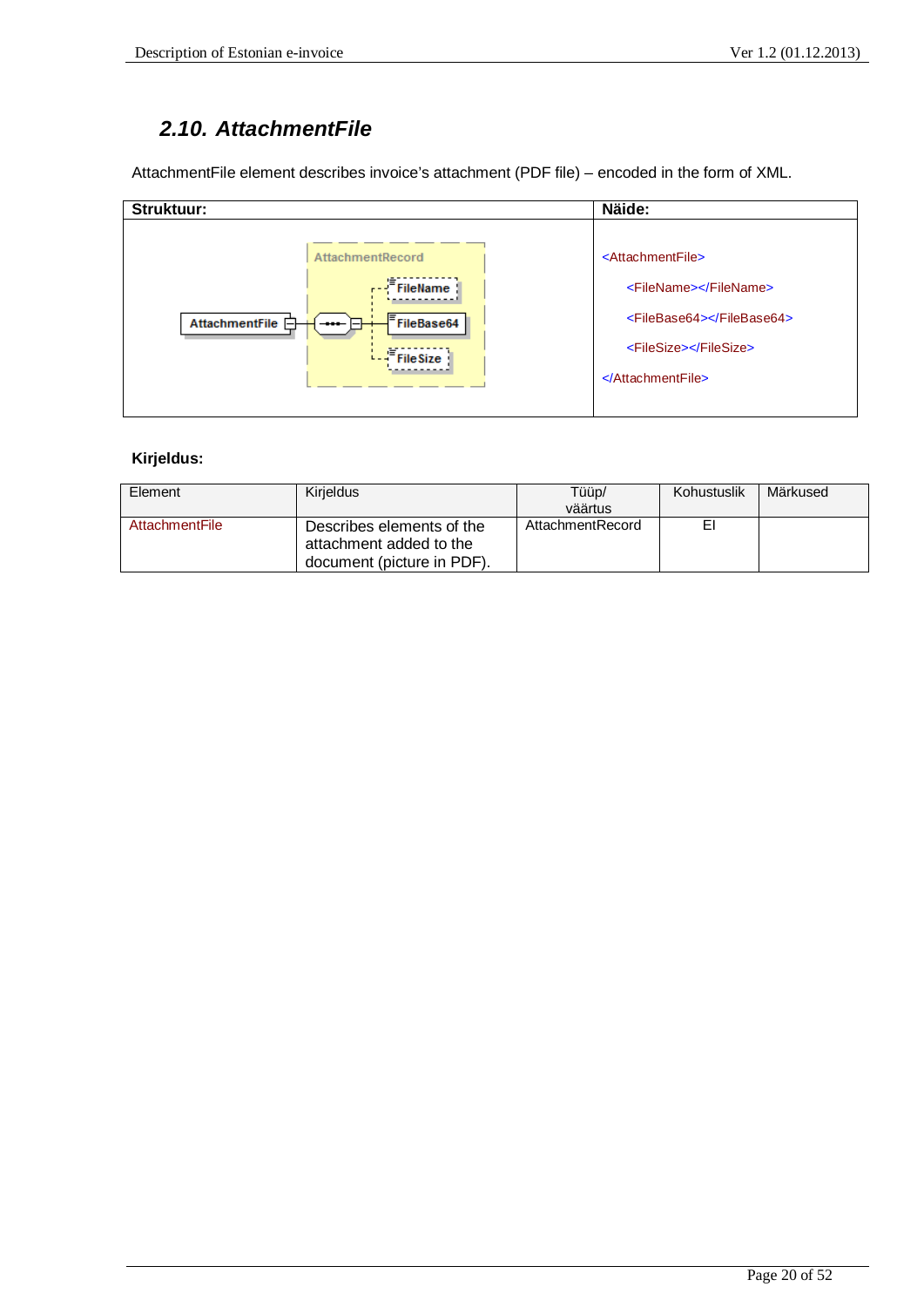## 2.10. AttachmentFile

AttachmentFile element describes invoice's attachment (PDF file) – encoded in the form of XML.

| Struktuur: | Näide: |
|---|---|
| AttachmentFile → AttachmentRecord: FileName, FileBase64, FileSize | `<AttachmentFile>` `<FileName></FileName>` `<FileBase64></FileBase64>` `<FileSize></FileSize>` `</AttachmentFile>` |

```
<AttachmentFile>
    <FileName></FileName>
    <FileBase64></FileBase64>
    <FileSize></FileSize>
</AttachmentFile>
```

**Kirjeldus:**

| Element | Kirjeldus | Tüüp/ väärtus | Kohustuslik | Märkused |
|---|---|---|---|---|
| AttachmentFile | Describes elements of the attachment added to the document (picture in PDF). | AttachmentRecord | EI | |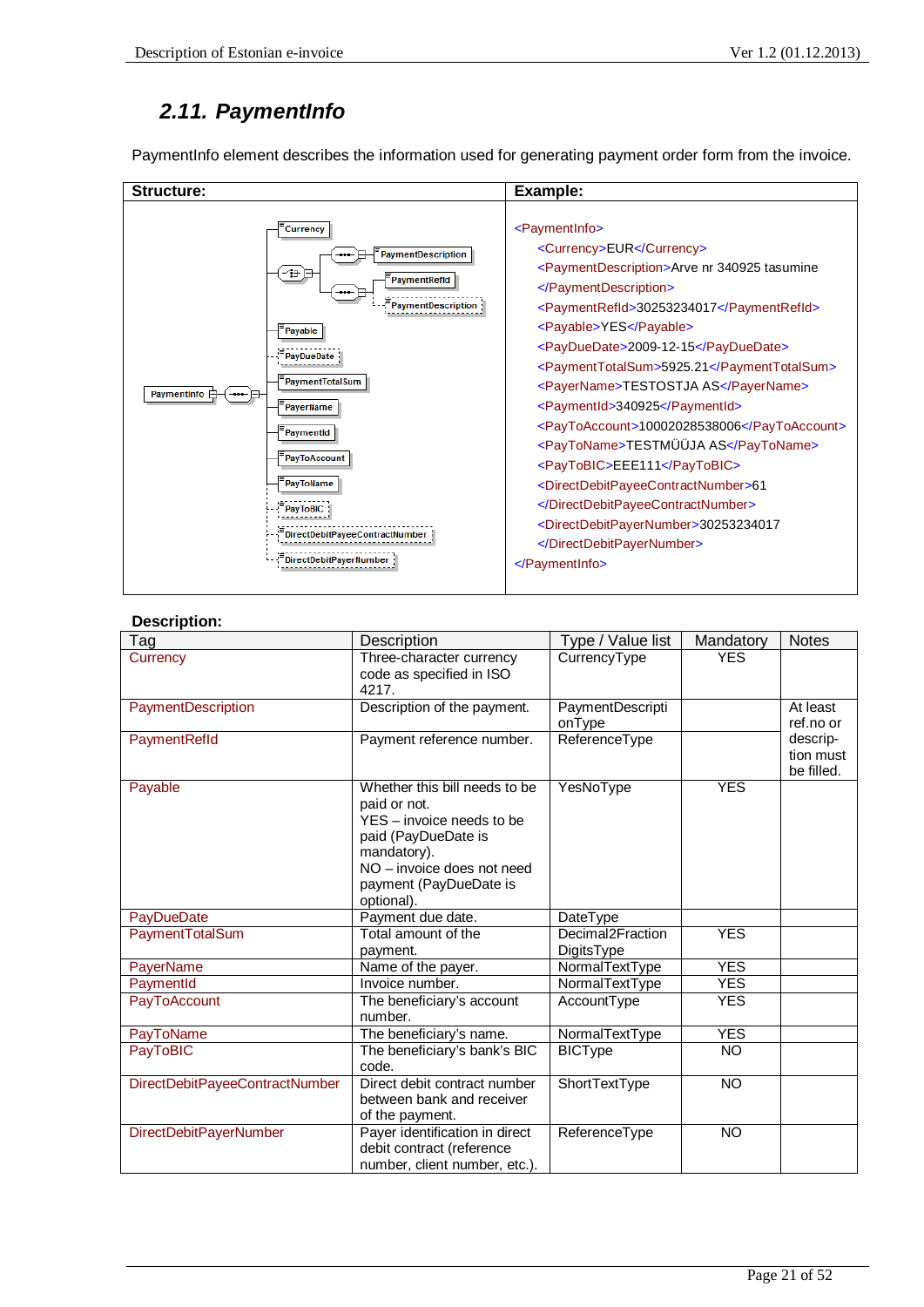## 2.11. PaymentInfo

PaymentInfo element describes the information used for generating payment order form from the invoice.

**Structure:**

**Example:**

```
<PaymentInfo>
    <Currency>EUR</Currency>
    <PaymentDescription>Arve nr 340925 tasumine
    </PaymentDescription>
    <PaymentRefId>30253234017</PaymentRefId>
    <Payable>YES</Payable>
    <PayDueDate>2009-12-15</PayDueDate>
    <PaymentTotalSum>5925.21</PaymentTotalSum>
    <PayerName>TESTOSTJA AS</PayerName>
    <PaymentId>340925</PaymentId>
    <PayToAccount>10002028538006</PayToAccount>
    <PayToName>TESTMÜÜJA AS</PayToName>
    <PayToBIC>EEE111</PayToBIC>
    <DirectDebitPayeeContractNumber>61
    </DirectDebitPayeeContractNumber>
    <DirectDebitPayerNumber>30253234017
    </DirectDebitPayerNumber>
</PaymentInfo>
```

**Description:**

| Tag | Description | Type / Value list | Mandatory | Notes |
|---|---|---|---|---|
| Currency | Three-character currency code as specified in ISO 4217. | CurrencyType | YES | |
| PaymentDescription | Description of the payment. | PaymentDescriptionType | | At least ref.no or description must be filled. |
| PaymentRefId | Payment reference number. | ReferenceType | | |
| Payable | Whether this bill needs to be paid or not.<br>YES – invoice needs to be paid (PayDueDate is mandatory).<br>NO – invoice does not need payment (PayDueDate is optional). | YesNoType | YES | |
| PayDueDate | Payment due date. | DateType | | |
| PaymentTotalSum | Total amount of the payment. | Decimal2FractionDigitsType | YES | |
| PayerName | Name of the payer. | NormalTextType | YES | |
| PaymentId | Invoice number. | NormalTextType | YES | |
| PayToAccount | The beneficiary's account number. | AccountType | YES | |
| PayToName | The beneficiary's name. | NormalTextType | YES | |
| PayToBIC | The beneficiary's bank's BIC code. | BICType | NO | |
| DirectDebitPayeeContractNumber | Direct debit contract number between bank and receiver of the payment. | ShortTextType | NO | |
| DirectDebitPayerNumber | Payer identification in direct debit contract (reference number, client number, etc.). | ReferenceType | NO | |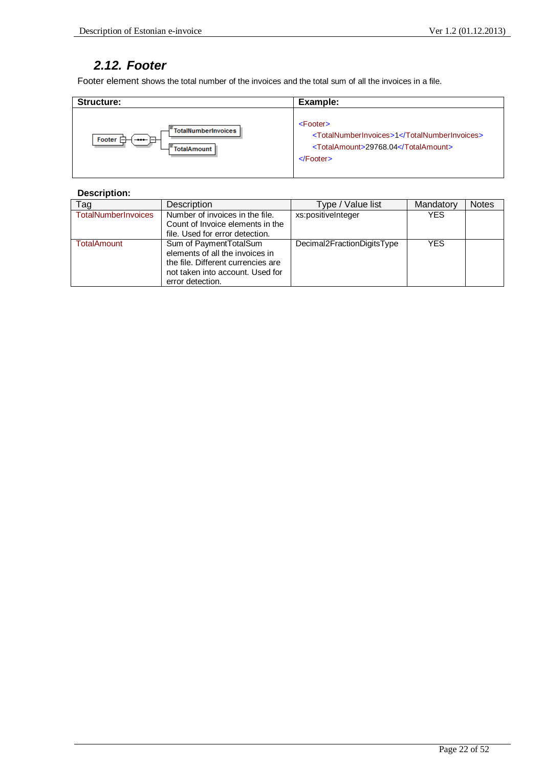## 2.12. Footer

Footer element shows the total number of the invoices and the total sum of all the invoices in a file.

| Structure: | Example: |
|---|---|
| Footer → TotalNumberInvoices, TotalAmount | `<Footer>`<br>`<TotalNumberInvoices>1</TotalNumberInvoices>`<br>`<TotalAmount>29768.04</TotalAmount>`<br>`</Footer>` |

**Description:**

| Tag | Description | Type / Value list | Mandatory | Notes |
|---|---|---|---|---|
| TotalNumberInvoices | Number of invoices in the file. Count of Invoice elements in the file. Used for error detection. | xs:positiveInteger | YES | |
| TotalAmount | Sum of PaymentTotalSum elements of all the invoices in the file. Different currencies are not taken into account. Used for error detection. | Decimal2FractionDigitsType | YES | |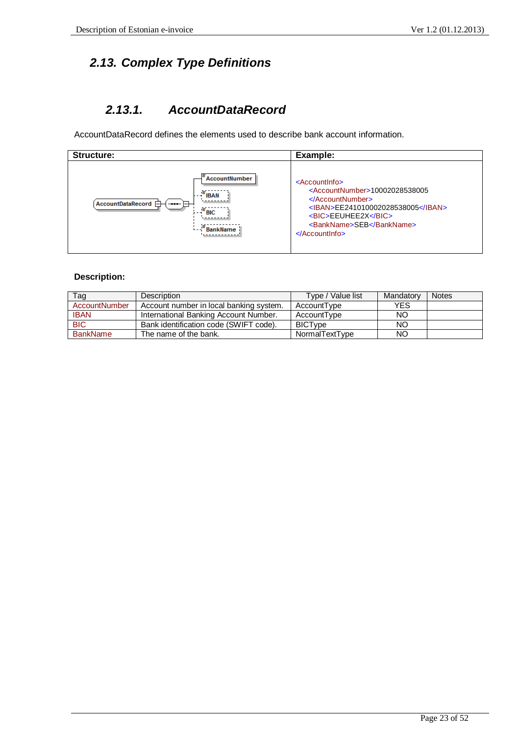## 2.13. Complex Type Definitions

### 2.13.1. AccountDataRecord

AccountDataRecord defines the elements used to describe bank account information.

| Structure: | Example: |
|---|---|
| AccountDataRecord → AccountNumber, IBAN, BIC, BankName | `<AccountInfo>`<br>`<AccountNumber>10002028538005</AccountNumber>`<br>`<IBAN>EE241010002028538005</IBAN>`<br>`<BIC>EEUHEE2X</BIC>`<br>`<BankName>SEB</BankName>`<br>`</AccountInfo>` |

**Description:**

| Tag | Description | Type / Value list | Mandatory | Notes |
|---|---|---|---|---|
| AccountNumber | Account number in local banking system. | AccountType | YES | |
| IBAN | International Banking Account Number. | AccountType | NO | |
| BIC | Bank identification code (SWIFT code). | BICType | NO | |
| BankName | The name of the bank. | NormalTextType | NO | |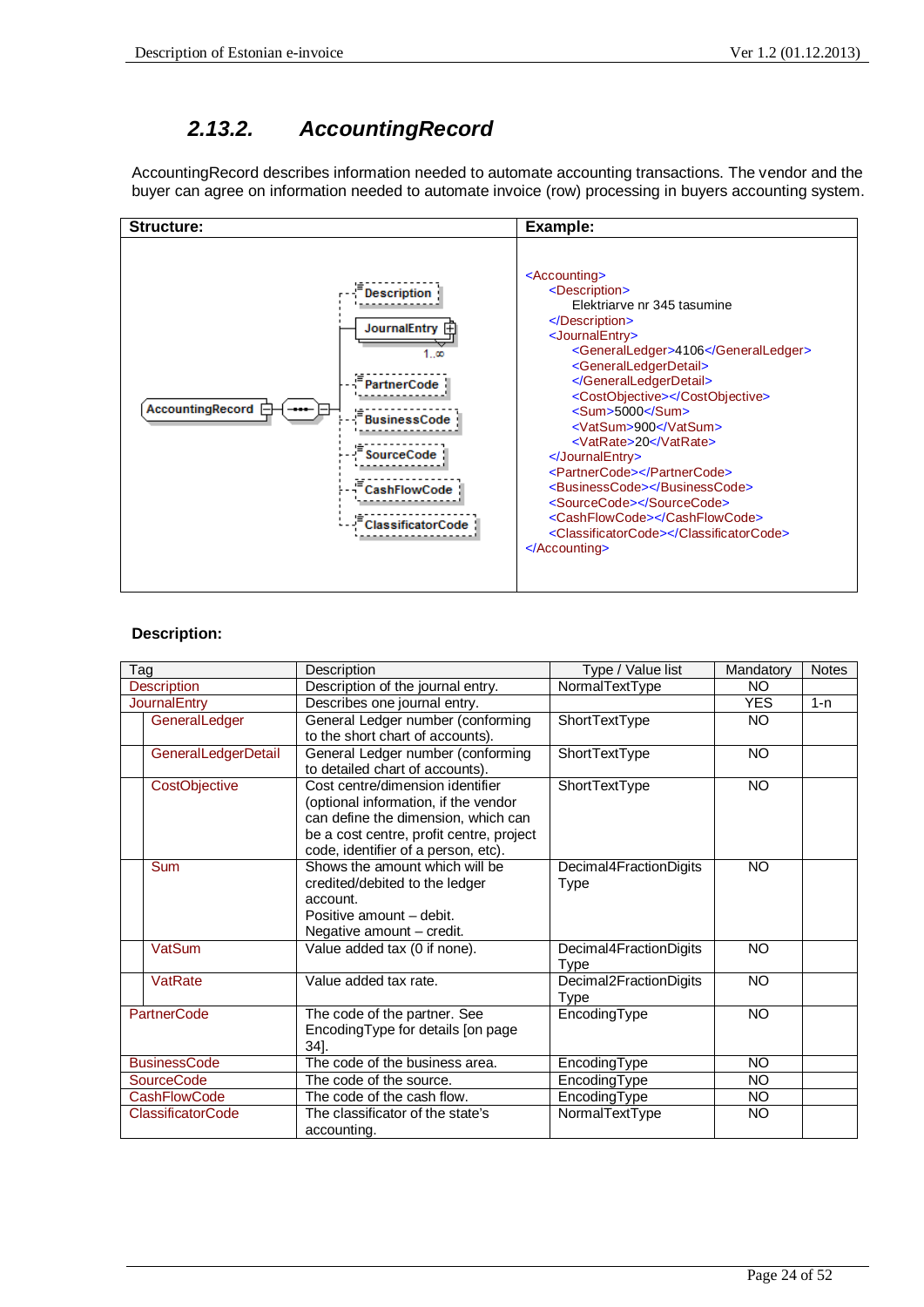## 2.13.2. AccountingRecord

AccountingRecord describes information needed to automate accounting transactions. The vendor and the buyer can agree on information needed to automate invoice (row) processing in buyers accounting system.

| Structure: | Example: |
|---|---|
| AccountingRecord → Description, JournalEntry (1..∞), PartnerCode, BusinessCode, SourceCode, CashFlowCode, ClassificatorCode | (see below) |

```
<Accounting>
    <Description>
        Elektriarve nr 345 tasumine
    </Description>
    <JournalEntry>
        <GeneralLedger>4106</GeneralLedger>
        <GeneralLedgerDetail>
        </GeneralLedgerDetail>
        <CostObjective></CostObjective>
        <Sum>5000</Sum>
        <VatSum>900</VatSum>
        <VatRate>20</VatRate>
    </JournalEntry>
    <PartnerCode></PartnerCode>
    <BusinessCode></BusinessCode>
    <SourceCode></SourceCode>
    <CashFlowCode></CashFlowCode>
    <ClassificatorCode></ClassificatorCode>
</Accounting>
```

**Description:**

| Tag | Description | Type / Value list | Mandatory | Notes |
|---|---|---|---|---|
| Description | Description of the journal entry. | NormalTextType | NO | |
| JournalEntry | Describes one journal entry. | | YES | 1-n |
| GeneralLedger | General Ledger number (conforming to the short chart of accounts). | ShortTextType | NO | |
| GeneralLedgerDetail | General Ledger number (conforming to detailed chart of accounts). | ShortTextType | NO | |
| CostObjective | Cost centre/dimension identifier (optional information, if the vendor can define the dimension, which can be a cost centre, profit centre, project code, identifier of a person, etc). | ShortTextType | NO | |
| Sum | Shows the amount which will be credited/debited to the ledger account. Positive amount – debit. Negative amount – credit. | Decimal4FractionDigits Type | NO | |
| VatSum | Value added tax (0 if none). | Decimal4FractionDigits Type | NO | |
| VatRate | Value added tax rate. | Decimal2FractionDigits Type | NO | |
| PartnerCode | The code of the partner. See EncodingType for details [on page 34]. | EncodingType | NO | |
| BusinessCode | The code of the business area. | EncodingType | NO | |
| SourceCode | The code of the source. | EncodingType | NO | |
| CashFlowCode | The code of the cash flow. | EncodingType | NO | |
| ClassificatorCode | The classificator of the state's accounting. | NormalTextType | NO | |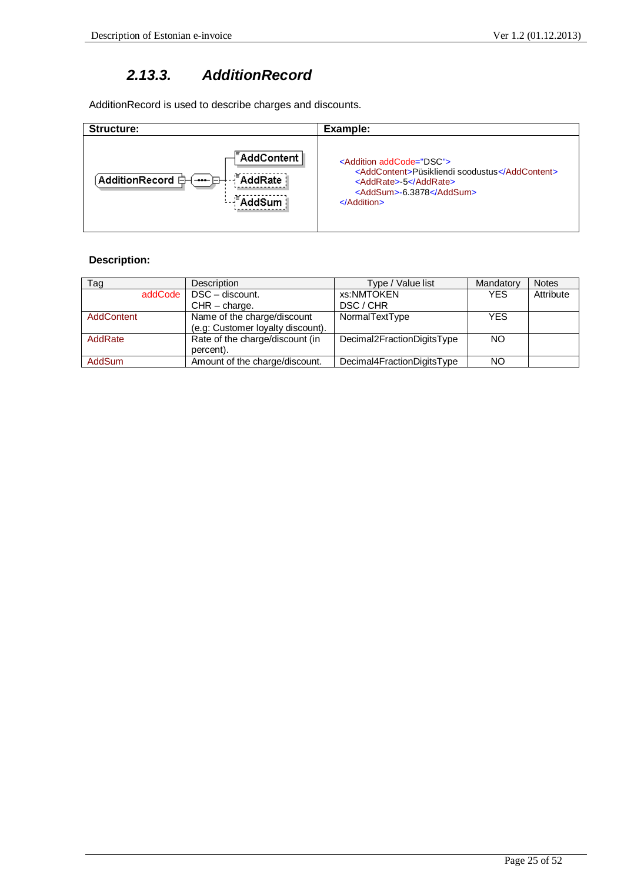### 2.13.3. *AdditionRecord*

AdditionRecord is used to describe charges and discounts.

| Structure: | Example: |
|---|---|
| AdditionRecord → AddContent, AddRate, AddSum | `<Addition addCode="DSC">` `<AddContent>Püsikliendi soodustus</AddContent>` `<AddRate>-5</AddRate>` `<AddSum>-6.3878</AddSum>` `</Addition>` |

**Description:**

| Tag | Description | Type / Value list | Mandatory | Notes |
|---|---|---|---|---|
| addCode | DSC – discount.<br>CHR – charge. | xs:NMTOKEN<br>DSC / CHR | YES | Attribute |
| AddContent | Name of the charge/discount (e.g: Customer loyalty discount). | NormalTextType | YES | |
| AddRate | Rate of the charge/discount (in percent). | Decimal2FractionDigitsType | NO | |
| AddSum | Amount of the charge/discount. | Decimal4FractionDigitsType | NO | |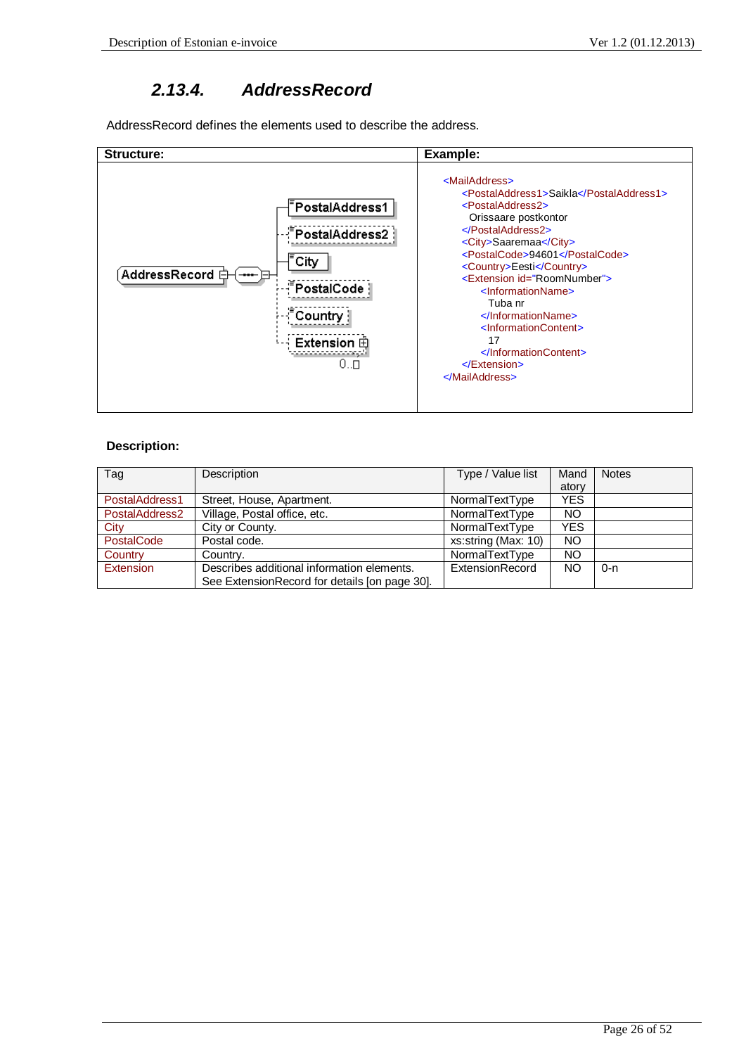## 2.13.4. AddressRecord

AddressRecord defines the elements used to describe the address.

| Structure: | Example: |
|---|---|
| AddressRecord: PostalAddress1, PostalAddress2, City, PostalCode, Country, Extension (0..∞) | see below |

```
<MailAddress>
    <PostalAddress1>Saikla</PostalAddress1>
    <PostalAddress2>
      Orissaare postkontor
    </PostalAddress2>
    <City>Saaremaa</City>
    <PostalCode>94601</PostalCode>
    <Country>Eesti</Country>
    <Extension id="RoomNumber">
        <InformationName>
          Tuba nr
        </InformationName>
        <InformationContent>
          17
        </InformationContent>
    </Extension>
</MailAddress>
```

**Description:**

| Tag | Description | Type / Value list | Mandatory | Notes |
|---|---|---|---|---|
| PostalAddress1 | Street, House, Apartment. | NormalTextType | YES | |
| PostalAddress2 | Village, Postal office, etc. | NormalTextType | NO | |
| City | City or County. | NormalTextType | YES | |
| PostalCode | Postal code. | xs:string (Max: 10) | NO | |
| Country | Country. | NormalTextType | NO | |
| Extension | Describes additional information elements. See ExtensionRecord for details [on page 30]. | ExtensionRecord | NO | 0-n |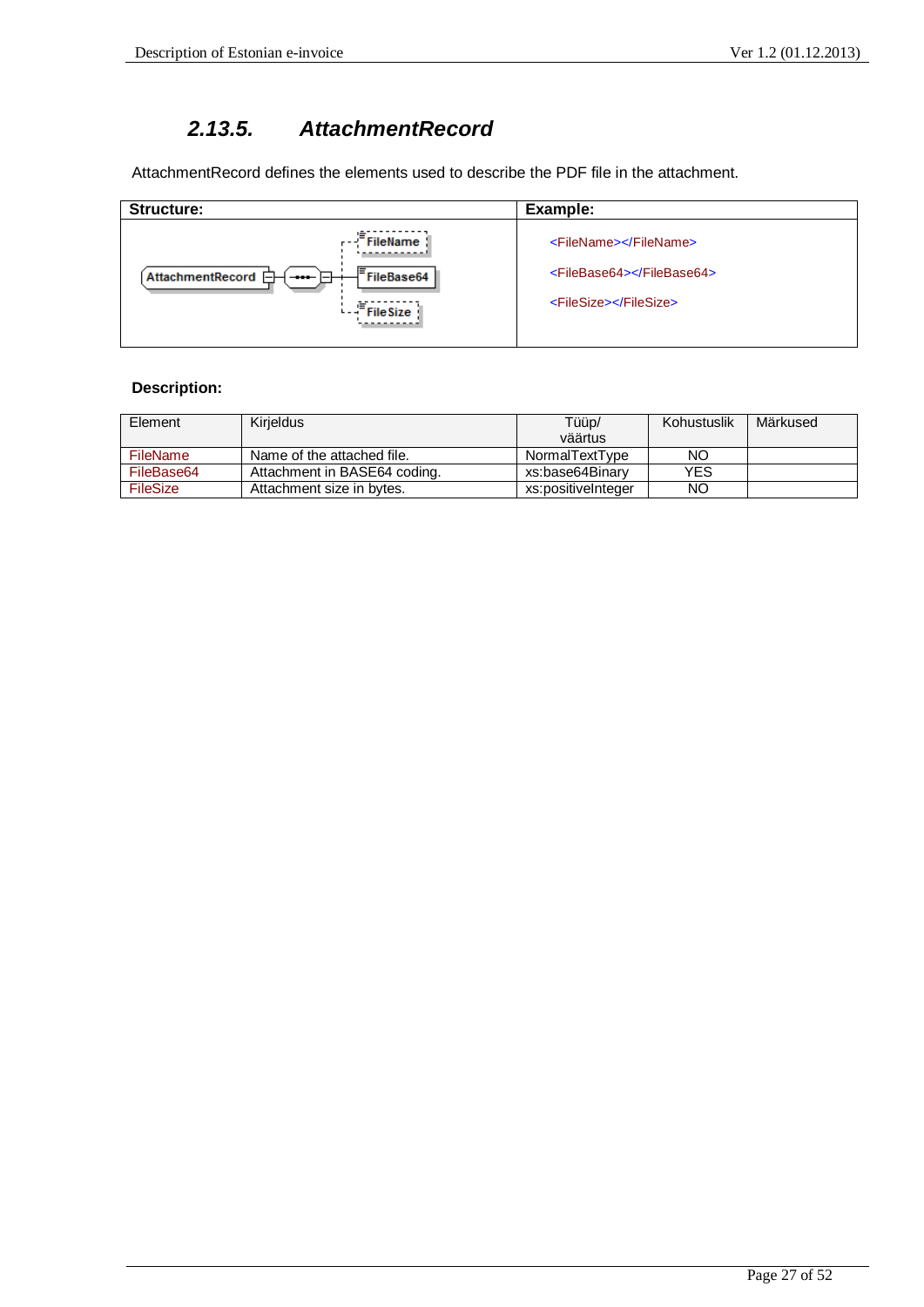### 2.13.5. AttachmentRecord

AttachmentRecord defines the elements used to describe the PDF file in the attachment.

| Structure: | Example: |
| --- | --- |
| AttachmentRecord → FileName, FileBase64, FileSize | `<FileName></FileName>`<br>`<FileBase64></FileBase64>`<br>`<FileSize></FileSize>` |

**Description:**

| Element | Kirjeldus | Tüüp/ väärtus | Kohustuslik | Märkused |
| --- | --- | --- | --- | --- |
| FileName | Name of the attached file. | NormalTextType | NO | |
| FileBase64 | Attachment in BASE64 coding. | xs:base64Binary | YES | |
| FileSize | Attachment size in bytes. | xs:positiveInteger | NO | |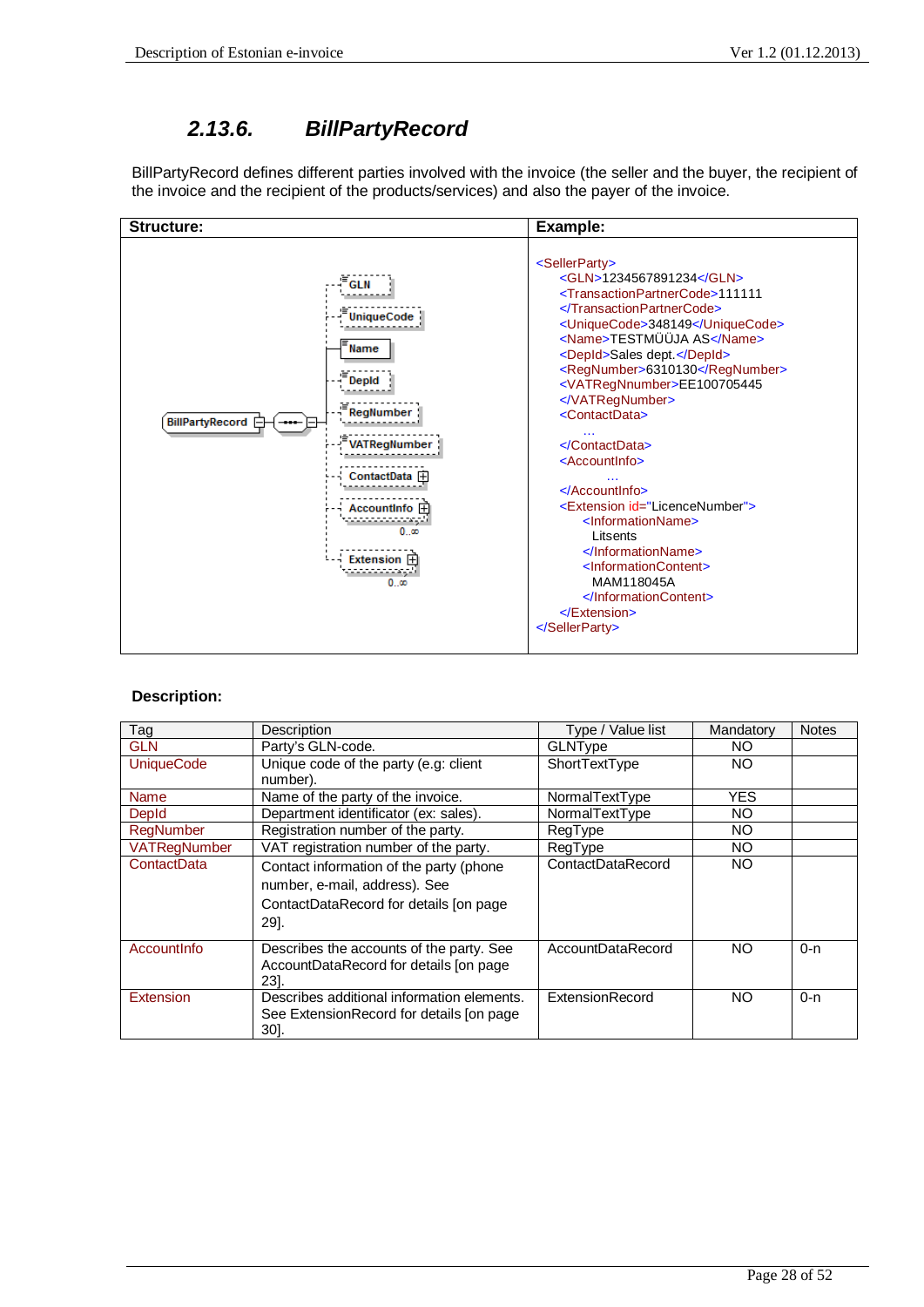## 2.13.6. BillPartyRecord

BillPartyRecord defines different parties involved with the invoice (the seller and the buyer, the recipient of the invoice and the recipient of the products/services) and also the payer of the invoice.

| Structure: | Example: |
|---|---|
| BillPartyRecord: GLN, UniqueCode, Name, DepId, RegNumber, VATRegNumber, ContactData, AccountInfo (0..∞), Extension (0..∞) | see below |

```
<SellerParty>
    <GLN>1234567891234</GLN>
    <TransactionPartnerCode>111111
    </TransactionPartnerCode>
    <UniqueCode>348149</UniqueCode>
    <Name>TESTMÜÜJA AS</Name>
    <DepId>Sales dept.</DepId>
    <RegNumber>6310130</RegNumber>
    <VATRegNnumber>EE100705445
    </VATRegNumber>
    <ContactData>
        ...
    </ContactData>
    <AccountInfo>
        ...
    </AccountInfo>
    <Extension id="LicenceNumber">
        <InformationName>
         Litsents
        </InformationName>
        <InformationContent>
         MAM118045A
        </InformationContent>
    </Extension>
</SellerParty>
```

**Description:**

| Tag | Description | Type / Value list | Mandatory | Notes |
|---|---|---|---|---|
| GLN | Party's GLN-code. | GLNType | NO | |
| UniqueCode | Unique code of the party (e.g: client number). | ShortTextType | NO | |
| Name | Name of the party of the invoice. | NormalTextType | YES | |
| DepId | Department identificator (ex: sales). | NormalTextType | NO | |
| RegNumber | Registration number of the party. | RegType | NO | |
| VATRegNumber | VAT registration number of the party. | RegType | NO | |
| ContactData | Contact information of the party (phone number, e-mail, address). See ContactDataRecord for details [on page 29]. | ContactDataRecord | NO | |
| AccountInfo | Describes the accounts of the party. See AccountDataRecord for details [on page 23]. | AccountDataRecord | NO | 0-n |
| Extension | Describes additional information elements. See ExtensionRecord for details [on page 30]. | ExtensionRecord | NO | 0-n |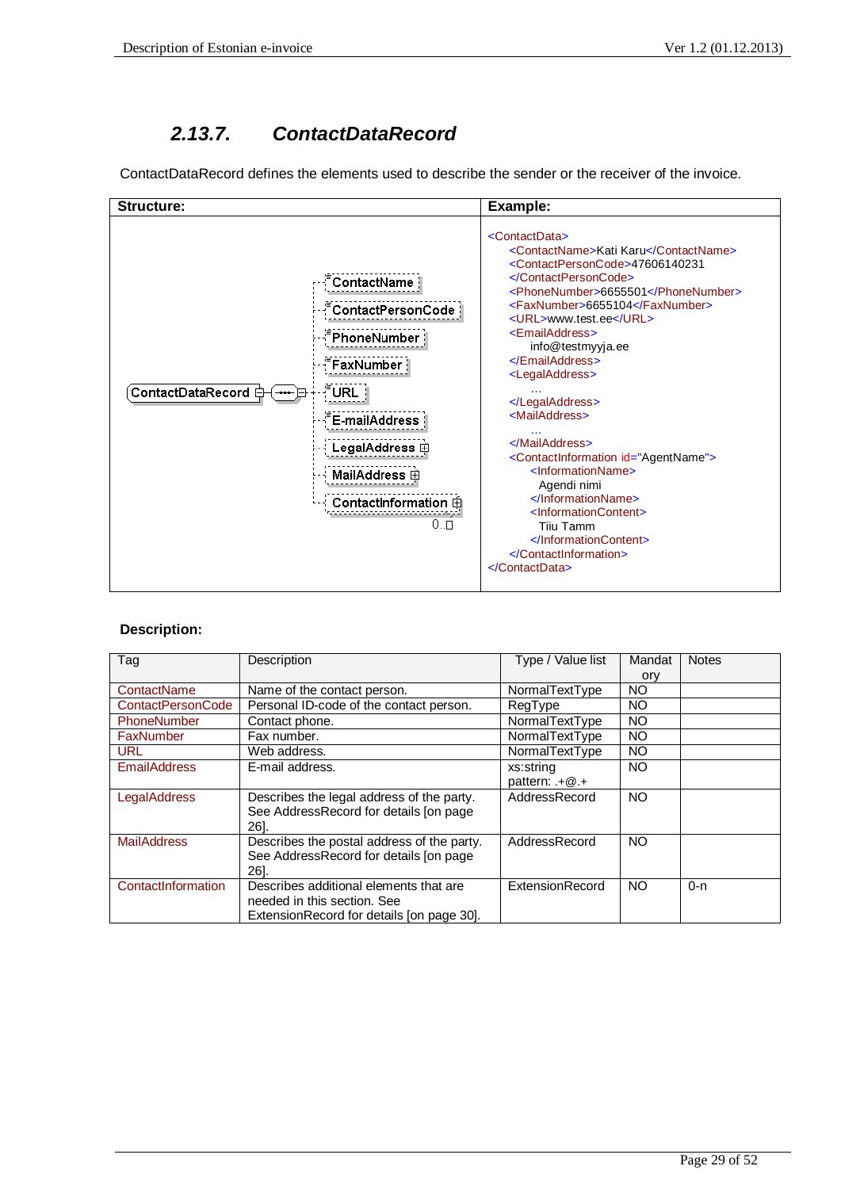## 2.13.7. ContactDataRecord

ContactDataRecord defines the elements used to describe the sender or the receiver of the invoice.

| Structure: | Example: |
|---|---|
| ContactDataRecord: ContactName, ContactPersonCode, PhoneNumber, FaxNumber, URL, E-mailAddress, LegalAddress, MailAddress, ContactInformation (0..∞) | (see below) |

```
<ContactData>
    <ContactName>Kati Karu</ContactName>
    <ContactPersonCode>47606140231
    </ContactPersonCode>
    <PhoneNumber>6655501</PhoneNumber>
    <FaxNumber>6655104</FaxNumber>
    <URL>www.test.ee</URL>
    <EmailAddress>
        info@testmyyja.ee
    </EmailAddress>
    <LegalAddress>
        ...
    </LegalAddress>
    <MailAddress>
        ...
    </MailAddress>
    <ContactInformation id="AgentName">
        <InformationName>
          Agendi nimi
        </InformationName>
        <InformationContent>
          Tiiu Tamm
        </InformationContent>
    </ContactInformation>
</ContactData>
```

**Description:**

| Tag | Description | Type / Value list | Mandatory | Notes |
|---|---|---|---|---|
| ContactName | Name of the contact person. | NormalTextType | NO | |
| ContactPersonCode | Personal ID-code of the contact person. | RegType | NO | |
| PhoneNumber | Contact phone. | NormalTextType | NO | |
| FaxNumber | Fax number. | NormalTextType | NO | |
| URL | Web address. | NormalTextType | NO | |
| EmailAddress | E-mail address. | xs:string pattern: .+@.+ | NO | |
| LegalAddress | Describes the legal address of the party. See AddressRecord for details [on page 26]. | AddressRecord | NO | |
| MailAddress | Describes the postal address of the party. See AddressRecord for details [on page 26]. | AddressRecord | NO | |
| ContactInformation | Describes additional elements that are needed in this section. See ExtensionRecord for details [on page 30]. | ExtensionRecord | NO | 0-n |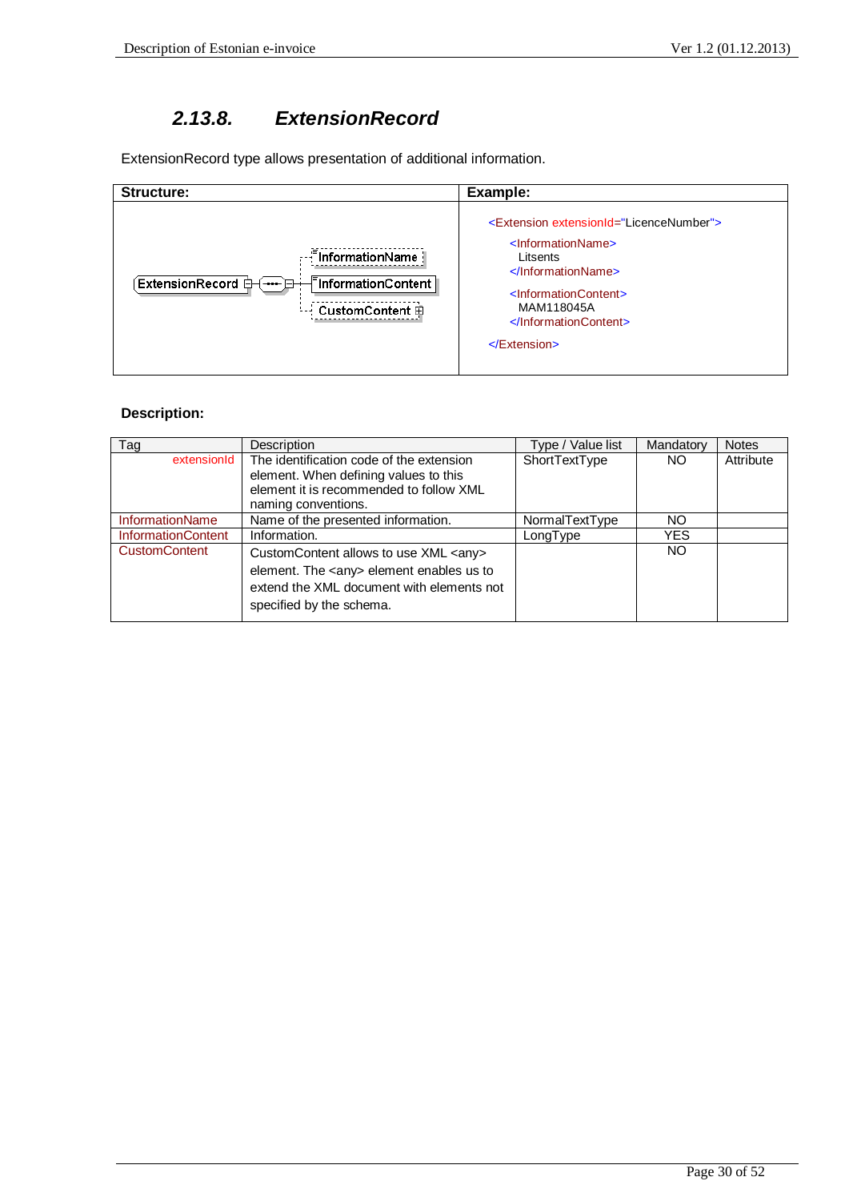### 2.13.8. ExtensionRecord

ExtensionRecord type allows presentation of additional information.

| Structure: | Example: |
|---|---|
| ExtensionRecord → InformationName, InformationContent, CustomContent | `<Extension extensionId="LicenceNumber">` `<InformationName>` Litsents `</InformationName>` `<InformationContent>` MAM118045A `</InformationContent>` `</Extension>` |

**Description:**

| Tag | Description | Type / Value list | Mandatory | Notes |
|---|---|---|---|---|
| extensionId | The identification code of the extension element. When defining values to this element it is recommended to follow XML naming conventions. | ShortTextType | NO | Attribute |
| InformationName | Name of the presented information. | NormalTextType | NO | |
| InformationContent | Information. | LongType | YES | |
| CustomContent | CustomContent allows to use XML <any> element. The <any> element enables us to extend the XML document with elements not specified by the schema. | | NO | |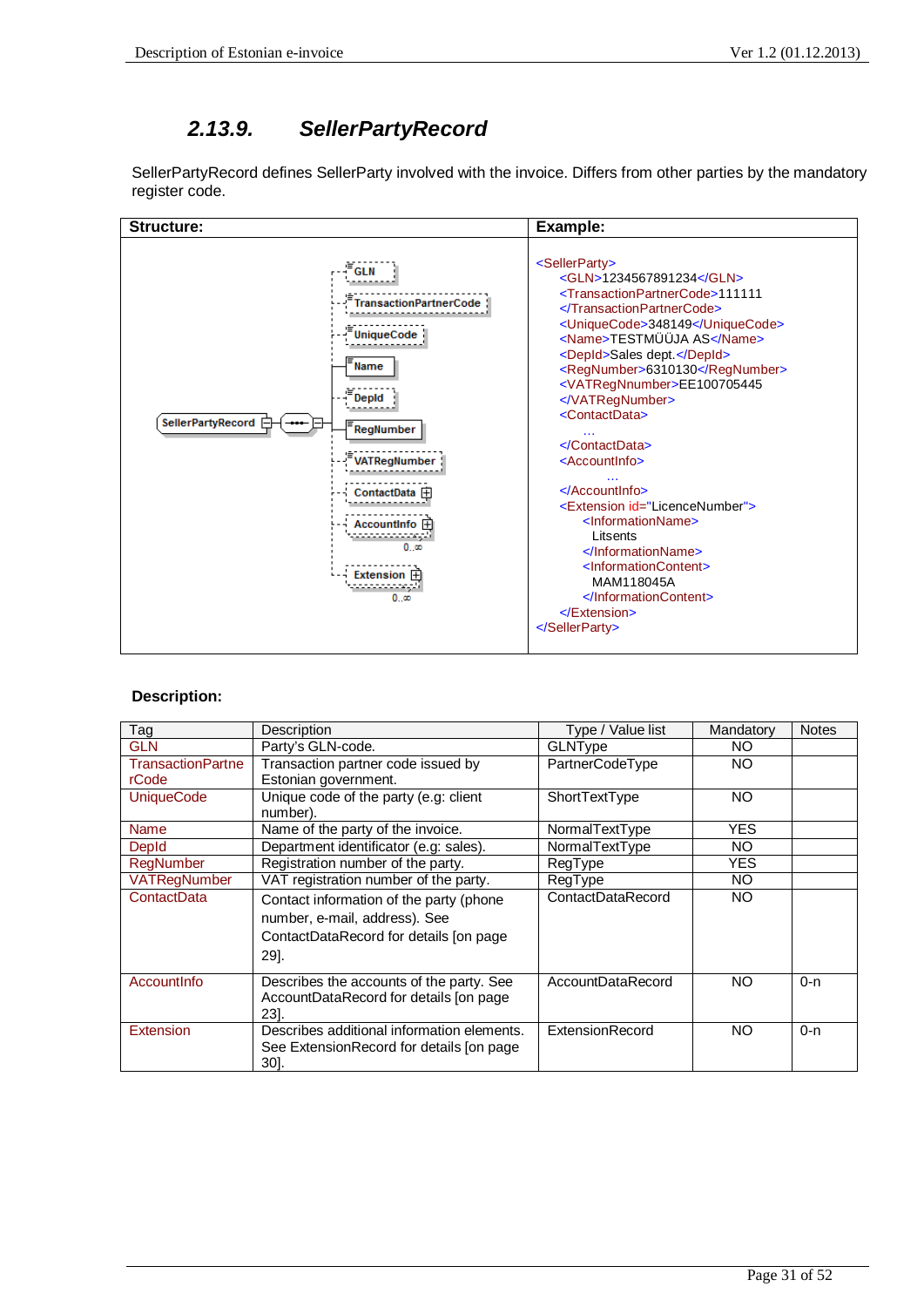## 2.13.9. SellerPartyRecord

SellerPartyRecord defines SellerParty involved with the invoice. Differs from other parties by the mandatory register code.

| Structure: | Example: |
|---|---|
| SellerPartyRecord: GLN, TransactionPartnerCode, UniqueCode, Name, DepId, RegNumber, VATRegNumber, ContactData, AccountInfo (0..∞), Extension (0..∞) | see below |

```
<SellerParty>
    <GLN>1234567891234</GLN>
    <TransactionPartnerCode>111111
    </TransactionPartnerCode>
    <UniqueCode>348149</UniqueCode>
    <Name>TESTMÜÜJA AS</Name>
    <DepId>Sales dept.</DepId>
    <RegNumber>6310130</RegNumber>
    <VATRegNnumber>EE100705445
    </VATRegNumber>
    <ContactData>
        ...
    </ContactData>
    <AccountInfo>
        ...
    </AccountInfo>
    <Extension id="LicenceNumber">
        <InformationName>
            Litsents
        </InformationName>
        <InformationContent>
            MAM118045A
        </InformationContent>
    </Extension>
</SellerParty>
```

**Description:**

| Tag | Description | Type / Value list | Mandatory | Notes |
|---|---|---|---|---|
| GLN | Party's GLN-code. | GLNType | NO | |
| TransactionPartnerCode | Transaction partner code issued by Estonian government. | PartnerCodeType | NO | |
| UniqueCode | Unique code of the party (e.g: client number). | ShortTextType | NO | |
| Name | Name of the party of the invoice. | NormalTextType | YES | |
| DepId | Department identificator (e.g: sales). | NormalTextType | NO | |
| RegNumber | Registration number of the party. | RegType | YES | |
| VATRegNumber | VAT registration number of the party. | RegType | NO | |
| ContactData | Contact information of the party (phone number, e-mail, address). See ContactDataRecord for details [on page 29]. | ContactDataRecord | NO | |
| AccountInfo | Describes the accounts of the party. See AccountDataRecord for details [on page 23]. | AccountDataRecord | NO | 0-n |
| Extension | Describes additional information elements. See ExtensionRecord for details [on page 30]. | ExtensionRecord | NO | 0-n |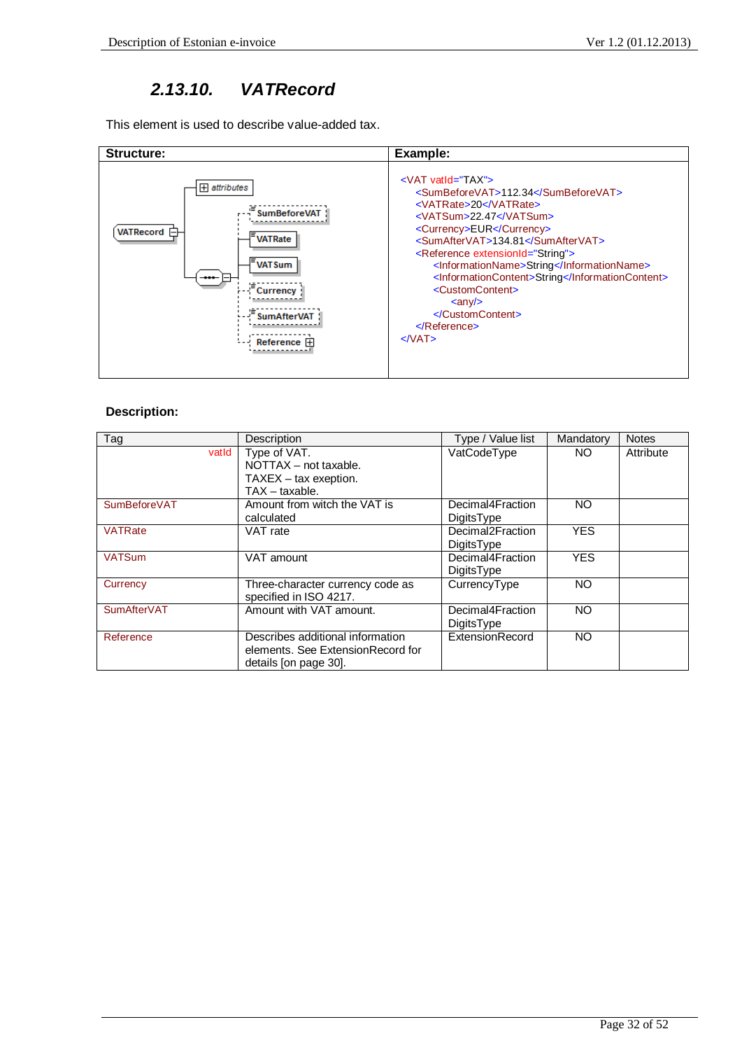### 2.13.10. VATRecord

This element is used to describe value-added tax.

| Structure: | Example: |
|---|---|
| VATRecord: attributes; SumBeforeVAT; VATRate; VATSum; Currency; SumAfterVAT; Reference | see below |

```
<VAT vatId="TAX">
    <SumBeforeVAT>112.34</SumBeforeVAT>
    <VATRate>20</VATRate>
    <VATSum>22.47</VATSum>
    <Currency>EUR</Currency>
    <SumAfterVAT>134.81</SumAfterVAT>
    <Reference extensionId="String">
        <InformationName>String</InformationName>
        <InformationContent>String</InformationContent>
        <CustomContent>
            <any/>
        </CustomContent>
    </Reference>
</VAT>
```

**Description:**

| Tag | Description | Type / Value list | Mandatory | Notes |
|---|---|---|---|---|
| vatId | Type of VAT.<br>NOTTAX – not taxable.<br>TAXEX – tax exeption.<br>TAX – taxable. | VatCodeType | NO | Attribute |
| SumBeforeVAT | Amount from witch the VAT is calculated | Decimal4FractionDigitsType | NO | |
| VATRate | VAT rate | Decimal2FractionDigitsType | YES | |
| VATSum | VAT amount | Decimal4FractionDigitsType | YES | |
| Currency | Three-character currency code as specified in ISO 4217. | CurrencyType | NO | |
| SumAfterVAT | Amount with VAT amount. | Decimal4FractionDigitsType | NO | |
| Reference | Describes additional information elements. See ExtensionRecord for details [on page 30]. | ExtensionRecord | NO | |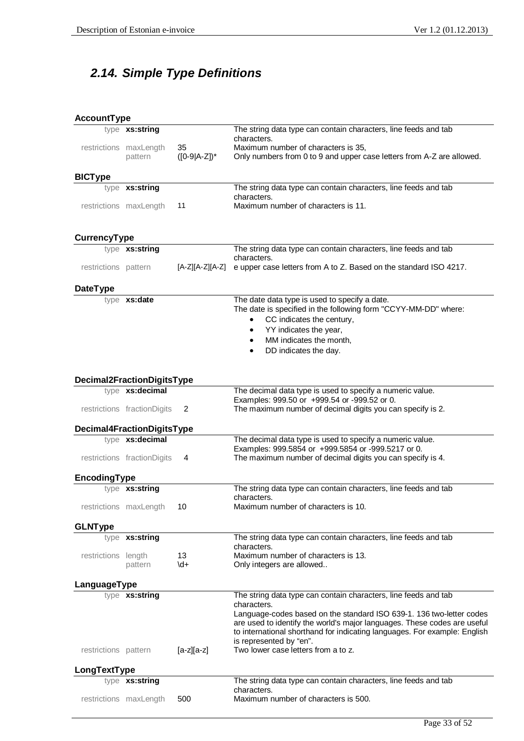## 2.14. Simple Type Definitions

**AccountType**

| | | | |
|---|---|---|---|
| type | **xs:string** | | The string data type can contain characters, line feeds and tab characters. |
| restrictions | maxLength | 35 | Maximum number of characters is 35, |
| | pattern | ([0-9\|A-Z])* | Only numbers from 0 to 9 and upper case letters from A-Z are allowed. |

**BICType**

| | | | |
|---|---|---|---|
| type | **xs:string** | | The string data type can contain characters, line feeds and tab characters. |
| restrictions | maxLength | 11 | Maximum number of characters is 11. |

**CurrencyType**

| | | | |
|---|---|---|---|
| type | **xs:string** | | The string data type can contain characters, line feeds and tab characters. |
| restrictions | pattern | [A-Z][A-Z][A-Z] | e upper case letters from A to Z. Based on the standard ISO 4217. |

**DateType**

| | | | |
|---|---|---|---|
| type | **xs:date** | | The date data type is used to specify a date. The date is specified in the following form "CCYY-MM-DD" where:<br>• CC indicates the century,<br>• YY indicates the year,<br>• MM indicates the month,<br>• DD indicates the day. |

**Decimal2FractionDigitsType**

| | | | |
|---|---|---|---|
| type | **xs:decimal** | | The decimal data type is used to specify a numeric value. Examples: 999.50 or +999.54 or -999.52 or 0. |
| restrictions | fractionDigits | 2 | The maximum number of decimal digits you can specify is 2. |

**Decimal4FractionDigitsType**

| | | | |
|---|---|---|---|
| type | **xs:decimal** | | The decimal data type is used to specify a numeric value. Examples: 999.5854 or +999.5854 or -999.5217 or 0. |
| restrictions | fractionDigits | 4 | The maximum number of decimal digits you can specify is 4. |

**EncodingType**

| | | | |
|---|---|---|---|
| type | **xs:string** | | The string data type can contain characters, line feeds and tab characters. |
| restrictions | maxLength | 10 | Maximum number of characters is 10. |

**GLNType**

| | | | |
|---|---|---|---|
| type | **xs:string** | | The string data type can contain characters, line feeds and tab characters. |
| restrictions | length | 13 | Maximum number of characters is 13. |
| | pattern | \d+ | Only integers are allowed.. |

**LanguageType**

| | | | |
|---|---|---|---|
| type | **xs:string** | | The string data type can contain characters, line feeds and tab characters.<br>Language-codes based on the standard ISO 639-1. 136 two-letter codes are used to identify the world's major languages. These codes are useful to international shorthand for indicating languages. For example: English is represented by "en". |
| restrictions | pattern | [a-z][a-z] | Two lower case letters from a to z. |

**LongTextType**

| | | | |
|---|---|---|---|
| type | **xs:string** | | The string data type can contain characters, line feeds and tab characters. |
| restrictions | maxLength | 500 | Maximum number of characters is 500. |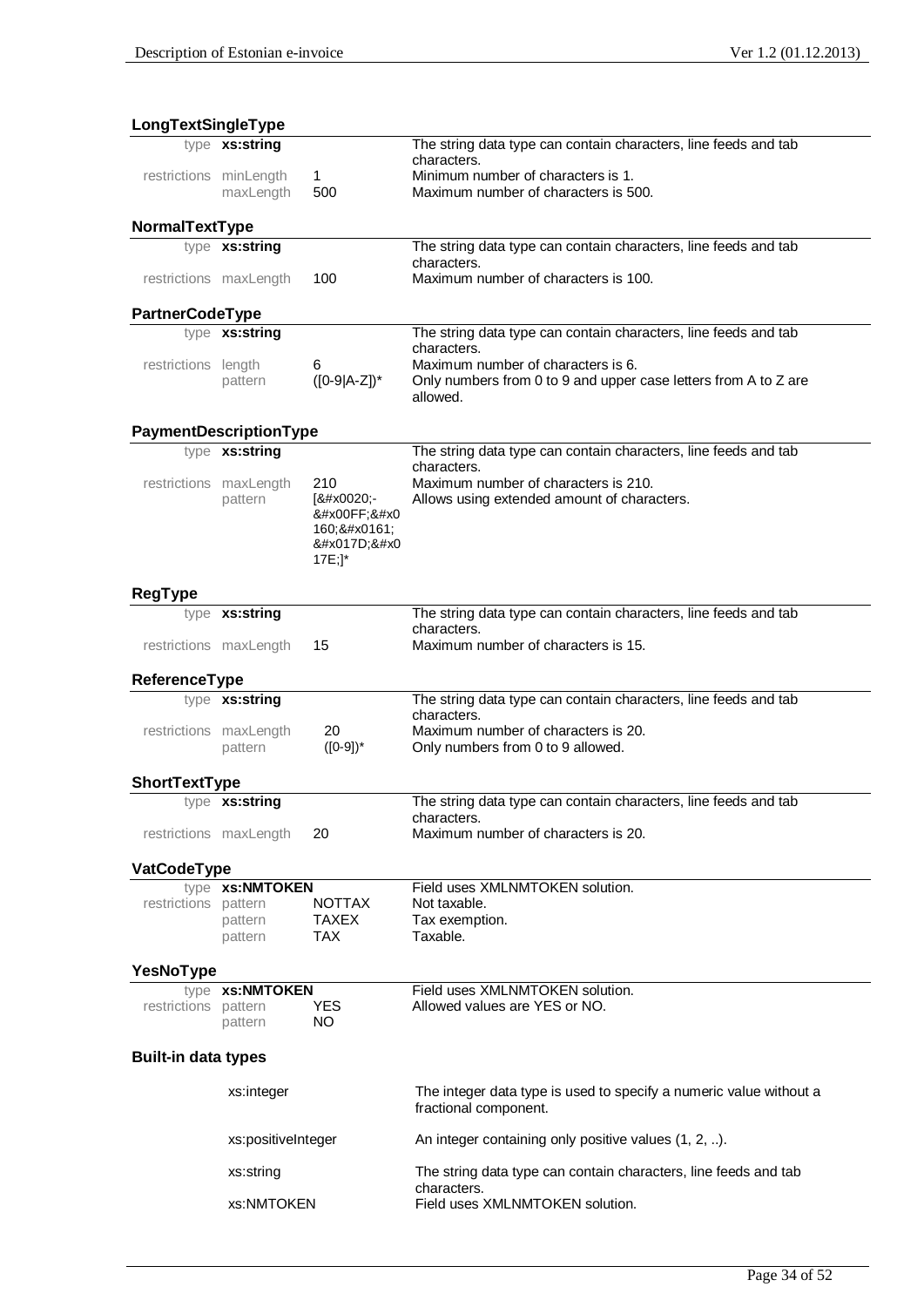#### LongTextSingleType

| | | | |
|---|---|---|---|
| type | **xs:string** | | The string data type can contain characters, line feeds and tab characters. |
| restrictions | minLength | 1 | Minimum number of characters is 1. |
| | maxLength | 500 | Maximum number of characters is 500. |

#### NormalTextType

| | | | |
|---|---|---|---|
| type | **xs:string** | | The string data type can contain characters, line feeds and tab characters. |
| restrictions | maxLength | 100 | Maximum number of characters is 100. |

#### PartnerCodeType

| | | | |
|---|---|---|---|
| type | **xs:string** | | The string data type can contain characters, line feeds and tab characters. |
| restrictions | length | 6 | Maximum number of characters is 6. |
| | pattern | ([0-9\|A-Z])* | Only numbers from 0 to 9 and upper case letters from A to Z are allowed. |

#### PaymentDescriptionType

| | | | |
|---|---|---|---|
| type | **xs:string** | | The string data type can contain characters, line feeds and tab characters. |
| restrictions | maxLength | 210 | Maximum number of characters is 210. |
| | pattern | [&#x0020;-&#x00FF;&#x0160;&#x0161;&#x017D;&#x017E;]* | Allows using extended amount of characters. |

#### RegType

| | | | |
|---|---|---|---|
| type | **xs:string** | | The string data type can contain characters, line feeds and tab characters. |
| restrictions | maxLength | 15 | Maximum number of characters is 15. |

#### ReferenceType

| | | | |
|---|---|---|---|
| type | **xs:string** | | The string data type can contain characters, line feeds and tab characters. |
| restrictions | maxLength | 20 | Maximum number of characters is 20. |
| | pattern | ([0-9])* | Only numbers from 0 to 9 allowed. |

#### ShortTextType

| | | | |
|---|---|---|---|
| type | **xs:string** | | The string data type can contain characters, line feeds and tab characters. |
| restrictions | maxLength | 20 | Maximum number of characters is 20. |

#### VatCodeType

| | | | |
|---|---|---|---|
| type | **xs:NMTOKEN** | | Field uses XMLNMTOKEN solution. |
| restrictions | pattern | NOTTAX | Not taxable. |
| | pattern | TAXEX | Tax exemption. |
| | pattern | TAX | Taxable. |

#### YesNoType

| | | | |
|---|---|---|---|
| type | **xs:NMTOKEN** | | Field uses XMLNMTOKEN solution. |
| restrictions | pattern | YES | Allowed values are YES or NO. |
| | pattern | NO | |

#### Built-in data types

| | |
|---|---|
| xs:integer | The integer data type is used to specify a numeric value without a fractional component. |
| xs:positiveInteger | An integer containing only positive values (1, 2, ..). |
| xs:string | The string data type can contain characters, line feeds and tab characters. |
| xs:NMTOKEN | Field uses XMLNMTOKEN solution. |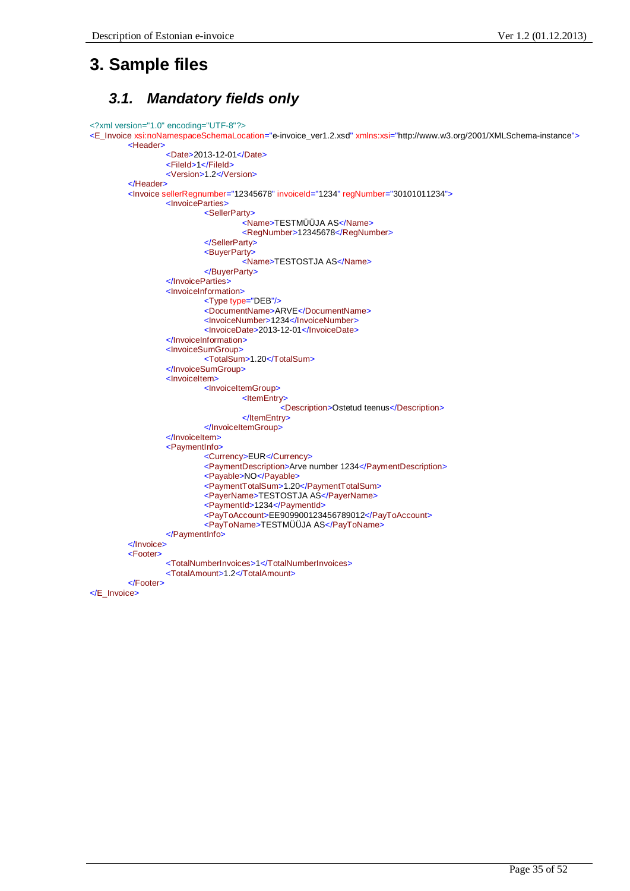# 3. Sample files

## *3.1. Mandatory fields only*

```
<?xml version="1.0" encoding="UTF-8"?>
<E_Invoice xsi:noNamespaceSchemaLocation="e-invoice_ver1.2.xsd" xmlns:xsi="http://www.w3.org/2001/XMLSchema-instance">
	<Header>
		<Date>2013-12-01</Date>
		<FileId>1</FileId>
		<Version>1.2</Version>
	</Header>
	<Invoice sellerRegnumber="12345678" invoiceId="1234" regNumber="30101011234">
		<InvoiceParties>
			<SellerParty>
				<Name>TESTMÜÜJA AS</Name>
				<RegNumber>12345678</RegNumber>
			</SellerParty>
			<BuyerParty>
				<Name>TESTOSTJA AS</Name>
			</BuyerParty>
		</InvoiceParties>
		<InvoiceInformation>
			<Type type="DEB"/>
			<DocumentName>ARVE</DocumentName>
			<InvoiceNumber>1234</InvoiceNumber>
			<InvoiceDate>2013-12-01</InvoiceDate>
		</InvoiceInformation>
		<InvoiceSumGroup>
			<TotalSum>1.20</TotalSum>
		</InvoiceSumGroup>
		<InvoiceItem>
			<InvoiceItemGroup>
				<ItemEntry>
					<Description>Ostetud teenus</Description>
				</ItemEntry>
			</InvoiceItemGroup>
		</InvoiceItem>
		<PaymentInfo>
			<Currency>EUR</Currency>
			<PaymentDescription>Arve number 1234</PaymentDescription>
			<Payable>NO</Payable>
			<PaymentTotalSum>1.20</PaymentTotalSum>
			<PayerName>TESTOSTJA AS</PayerName>
			<PaymentId>1234</PaymentId>
			<PayToAccount>EE909900123456789012</PayToAccount>
			<PayToName>TESTMÜÜJA AS</PayToName>
		</PaymentInfo>
	</Invoice>
	<Footer>
		<TotalNumberInvoices>1</TotalNumberInvoices>
		<TotalAmount>1.2</TotalAmount>
	</Footer>
</E_Invoice>
```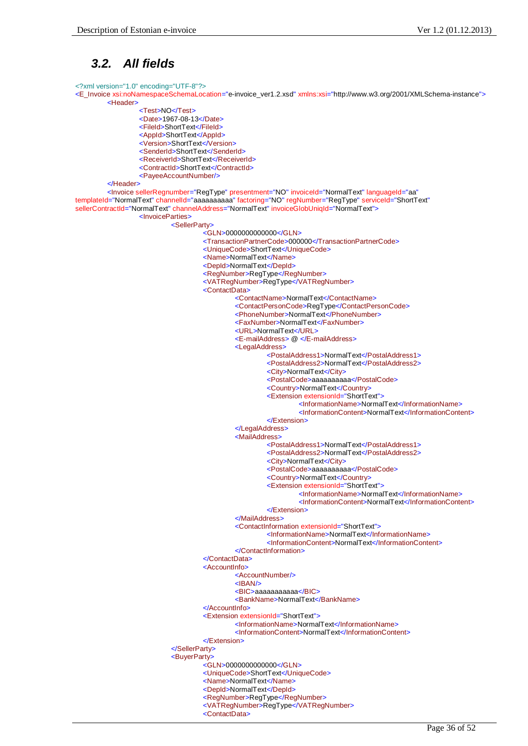## 3.2. All fields

```xml
<?xml version="1.0" encoding="UTF-8"?>
<E_Invoice xsi:noNamespaceSchemaLocation="e-invoice_ver1.2.xsd" xmlns:xsi="http://www.w3.org/2001/XMLSchema-instance">
	<Header>
		<Test>NO</Test>
		<Date>1967-08-13</Date>
		<FileId>ShortText</FileId>
		<AppId>ShortText</AppId>
		<Version>ShortText</Version>
		<SenderId>ShortText</SenderId>
		<ReceiverId>ShortText</ReceiverId>
		<ContractId>ShortText</ContractId>
		<PayeeAccountNumber/>
	</Header>
	<Invoice sellerRegnumber="RegType" presentment="NO" invoiceId="NormalText" languageId="aa" 
templateId="NormalText" channelId="aaaaaaaaaa" factoring="NO" regNumber="RegType" serviceId="ShortText" 
sellerContractId="NormalText" channelAddress="NormalText" invoiceGlobUniqId="NormalText">
		<InvoiceParties>
			<SellerParty>
				<GLN>0000000000000</GLN>
				<TransactionPartnerCode>000000</TransactionPartnerCode>
				<UniqueCode>ShortText</UniqueCode>
				<Name>NormalText</Name>
				<DepId>NormalText</DepId>
				<RegNumber>RegType</RegNumber>
				<VATRegNumber>RegType</VATRegNumber>
				<ContactData>
					<ContactName>NormalText</ContactName>
					<ContactPersonCode>RegType</ContactPersonCode>
					<PhoneNumber>NormalText</PhoneNumber>
					<FaxNumber>NormalText</FaxNumber>
					<URL>NormalText</URL>
					<E-mailAddress> @ </E-mailAddress>
					<LegalAddress>
						<PostalAddress1>NormalText</PostalAddress1>
						<PostalAddress2>NormalText</PostalAddress2>
						<City>NormalText</City>
						<PostalCode>aaaaaaaaaa</PostalCode>
						<Country>NormalText</Country>
						<Extension extensionId="ShortText">
							<InformationName>NormalText</InformationName>
							<InformationContent>NormalText</InformationContent>
						</Extension>
					</LegalAddress>
					<MailAddress>
						<PostalAddress1>NormalText</PostalAddress1>
						<PostalAddress2>NormalText</PostalAddress2>
						<City>NormalText</City>
						<PostalCode>aaaaaaaaaa</PostalCode>
						<Country>NormalText</Country>
						<Extension extensionId="ShortText">
							<InformationName>NormalText</InformationName>
							<InformationContent>NormalText</InformationContent>
						</Extension>
					</MailAddress>
					<ContactInformation extensionId="ShortText">
						<InformationName>NormalText</InformationName>
						<InformationContent>NormalText</InformationContent>
					</ContactInformation>
				</ContactData>
				<AccountInfo>
					<AccountNumber/>
					<IBAN/>
					<BIC>aaaaaaaaaaa</BIC>
					<BankName>NormalText</BankName>
				</AccountInfo>
				<Extension extensionId="ShortText">
					<InformationName>NormalText</InformationName>
					<InformationContent>NormalText</InformationContent>
				</Extension>
			</SellerParty>
			<BuyerParty>
				<GLN>0000000000000</GLN>
				<UniqueCode>ShortText</UniqueCode>
				<Name>NormalText</Name>
				<DepId>NormalText</DepId>
				<RegNumber>RegType</RegNumber>
				<VATRegNumber>RegType</VATRegNumber>
				<ContactData>
```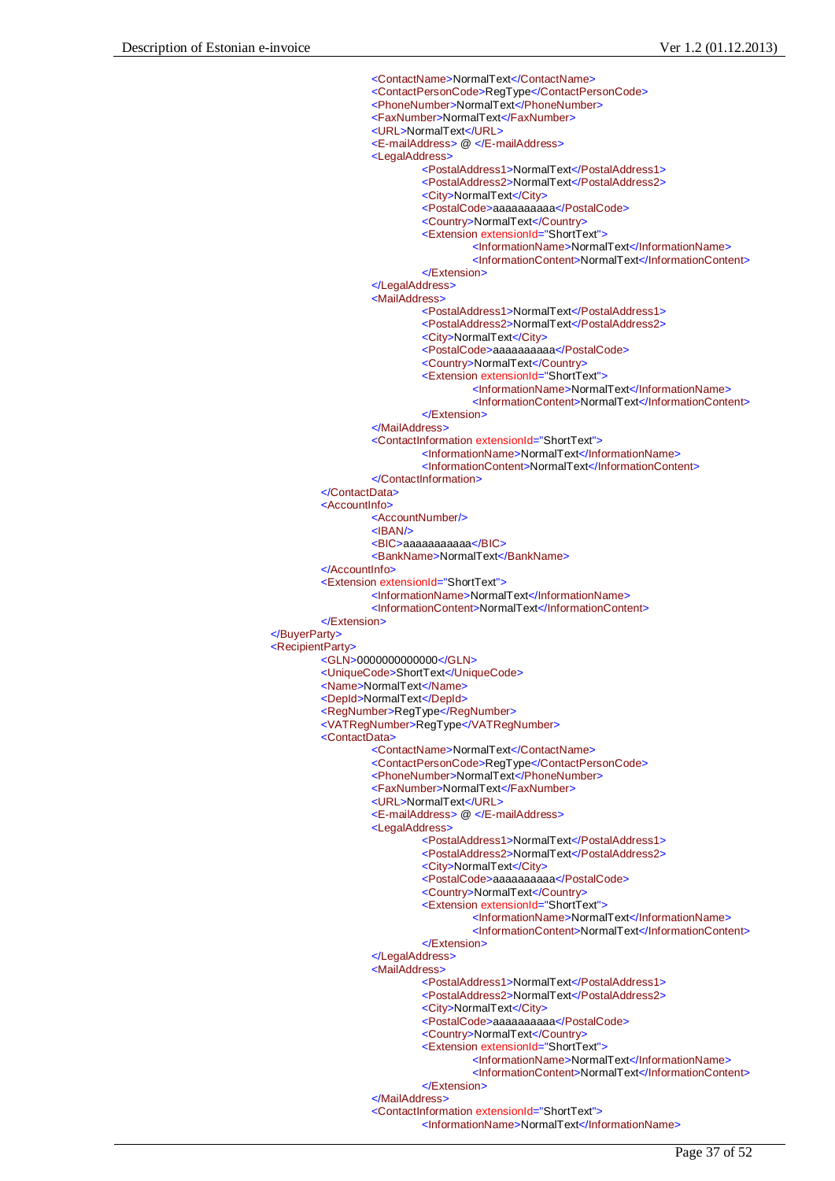```xml
                        <ContactName>NormalText</ContactName>
                        <ContactPersonCode>RegType</ContactPersonCode>
                        <PhoneNumber>NormalText</PhoneNumber>
                        <FaxNumber>NormalText</FaxNumber>
                        <URL>NormalText</URL>
                        <E-mailAddress> @ </E-mailAddress>
                        <LegalAddress>
                            <PostalAddress1>NormalText</PostalAddress1>
                            <PostalAddress2>NormalText</PostalAddress2>
                            <City>NormalText</City>
                            <PostalCode>aaaaaaaaaa</PostalCode>
                            <Country>NormalText</Country>
                            <Extension extensionId="ShortText">
                                <InformationName>NormalText</InformationName>
                                <InformationContent>NormalText</InformationContent>
                            </Extension>
                        </LegalAddress>
                        <MailAddress>
                            <PostalAddress1>NormalText</PostalAddress1>
                            <PostalAddress2>NormalText</PostalAddress2>
                            <City>NormalText</City>
                            <PostalCode>aaaaaaaaaa</PostalCode>
                            <Country>NormalText</Country>
                            <Extension extensionId="ShortText">
                                <InformationName>NormalText</InformationName>
                                <InformationContent>NormalText</InformationContent>
                            </Extension>
                        </MailAddress>
                        <ContactInformation extensionId="ShortText">
                            <InformationName>NormalText</InformationName>
                            <InformationContent>NormalText</InformationContent>
                        </ContactInformation>
                    </ContactData>
                    <AccountInfo>
                        <AccountNumber/>
                        <IBAN/>
                        <BIC>aaaaaaaaaaa</BIC>
                        <BankName>NormalText</BankName>
                    </AccountInfo>
                    <Extension extensionId="ShortText">
                        <InformationName>NormalText</InformationName>
                        <InformationContent>NormalText</InformationContent>
                    </Extension>
                </BuyerParty>
                <RecipientParty>
                    <GLN>0000000000000</GLN>
                    <UniqueCode>ShortText</UniqueCode>
                    <Name>NormalText</Name>
                    <DepId>NormalText</DepId>
                    <RegNumber>RegType</RegNumber>
                    <VATRegNumber>RegType</VATRegNumber>
                    <ContactData>
                        <ContactName>NormalText</ContactName>
                        <ContactPersonCode>RegType</ContactPersonCode>
                        <PhoneNumber>NormalText</PhoneNumber>
                        <FaxNumber>NormalText</FaxNumber>
                        <URL>NormalText</URL>
                        <E-mailAddress> @ </E-mailAddress>
                        <LegalAddress>
                            <PostalAddress1>NormalText</PostalAddress1>
                            <PostalAddress2>NormalText</PostalAddress2>
                            <City>NormalText</City>
                            <PostalCode>aaaaaaaaaa</PostalCode>
                            <Country>NormalText</Country>
                            <Extension extensionId="ShortText">
                                <InformationName>NormalText</InformationName>
                                <InformationContent>NormalText</InformationContent>
                            </Extension>
                        </LegalAddress>
                        <MailAddress>
                            <PostalAddress1>NormalText</PostalAddress1>
                            <PostalAddress2>NormalText</PostalAddress2>
                            <City>NormalText</City>
                            <PostalCode>aaaaaaaaaa</PostalCode>
                            <Country>NormalText</Country>
                            <Extension extensionId="ShortText">
                                <InformationName>NormalText</InformationName>
                                <InformationContent>NormalText</InformationContent>
                            </Extension>
                        </MailAddress>
                        <ContactInformation extensionId="ShortText">
                            <InformationName>NormalText</InformationName>
```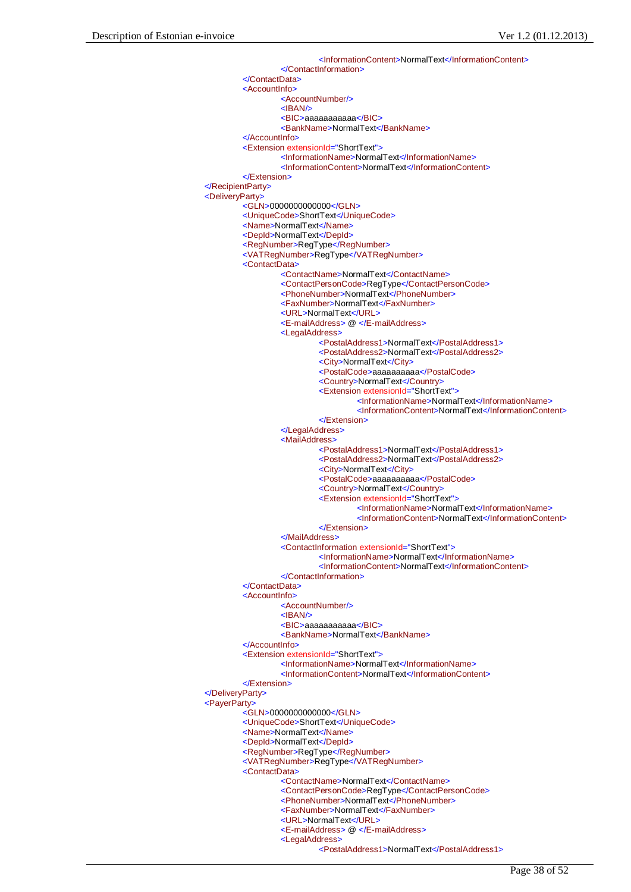```
                        <InformationContent>NormalText</InformationContent>
                    </ContactInformation>
                </ContactData>
                <AccountInfo>
                    <AccountNumber/>
                    <IBAN/>
                    <BIC>aaaaaaaaaaa</BIC>
                    <BankName>NormalText</BankName>
                </AccountInfo>
                <Extension extensionId="ShortText">
                    <InformationName>NormalText</InformationName>
                    <InformationContent>NormalText</InformationContent>
                </Extension>
            </RecipientParty>
            <DeliveryParty>
                <GLN>0000000000000</GLN>
                <UniqueCode>ShortText</UniqueCode>
                <Name>NormalText</Name>
                <DepId>NormalText</DepId>
                <RegNumber>RegType</RegNumber>
                <VATRegNumber>RegType</VATRegNumber>
                <ContactData>
                    <ContactName>NormalText</ContactName>
                    <ContactPersonCode>RegType</ContactPersonCode>
                    <PhoneNumber>NormalText</PhoneNumber>
                    <FaxNumber>NormalText</FaxNumber>
                    <URL>NormalText</URL>
                    <E-mailAddress> @ </E-mailAddress>
                    <LegalAddress>
                        <PostalAddress1>NormalText</PostalAddress1>
                        <PostalAddress2>NormalText</PostalAddress2>
                        <City>NormalText</City>
                        <PostalCode>aaaaaaaaaa</PostalCode>
                        <Country>NormalText</Country>
                        <Extension extensionId="ShortText">
                            <InformationName>NormalText</InformationName>
                            <InformationContent>NormalText</InformationContent>
                        </Extension>
                    </LegalAddress>
                    <MailAddress>
                        <PostalAddress1>NormalText</PostalAddress1>
                        <PostalAddress2>NormalText</PostalAddress2>
                        <City>NormalText</City>
                        <PostalCode>aaaaaaaaaa</PostalCode>
                        <Country>NormalText</Country>
                        <Extension extensionId="ShortText">
                            <InformationName>NormalText</InformationName>
                            <InformationContent>NormalText</InformationContent>
                        </Extension>
                    </MailAddress>
                    <ContactInformation extensionId="ShortText">
                        <InformationName>NormalText</InformationName>
                        <InformationContent>NormalText</InformationContent>
                    </ContactInformation>
                </ContactData>
                <AccountInfo>
                    <AccountNumber/>
                    <IBAN/>
                    <BIC>aaaaaaaaaaa</BIC>
                    <BankName>NormalText</BankName>
                </AccountInfo>
                <Extension extensionId="ShortText">
                    <InformationName>NormalText</InformationName>
                    <InformationContent>NormalText</InformationContent>
                </Extension>
            </DeliveryParty>
            <PayerParty>
                <GLN>0000000000000</GLN>
                <UniqueCode>ShortText</UniqueCode>
                <Name>NormalText</Name>
                <DepId>NormalText</DepId>
                <RegNumber>RegType</RegNumber>
                <VATRegNumber>RegType</VATRegNumber>
                <ContactData>
                    <ContactName>NormalText</ContactName>
                    <ContactPersonCode>RegType</ContactPersonCode>
                    <PhoneNumber>NormalText</PhoneNumber>
                    <FaxNumber>NormalText</FaxNumber>
                    <URL>NormalText</URL>
                    <E-mailAddress> @ </E-mailAddress>
                    <LegalAddress>
                        <PostalAddress1>NormalText</PostalAddress1>
```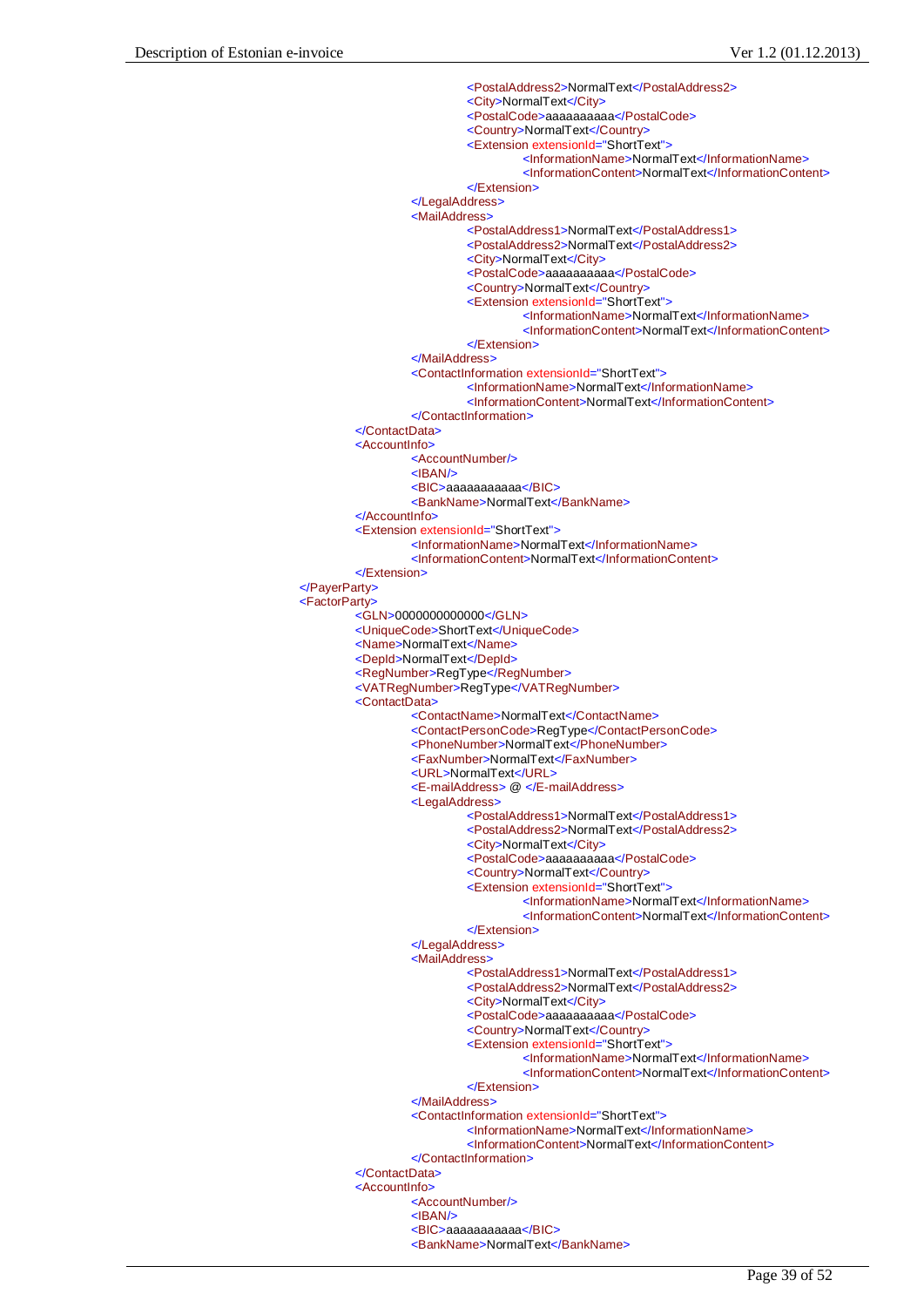```xml
                                        <PostalAddress2>NormalText</PostalAddress2>
                                        <City>NormalText</City>
                                        <PostalCode>aaaaaaaaaa</PostalCode>
                                        <Country>NormalText</Country>
                                        <Extension extensionId="ShortText">
                                                <InformationName>NormalText</InformationName>
                                                <InformationContent>NormalText</InformationContent>
                                        </Extension>
                                </LegalAddress>
                                <MailAddress>
                                        <PostalAddress1>NormalText</PostalAddress1>
                                        <PostalAddress2>NormalText</PostalAddress2>
                                        <City>NormalText</City>
                                        <PostalCode>aaaaaaaaaa</PostalCode>
                                        <Country>NormalText</Country>
                                        <Extension extensionId="ShortText">
                                                <InformationName>NormalText</InformationName>
                                                <InformationContent>NormalText</InformationContent>
                                        </Extension>
                                </MailAddress>
                                <ContactInformation extensionId="ShortText">
                                        <InformationName>NormalText</InformationName>
                                        <InformationContent>NormalText</InformationContent>
                                </ContactInformation>
                        </ContactData>
                        <AccountInfo>
                                <AccountNumber/>
                                <IBAN/>
                                <BIC>aaaaaaaaaaa</BIC>
                                <BankName>NormalText</BankName>
                        </AccountInfo>
                        <Extension extensionId="ShortText">
                                <InformationName>NormalText</InformationName>
                                <InformationContent>NormalText</InformationContent>
                        </Extension>
                </PayerParty>
                <FactorParty>
                        <GLN>0000000000000</GLN>
                        <UniqueCode>ShortText</UniqueCode>
                        <Name>NormalText</Name>
                        <DepId>NormalText</DepId>
                        <RegNumber>RegType</RegNumber>
                        <VATRegNumber>RegType</VATRegNumber>
                        <ContactData>
                                <ContactName>NormalText</ContactName>
                                <ContactPersonCode>RegType</ContactPersonCode>
                                <PhoneNumber>NormalText</PhoneNumber>
                                <FaxNumber>NormalText</FaxNumber>
                                <URL>NormalText</URL>
                                <E-mailAddress> @ </E-mailAddress>
                                <LegalAddress>
                                        <PostalAddress1>NormalText</PostalAddress1>
                                        <PostalAddress2>NormalText</PostalAddress2>
                                        <City>NormalText</City>
                                        <PostalCode>aaaaaaaaaa</PostalCode>
                                        <Country>NormalText</Country>
                                        <Extension extensionId="ShortText">
                                                <InformationName>NormalText</InformationName>
                                                <InformationContent>NormalText</InformationContent>
                                        </Extension>
                                </LegalAddress>
                                <MailAddress>
                                        <PostalAddress1>NormalText</PostalAddress1>
                                        <PostalAddress2>NormalText</PostalAddress2>
                                        <City>NormalText</City>
                                        <PostalCode>aaaaaaaaaa</PostalCode>
                                        <Country>NormalText</Country>
                                        <Extension extensionId="ShortText">
                                                <InformationName>NormalText</InformationName>
                                                <InformationContent>NormalText</InformationContent>
                                        </Extension>
                                </MailAddress>
                                <ContactInformation extensionId="ShortText">
                                        <InformationName>NormalText</InformationName>
                                        <InformationContent>NormalText</InformationContent>
                                </ContactInformation>
                        </ContactData>
                        <AccountInfo>
                                <AccountNumber/>
                                <IBAN/>
                                <BIC>aaaaaaaaaaa</BIC>
                                <BankName>NormalText</BankName>
```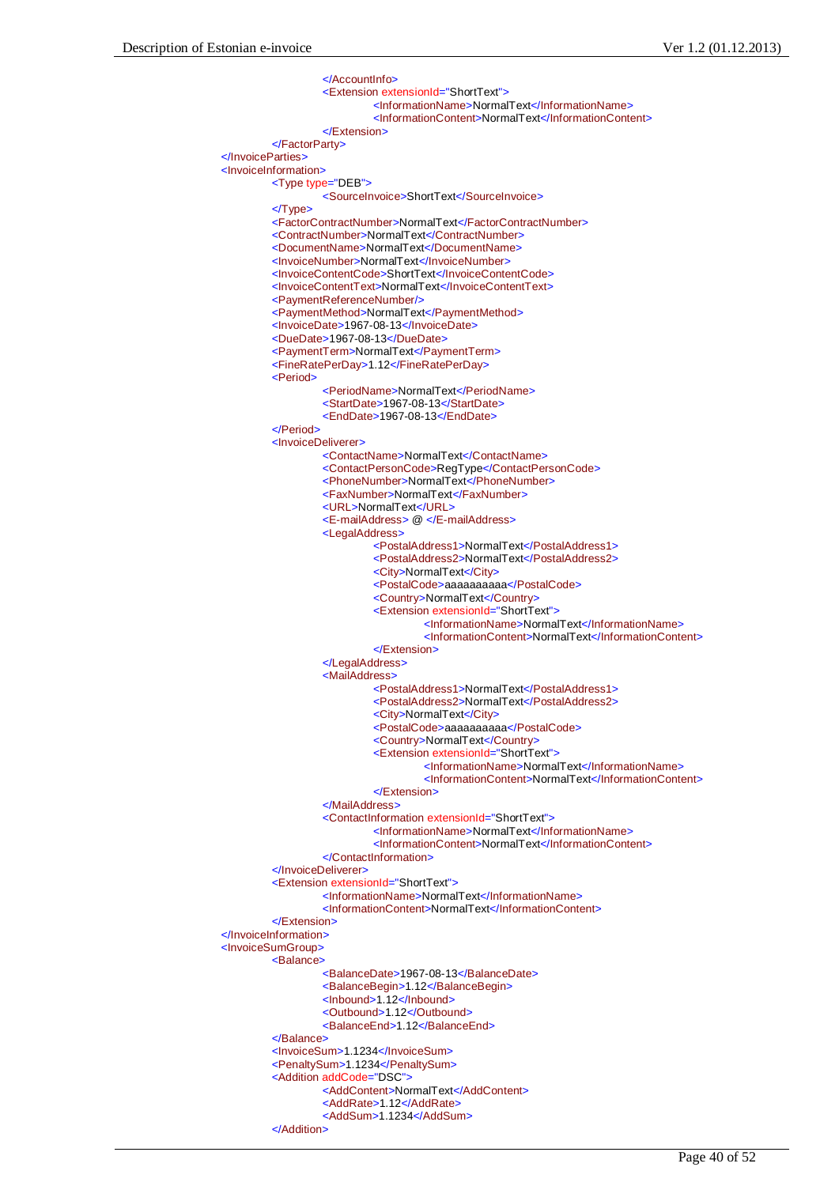```xml
					</AccountInfo>
					<Extension extensionId="ShortText">
						<InformationName>NormalText</InformationName>
						<InformationContent>NormalText</InformationContent>
					</Extension>
				</FactorParty>
			</InvoiceParties>
			<InvoiceInformation>
				<Type type="DEB">
					<SourceInvoice>ShortText</SourceInvoice>
				</Type>
				<FactorContractNumber>NormalText</FactorContractNumber>
				<ContractNumber>NormalText</ContractNumber>
				<DocumentName>NormalText</DocumentName>
				<InvoiceNumber>NormalText</InvoiceNumber>
				<InvoiceContentCode>ShortText</InvoiceContentCode>
				<InvoiceContentText>NormalText</InvoiceContentText>
				<PaymentReferenceNumber/>
				<PaymentMethod>NormalText</PaymentMethod>
				<InvoiceDate>1967-08-13</InvoiceDate>
				<DueDate>1967-08-13</DueDate>
				<PaymentTerm>NormalText</PaymentTerm>
				<FineRatePerDay>1.12</FineRatePerDay>
				<Period>
					<PeriodName>NormalText</PeriodName>
					<StartDate>1967-08-13</StartDate>
					<EndDate>1967-08-13</EndDate>
				</Period>
				<InvoiceDeliverer>
					<ContactName>NormalText</ContactName>
					<ContactPersonCode>RegType</ContactPersonCode>
					<PhoneNumber>NormalText</PhoneNumber>
					<FaxNumber>NormalText</FaxNumber>
					<URL>NormalText</URL>
					<E-mailAddress> @ </E-mailAddress>
					<LegalAddress>
						<PostalAddress1>NormalText</PostalAddress1>
						<PostalAddress2>NormalText</PostalAddress2>
						<City>NormalText</City>
						<PostalCode>aaaaaaaaaa</PostalCode>
						<Country>NormalText</Country>
						<Extension extensionId="ShortText">
							<InformationName>NormalText</InformationName>
							<InformationContent>NormalText</InformationContent>
						</Extension>
					</LegalAddress>
					<MailAddress>
						<PostalAddress1>NormalText</PostalAddress1>
						<PostalAddress2>NormalText</PostalAddress2>
						<City>NormalText</City>
						<PostalCode>aaaaaaaaaa</PostalCode>
						<Country>NormalText</Country>
						<Extension extensionId="ShortText">
							<InformationName>NormalText</InformationName>
							<InformationContent>NormalText</InformationContent>
						</Extension>
					</MailAddress>
					<ContactInformation extensionId="ShortText">
						<InformationName>NormalText</InformationName>
						<InformationContent>NormalText</InformationContent>
					</ContactInformation>
				</InvoiceDeliverer>
				<Extension extensionId="ShortText">
					<InformationName>NormalText</InformationName>
					<InformationContent>NormalText</InformationContent>
				</Extension>
			</InvoiceInformation>
			<InvoiceSumGroup>
				<Balance>
					<BalanceDate>1967-08-13</BalanceDate>
					<BalanceBegin>1.12</BalanceBegin>
					<Inbound>1.12</Inbound>
					<Outbound>1.12</Outbound>
					<BalanceEnd>1.12</BalanceEnd>
				</Balance>
				<InvoiceSum>1.1234</InvoiceSum>
				<PenaltySum>1.1234</PenaltySum>
				<Addition addCode="DSC">
					<AddContent>NormalText</AddContent>
					<AddRate>1.12</AddRate>
					<AddSum>1.1234</AddSum>
				</Addition>
```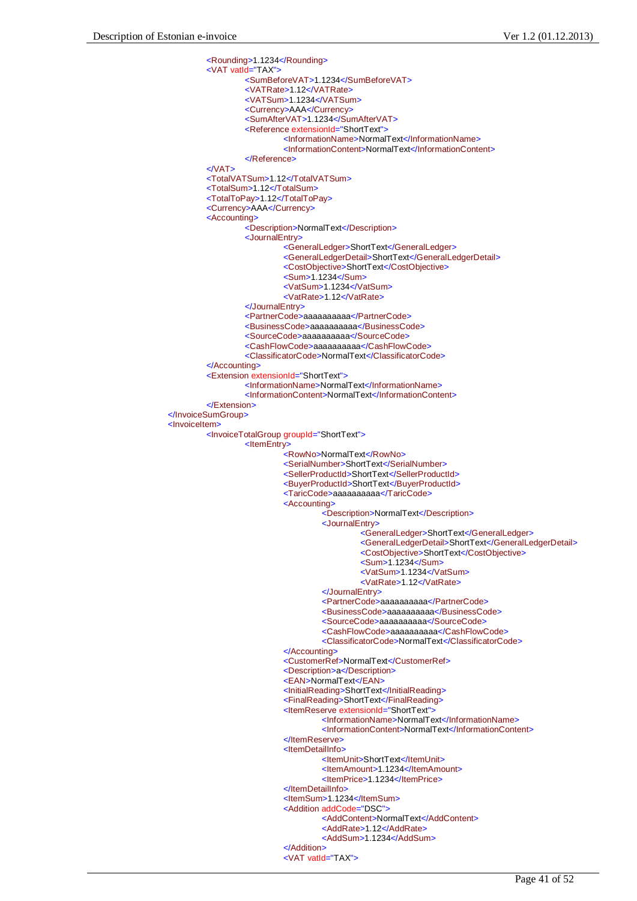```xml
<Rounding>1.1234</Rounding>
<VAT vatId="TAX">
	<SumBeforeVAT>1.1234</SumBeforeVAT>
	<VATRate>1.12</VATRate>
	<VATSum>1.1234</VATSum>
	<Currency>AAA</Currency>
	<SumAfterVAT>1.1234</SumAfterVAT>
	<Reference extensionId="ShortText">
		<InformationName>NormalText</InformationName>
		<InformationContent>NormalText</InformationContent>
	</Reference>
</VAT>
<TotalVATSum>1.12</TotalVATSum>
<TotalSum>1.12</TotalSum>
<TotalToPay>1.12</TotalToPay>
<Currency>AAA</Currency>
<Accounting>
	<Description>NormalText</Description>
	<JournalEntry>
		<GeneralLedger>ShortText</GeneralLedger>
		<GeneralLedgerDetail>ShortText</GeneralLedgerDetail>
		<CostObjective>ShortText</CostObjective>
		<Sum>1.1234</Sum>
		<VatSum>1.1234</VatSum>
		<VatRate>1.12</VatRate>
	</JournalEntry>
	<PartnerCode>aaaaaaaaaa</PartnerCode>
	<BusinessCode>aaaaaaaaaa</BusinessCode>
	<SourceCode>aaaaaaaaaa</SourceCode>
	<CashFlowCode>aaaaaaaaaa</CashFlowCode>
	<ClassificatorCode>NormalText</ClassificatorCode>
</Accounting>
<Extension extensionId="ShortText">
	<InformationName>NormalText</InformationName>
	<InformationContent>NormalText</InformationContent>
</Extension>
</InvoiceSumGroup>
<InvoiceItem>
	<InvoiceTotalGroup groupId="ShortText">
		<ItemEntry>
			<RowNo>NormalText</RowNo>
			<SerialNumber>ShortText</SerialNumber>
			<SellerProductId>ShortText</SellerProductId>
			<BuyerProductId>ShortText</BuyerProductId>
			<TaricCode>aaaaaaaaaa</TaricCode>
			<Accounting>
				<Description>NormalText</Description>
				<JournalEntry>
					<GeneralLedger>ShortText</GeneralLedger>
					<GeneralLedgerDetail>ShortText</GeneralLedgerDetail>
					<CostObjective>ShortText</CostObjective>
					<Sum>1.1234</Sum>
					<VatSum>1.1234</VatSum>
					<VatRate>1.12</VatRate>
				</JournalEntry>
				<PartnerCode>aaaaaaaaaa</PartnerCode>
				<BusinessCode>aaaaaaaaaa</BusinessCode>
				<SourceCode>aaaaaaaaaa</SourceCode>
				<CashFlowCode>aaaaaaaaaa</CashFlowCode>
				<ClassificatorCode>NormalText</ClassificatorCode>
			</Accounting>
			<CustomerRef>NormalText</CustomerRef>
			<Description>a</Description>
			<EAN>NormalText</EAN>
			<InitialReading>ShortText</InitialReading>
			<FinalReading>ShortText</FinalReading>
			<ItemReserve extensionId="ShortText">
				<InformationName>NormalText</InformationName>
				<InformationContent>NormalText</InformationContent>
			</ItemReserve>
			<ItemDetailInfo>
				<ItemUnit>ShortText</ItemUnit>
				<ItemAmount>1.1234</ItemAmount>
				<ItemPrice>1.1234</ItemPrice>
			</ItemDetailInfo>
			<ItemSum>1.1234</ItemSum>
			<Addition addCode="DSC">
				<AddContent>NormalText</AddContent>
				<AddRate>1.12</AddRate>
				<AddSum>1.1234</AddSum>
			</Addition>
			<VAT vatId="TAX">
```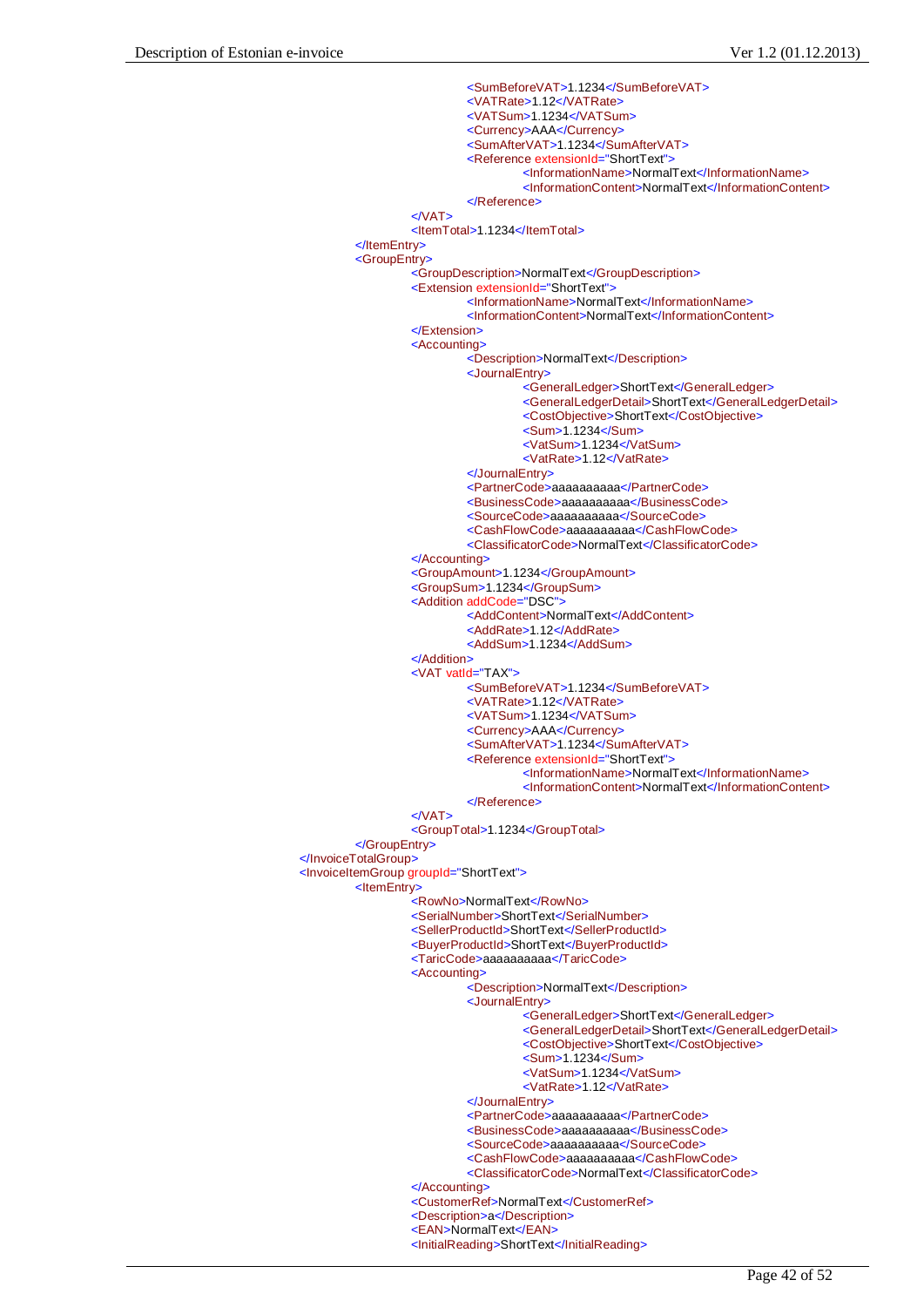```xml
						<SumBeforeVAT>1.1234</SumBeforeVAT>
						<VATRate>1.12</VATRate>
						<VATSum>1.1234</VATSum>
						<Currency>AAA</Currency>
						<SumAfterVAT>1.1234</SumAfterVAT>
						<Reference extensionId="ShortText">
							<InformationName>NormalText</InformationName>
							<InformationContent>NormalText</InformationContent>
						</Reference>
					</VAT>
					<ItemTotal>1.1234</ItemTotal>
				</ItemEntry>
				<GroupEntry>
					<GroupDescription>NormalText</GroupDescription>
					<Extension extensionId="ShortText">
						<InformationName>NormalText</InformationName>
						<InformationContent>NormalText</InformationContent>
					</Extension>
					<Accounting>
						<Description>NormalText</Description>
						<JournalEntry>
							<GeneralLedger>ShortText</GeneralLedger>
							<GeneralLedgerDetail>ShortText</GeneralLedgerDetail>
							<CostObjective>ShortText</CostObjective>
							<Sum>1.1234</Sum>
							<VatSum>1.1234</VatSum>
							<VatRate>1.12</VatRate>
						</JournalEntry>
						<PartnerCode>aaaaaaaaaa</PartnerCode>
						<BusinessCode>aaaaaaaaaa</BusinessCode>
						<SourceCode>aaaaaaaaaa</SourceCode>
						<CashFlowCode>aaaaaaaaaa</CashFlowCode>
						<ClassificatorCode>NormalText</ClassificatorCode>
					</Accounting>
					<GroupAmount>1.1234</GroupAmount>
					<GroupSum>1.1234</GroupSum>
					<Addition addCode="DSC">
						<AddContent>NormalText</AddContent>
						<AddRate>1.12</AddRate>
						<AddSum>1.1234</AddSum>
					</Addition>
					<VAT vatId="TAX">
						<SumBeforeVAT>1.1234</SumBeforeVAT>
						<VATRate>1.12</VATRate>
						<VATSum>1.1234</VATSum>
						<Currency>AAA</Currency>
						<SumAfterVAT>1.1234</SumAfterVAT>
						<Reference extensionId="ShortText">
							<InformationName>NormalText</InformationName>
							<InformationContent>NormalText</InformationContent>
						</Reference>
					</VAT>
					<GroupTotal>1.1234</GroupTotal>
				</GroupEntry>
			</InvoiceTotalGroup>
			<InvoiceItemGroup groupId="ShortText">
				<ItemEntry>
					<RowNo>NormalText</RowNo>
					<SerialNumber>ShortText</SerialNumber>
					<SellerProductId>ShortText</SellerProductId>
					<BuyerProductId>ShortText</BuyerProductId>
					<TaricCode>aaaaaaaaaa</TaricCode>
					<Accounting>
						<Description>NormalText</Description>
						<JournalEntry>
							<GeneralLedger>ShortText</GeneralLedger>
							<GeneralLedgerDetail>ShortText</GeneralLedgerDetail>
							<CostObjective>ShortText</CostObjective>
							<Sum>1.1234</Sum>
							<VatSum>1.1234</VatSum>
							<VatRate>1.12</VatRate>
						</JournalEntry>
						<PartnerCode>aaaaaaaaaa</PartnerCode>
						<BusinessCode>aaaaaaaaaa</BusinessCode>
						<SourceCode>aaaaaaaaaa</SourceCode>
						<CashFlowCode>aaaaaaaaaa</CashFlowCode>
						<ClassificatorCode>NormalText</ClassificatorCode>
					</Accounting>
					<CustomerRef>NormalText</CustomerRef>
					<Description>a</Description>
					<EAN>NormalText</EAN>
					<InitialReading>ShortText</InitialReading>
```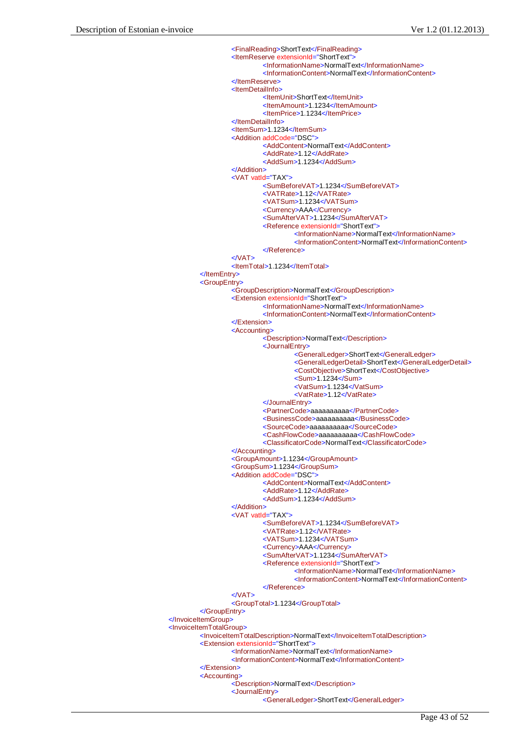```xml
                        <FinalReading>ShortText</FinalReading>
                        <ItemReserve extensionId="ShortText">
                            <InformationName>NormalText</InformationName>
                            <InformationContent>NormalText</InformationContent>
                        </ItemReserve>
                        <ItemDetailInfo>
                            <ItemUnit>ShortText</ItemUnit>
                            <ItemAmount>1.1234</ItemAmount>
                            <ItemPrice>1.1234</ItemPrice>
                        </ItemDetailInfo>
                        <ItemSum>1.1234</ItemSum>
                        <Addition addCode="DSC">
                            <AddContent>NormalText</AddContent>
                            <AddRate>1.12</AddRate>
                            <AddSum>1.1234</AddSum>
                        </Addition>
                        <VAT vatId="TAX">
                            <SumBeforeVAT>1.1234</SumBeforeVAT>
                            <VATRate>1.12</VATRate>
                            <VATSum>1.1234</VATSum>
                            <Currency>AAA</Currency>
                            <SumAfterVAT>1.1234</SumAfterVAT>
                            <Reference extensionId="ShortText">
                                <InformationName>NormalText</InformationName>
                                <InformationContent>NormalText</InformationContent>
                            </Reference>
                        </VAT>
                        <ItemTotal>1.1234</ItemTotal>
                    </ItemEntry>
                    <GroupEntry>
                        <GroupDescription>NormalText</GroupDescription>
                        <Extension extensionId="ShortText">
                            <InformationName>NormalText</InformationName>
                            <InformationContent>NormalText</InformationContent>
                        </Extension>
                        <Accounting>
                            <Description>NormalText</Description>
                            <JournalEntry>
                                <GeneralLedger>ShortText</GeneralLedger>
                                <GeneralLedgerDetail>ShortText</GeneralLedgerDetail>
                                <CostObjective>ShortText</CostObjective>
                                <Sum>1.1234</Sum>
                                <VatSum>1.1234</VatSum>
                                <VatRate>1.12</VatRate>
                            </JournalEntry>
                            <PartnerCode>aaaaaaaaaa</PartnerCode>
                            <BusinessCode>aaaaaaaaaa</BusinessCode>
                            <SourceCode>aaaaaaaaaa</SourceCode>
                            <CashFlowCode>aaaaaaaaaa</CashFlowCode>
                            <ClassificatorCode>NormalText</ClassificatorCode>
                        </Accounting>
                        <GroupAmount>1.1234</GroupAmount>
                        <GroupSum>1.1234</GroupSum>
                        <Addition addCode="DSC">
                            <AddContent>NormalText</AddContent>
                            <AddRate>1.12</AddRate>
                            <AddSum>1.1234</AddSum>
                        </Addition>
                        <VAT vatId="TAX">
                            <SumBeforeVAT>1.1234</SumBeforeVAT>
                            <VATRate>1.12</VATRate>
                            <VATSum>1.1234</VATSum>
                            <Currency>AAA</Currency>
                            <SumAfterVAT>1.1234</SumAfterVAT>
                            <Reference extensionId="ShortText">
                                <InformationName>NormalText</InformationName>
                                <InformationContent>NormalText</InformationContent>
                            </Reference>
                        </VAT>
                        <GroupTotal>1.1234</GroupTotal>
                    </GroupEntry>
                </InvoiceItemGroup>
                <InvoiceItemTotalGroup>
                    <InvoiceItemTotalDescription>NormalText</InvoiceItemTotalDescription>
                    <Extension extensionId="ShortText">
                        <InformationName>NormalText</InformationName>
                        <InformationContent>NormalText</InformationContent>
                    </Extension>
                    <Accounting>
                        <Description>NormalText</Description>
                        <JournalEntry>
                            <GeneralLedger>ShortText</GeneralLedger>
```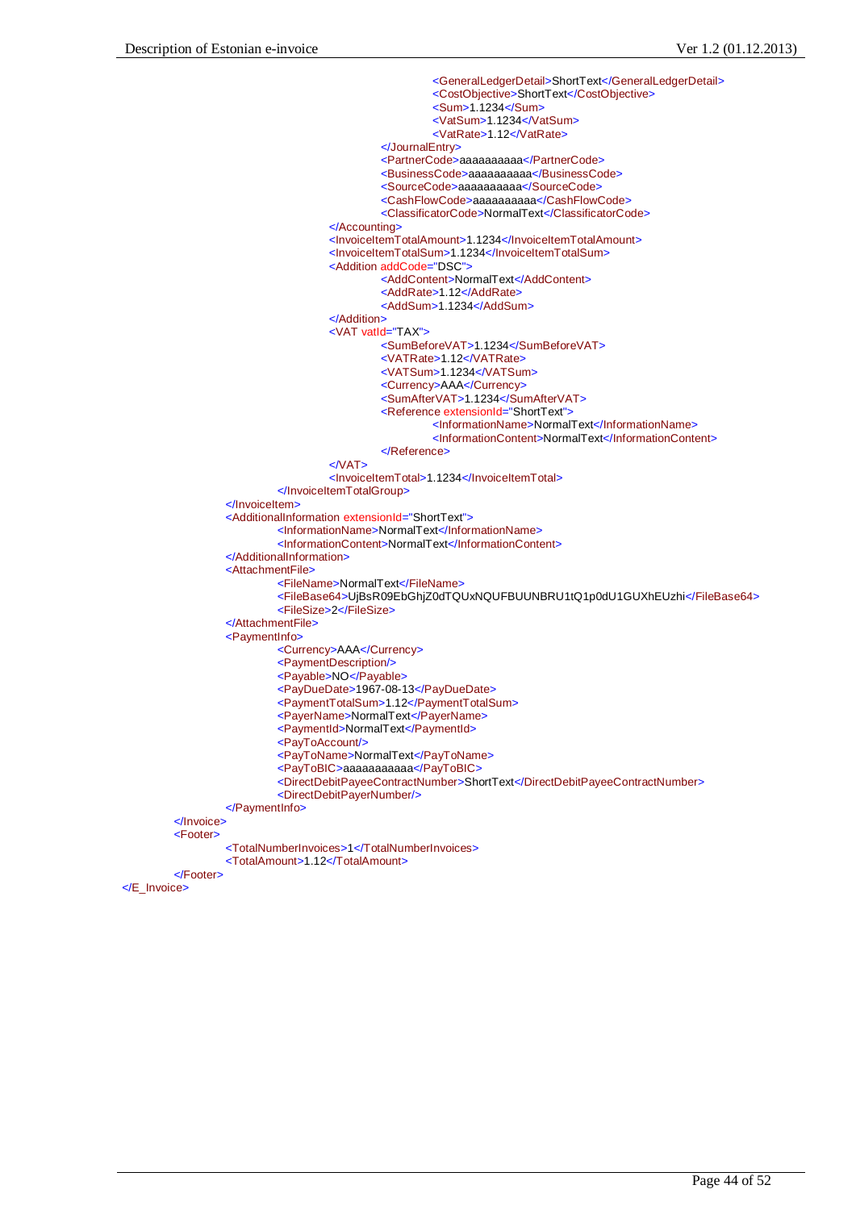```xml
                                                        <GeneralLedgerDetail>ShortText</GeneralLedgerDetail>
                                                        <CostObjective>ShortText</CostObjective>
                                                        <Sum>1.1234</Sum>
                                                        <VatSum>1.1234</VatSum>
                                                        <VatRate>1.12</VatRate>
                                                </JournalEntry>
                                                <PartnerCode>aaaaaaaaaa</PartnerCode>
                                                <BusinessCode>aaaaaaaaaa</BusinessCode>
                                                <SourceCode>aaaaaaaaaa</SourceCode>
                                                <CashFlowCode>aaaaaaaaaa</CashFlowCode>
                                                <ClassificatorCode>NormalText</ClassificatorCode>
                                        </Accounting>
                                        <InvoiceItemTotalAmount>1.1234</InvoiceItemTotalAmount>
                                        <InvoiceItemTotalSum>1.1234</InvoiceItemTotalSum>
                                        <Addition addCode="DSC">
                                                <AddContent>NormalText</AddContent>
                                                <AddRate>1.12</AddRate>
                                                <AddSum>1.1234</AddSum>
                                        </Addition>
                                        <VAT vatId="TAX">
                                                <SumBeforeVAT>1.1234</SumBeforeVAT>
                                                <VATRate>1.12</VATRate>
                                                <VATSum>1.1234</VATSum>
                                                <Currency>AAA</Currency>
                                                <SumAfterVAT>1.1234</SumAfterVAT>
                                                <Reference extensionId="ShortText">
                                                        <InformationName>NormalText</InformationName>
                                                        <InformationContent>NormalText</InformationContent>
                                                </Reference>
                                        </VAT>
                                        <InvoiceItemTotal>1.1234</InvoiceItemTotal>
                                </InvoiceItemTotalGroup>
                        </InvoiceItem>
                        <AdditionalInformation extensionId="ShortText">
                                <InformationName>NormalText</InformationName>
                                <InformationContent>NormalText</InformationContent>
                        </AdditionalInformation>
                        <AttachmentFile>
                                <FileName>NormalText</FileName>
                                <FileBase64>UjBsR09EbGhjZ0dTQUxNQUFBUUNBRU1tQ1p0dU1GUXhEUzhi</FileBase64>
                                <FileSize>2</FileSize>
                        </AttachmentFile>
                        <PaymentInfo>
                                <Currency>AAA</Currency>
                                <PaymentDescription/>
                                <Payable>NO</Payable>
                                <PayDueDate>1967-08-13</PayDueDate>
                                <PaymentTotalSum>1.12</PaymentTotalSum>
                                <PayerName>NormalText</PayerName>
                                <PaymentId>NormalText</PaymentId>
                                <PayToAccount/>
                                <PayToName>NormalText</PayToName>
                                <PayToBIC>aaaaaaaaaaa</PayToBIC>
                                <DirectDebitPayeeContractNumber>ShortText</DirectDebitPayeeContractNumber>
                                <DirectDebitPayerNumber/>
                        </PaymentInfo>
                </Invoice>
                <Footer>
                        <TotalNumberInvoices>1</TotalNumberInvoices>
                        <TotalAmount>1.12</TotalAmount>
                </Footer>
</E_Invoice>
```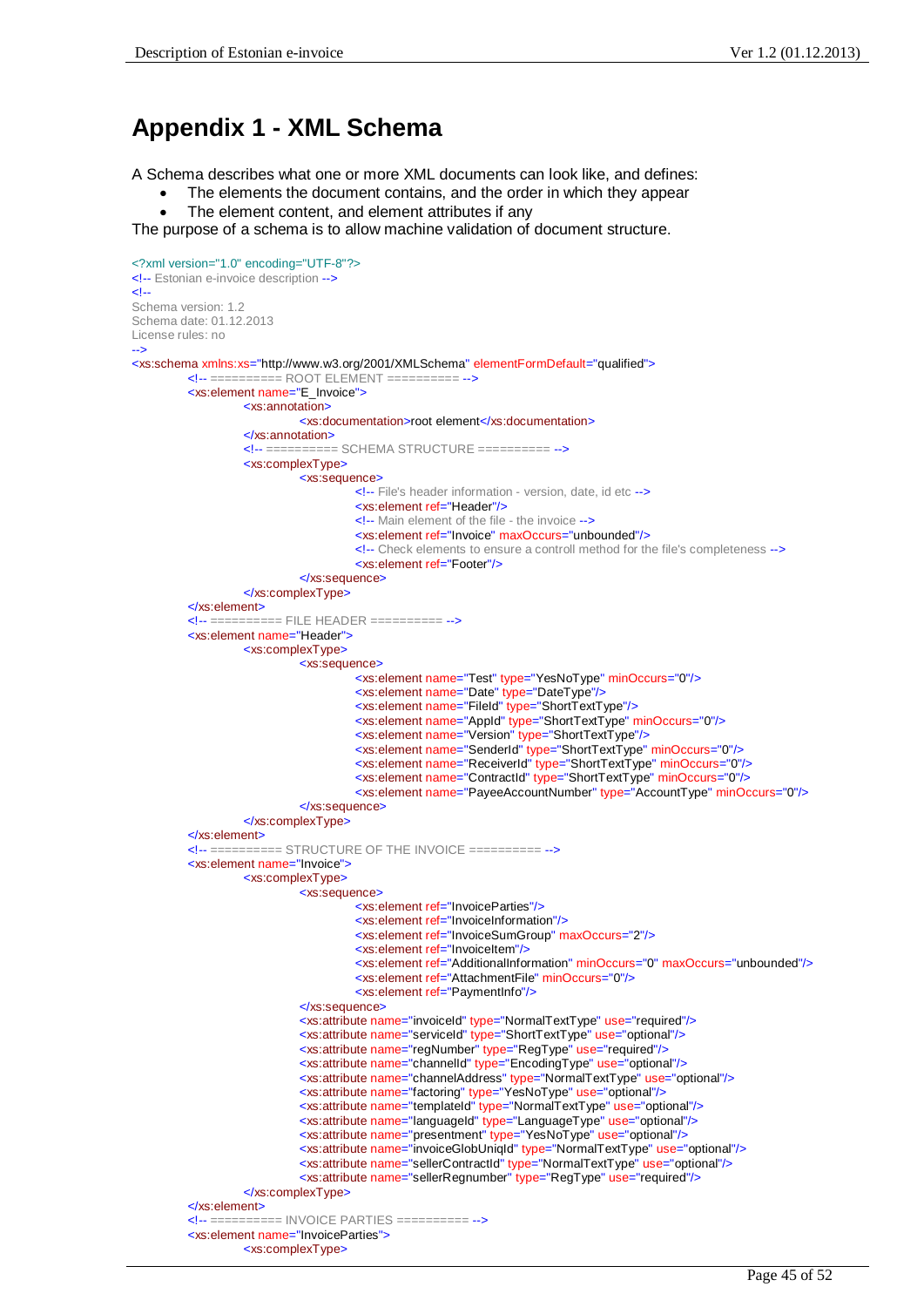# Appendix 1 - XML Schema

A Schema describes what one or more XML documents can look like, and defines:

- The elements the document contains, and the order in which they appear
- The element content, and element attributes if any

The purpose of a schema is to allow machine validation of document structure.

```xml
<?xml version="1.0" encoding="UTF-8"?>
<!-- Estonian e-invoice description -->
<!--
Schema version: 1.2
Schema date: 01.12.2013
License rules: no
-->
<xs:schema xmlns:xs="http://www.w3.org/2001/XMLSchema" elementFormDefault="qualified">
	<!-- ========== ROOT ELEMENT ========== -->
	<xs:element name="E_Invoice">
		<xs:annotation>
			<xs:documentation>root element</xs:documentation>
		</xs:annotation>
		<!-- ========== SCHEMA STRUCTURE ========== -->
		<xs:complexType>
			<xs:sequence>
				<!-- File's header information - version, date, id etc -->
				<xs:element ref="Header"/>
				<!-- Main element of the file - the invoice -->
				<xs:element ref="Invoice" maxOccurs="unbounded"/>
				<!-- Check elements to ensure a controll method for the file's completeness -->
				<xs:element ref="Footer"/>
			</xs:sequence>
		</xs:complexType>
	</xs:element>
	<!-- ========== FILE HEADER ========== -->
	<xs:element name="Header">
		<xs:complexType>
			<xs:sequence>
				<xs:element name="Test" type="YesNoType" minOccurs="0"/>
				<xs:element name="Date" type="DateType"/>
				<xs:element name="FileId" type="ShortTextType"/>
				<xs:element name="AppId" type="ShortTextType" minOccurs="0"/>
				<xs:element name="Version" type="ShortTextType"/>
				<xs:element name="SenderId" type="ShortTextType" minOccurs="0"/>
				<xs:element name="ReceiverId" type="ShortTextType" minOccurs="0"/>
				<xs:element name="ContractId" type="ShortTextType" minOccurs="0"/>
				<xs:element name="PayeeAccountNumber" type="AccountType" minOccurs="0"/>
			</xs:sequence>
		</xs:complexType>
	</xs:element>
	<!-- ========== STRUCTURE OF THE INVOICE ========== -->
	<xs:element name="Invoice">
		<xs:complexType>
			<xs:sequence>
				<xs:element ref="InvoiceParties"/>
				<xs:element ref="InvoiceInformation"/>
				<xs:element ref="InvoiceSumGroup" maxOccurs="2"/>
				<xs:element ref="InvoiceItem"/>
				<xs:element ref="AdditionalInformation" minOccurs="0" maxOccurs="unbounded"/>
				<xs:element ref="AttachmentFile" minOccurs="0"/>
				<xs:element ref="PaymentInfo"/>
			</xs:sequence>
			<xs:attribute name="invoiceId" type="NormalTextType" use="required"/>
			<xs:attribute name="serviceId" type="ShortTextType" use="optional"/>
			<xs:attribute name="regNumber" type="RegType" use="required"/>
			<xs:attribute name="channelId" type="EncodingType" use="optional"/>
			<xs:attribute name="channelAddress" type="NormalTextType" use="optional"/>
			<xs:attribute name="factoring" type="YesNoType" use="optional"/>
			<xs:attribute name="templateId" type="NormalTextType" use="optional"/>
			<xs:attribute name="languageId" type="LanguageType" use="optional"/>
			<xs:attribute name="presentment" type="YesNoType" use="optional"/>
			<xs:attribute name="invoiceGlobUniqId" type="NormalTextType" use="optional"/>
			<xs:attribute name="sellerContractId" type="NormalTextType" use="optional"/>
			<xs:attribute name="sellerRegnumber" type="RegType" use="required"/>
		</xs:complexType>
	</xs:element>
	<!-- ========== INVOICE PARTIES ========== -->
	<xs:element name="InvoiceParties">
		<xs:complexType>
```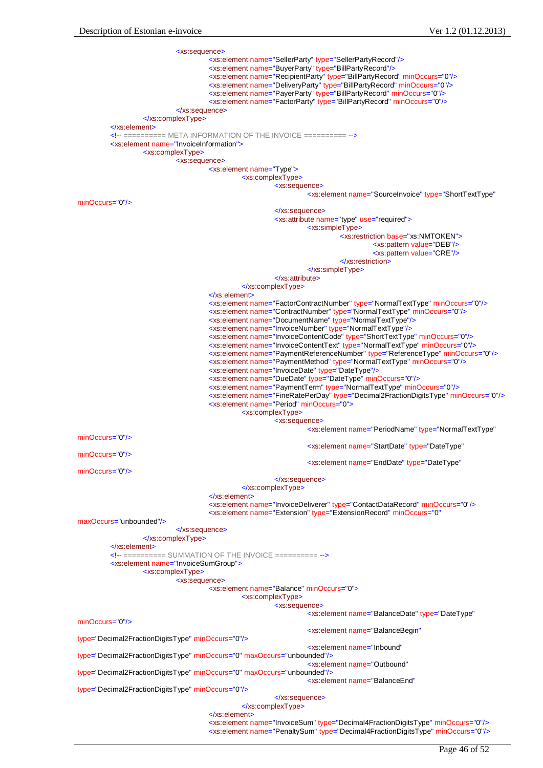```
                    <xs:sequence>
                        <xs:element name="SellerParty" type="SellerPartyRecord"/>
                        <xs:element name="BuyerParty" type="BillPartyRecord"/>
                        <xs:element name="RecipientParty" type="BillPartyRecord" minOccurs="0"/>
                        <xs:element name="DeliveryParty" type="BillPartyRecord" minOccurs="0"/>
                        <xs:element name="PayerParty" type="BillPartyRecord" minOccurs="0"/>
                        <xs:element name="FactorParty" type="BillPartyRecord" minOccurs="0"/>
                    </xs:sequence>
                </xs:complexType>
            </xs:element>
            <!-- ========== META INFORMATION OF THE INVOICE ========== -->
            <xs:element name="InvoiceInformation">
                <xs:complexType>
                    <xs:sequence>
                        <xs:element name="Type">
                            <xs:complexType>
                                <xs:sequence>
                                    <xs:element name="SourceInvoice" type="ShortTextType"
minOccurs="0"/>
                                </xs:sequence>
                                <xs:attribute name="type" use="required">
                                    <xs:simpleType>
                                        <xs:restriction base="xs:NMTOKEN">
                                            <xs:pattern value="DEB"/>
                                            <xs:pattern value="CRE"/>
                                        </xs:restriction>
                                    </xs:simpleType>
                                </xs:attribute>
                            </xs:complexType>
                        </xs:element>
                        <xs:element name="FactorContractNumber" type="NormalTextType" minOccurs="0"/>
                        <xs:element name="ContractNumber" type="NormalTextType" minOccurs="0"/>
                        <xs:element name="DocumentName" type="NormalTextType"/>
                        <xs:element name="InvoiceNumber" type="NormalTextType"/>
                        <xs:element name="InvoiceContentCode" type="ShortTextType" minOccurs="0"/>
                        <xs:element name="InvoiceContentText" type="NormalTextType" minOccurs="0"/>
                        <xs:element name="PaymentReferenceNumber" type="ReferenceType" minOccurs="0"/>
                        <xs:element name="PaymentMethod" type="NormalTextType" minOccurs="0"/>
                        <xs:element name="InvoiceDate" type="DateType"/>
                        <xs:element name="DueDate" type="DateType" minOccurs="0"/>
                        <xs:element name="PaymentTerm" type="NormalTextType" minOccurs="0"/>
                        <xs:element name="FineRatePerDay" type="Decimal2FractionDigitsType" minOccurs="0"/>
                        <xs:element name="Period" minOccurs="0">
                            <xs:complexType>
                                <xs:sequence>
                                    <xs:element name="PeriodName" type="NormalTextType"
minOccurs="0"/>
                                    <xs:element name="StartDate" type="DateType"
minOccurs="0"/>
                                    <xs:element name="EndDate" type="DateType"
minOccurs="0"/>
                                </xs:sequence>
                            </xs:complexType>
                        </xs:element>
                        <xs:element name="InvoiceDeliverer" type="ContactDataRecord" minOccurs="0"/>
                        <xs:element name="Extension" type="ExtensionRecord" minOccurs="0"
maxOccurs="unbounded"/>
                    </xs:sequence>
                </xs:complexType>
            </xs:element>
            <!-- ========== SUMMATION OF THE INVOICE ========== -->
            <xs:element name="InvoiceSumGroup">
                <xs:complexType>
                    <xs:sequence>
                        <xs:element name="Balance" minOccurs="0">
                            <xs:complexType>
                                <xs:sequence>
                                    <xs:element name="BalanceDate" type="DateType"
minOccurs="0"/>
                                    <xs:element name="BalanceBegin"
type="Decimal2FractionDigitsType" minOccurs="0"/>
                                    <xs:element name="Inbound"
type="Decimal2FractionDigitsType" minOccurs="0" maxOccurs="unbounded"/>
                                    <xs:element name="Outbound"
type="Decimal2FractionDigitsType" minOccurs="0" maxOccurs="unbounded"/>
                                    <xs:element name="BalanceEnd"
type="Decimal2FractionDigitsType" minOccurs="0"/>
                                </xs:sequence>
                            </xs:complexType>
                        </xs:element>
                        <xs:element name="InvoiceSum" type="Decimal4FractionDigitsType" minOccurs="0"/>
                        <xs:element name="PenaltySum" type="Decimal4FractionDigitsType" minOccurs="0"/>
```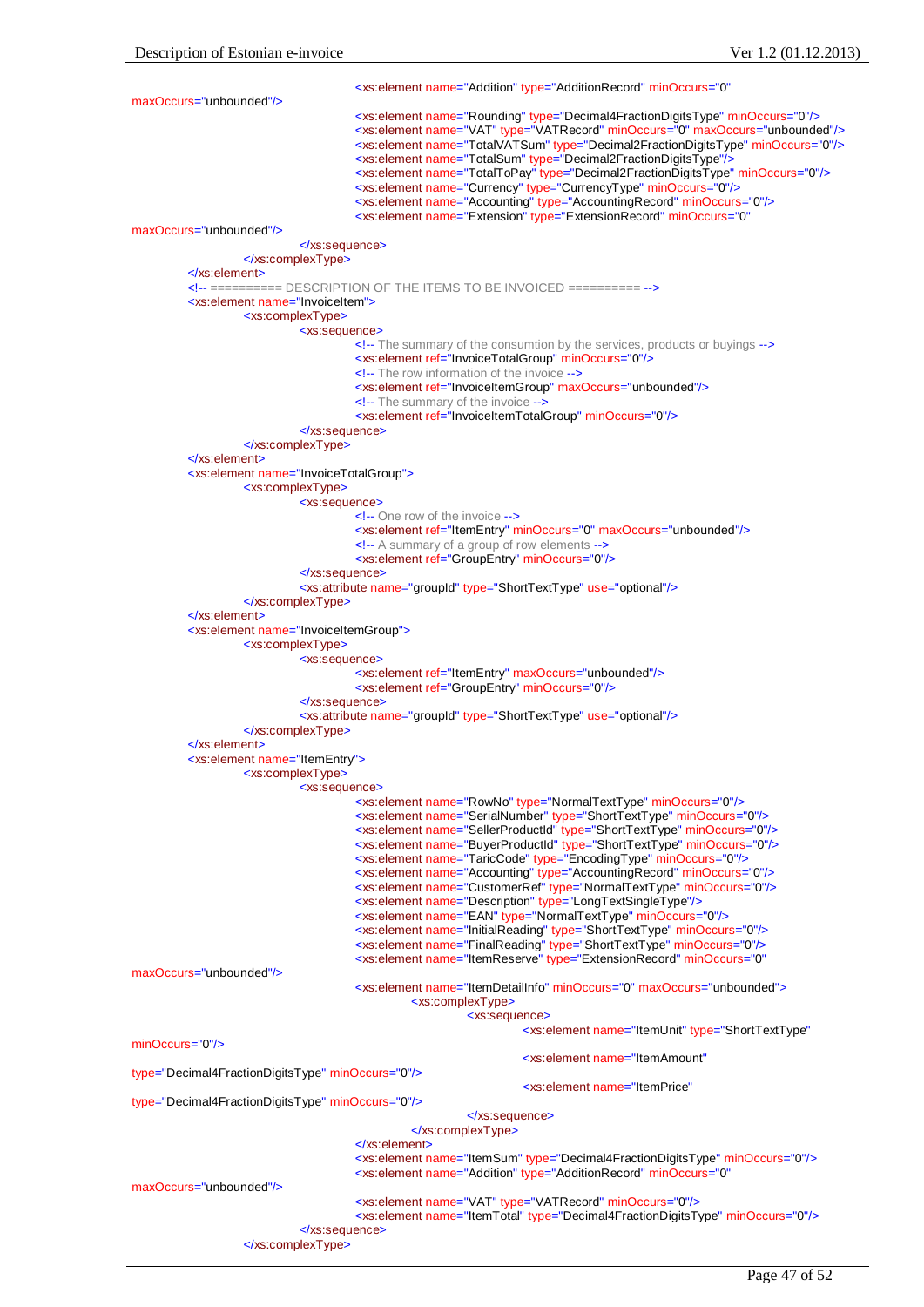```xml
					<xs:element name="Addition" type="AdditionRecord" minOccurs="0" maxOccurs="unbounded"/>
					<xs:element name="Rounding" type="Decimal4FractionDigitsType" minOccurs="0"/>
					<xs:element name="VAT" type="VATRecord" minOccurs="0" maxOccurs="unbounded"/>
					<xs:element name="TotalVATSum" type="Decimal2FractionDigitsType" minOccurs="0"/>
					<xs:element name="TotalSum" type="Decimal2FractionDigitsType"/>
					<xs:element name="TotalToPay" type="Decimal2FractionDigitsType" minOccurs="0"/>
					<xs:element name="Currency" type="CurrencyType" minOccurs="0"/>
					<xs:element name="Accounting" type="AccountingRecord" minOccurs="0"/>
					<xs:element name="Extension" type="ExtensionRecord" minOccurs="0" maxOccurs="unbounded"/>
				</xs:sequence>
			</xs:complexType>
		</xs:element>
		<!-- ========== DESCRIPTION OF THE ITEMS TO BE INVOICED ========== -->
		<xs:element name="InvoiceItem">
			<xs:complexType>
				<xs:sequence>
					<!-- The summary of the consumtion by the services, products or buyings -->
					<xs:element ref="InvoiceTotalGroup" minOccurs="0"/>
					<!-- The row information of the invoice -->
					<xs:element ref="InvoiceItemGroup" maxOccurs="unbounded"/>
					<!-- The summary of the invoice -->
					<xs:element ref="InvoiceItemTotalGroup" minOccurs="0"/>
				</xs:sequence>
			</xs:complexType>
		</xs:element>
		<xs:element name="InvoiceTotalGroup">
			<xs:complexType>
				<xs:sequence>
					<!-- One row of the invoice -->
					<xs:element ref="ItemEntry" minOccurs="0" maxOccurs="unbounded"/>
					<!-- A summary of a group of row elements -->
					<xs:element ref="GroupEntry" minOccurs="0"/>
				</xs:sequence>
				<xs:attribute name="groupId" type="ShortTextType" use="optional"/>
			</xs:complexType>
		</xs:element>
		<xs:element name="InvoiceItemGroup">
			<xs:complexType>
				<xs:sequence>
					<xs:element ref="ItemEntry" maxOccurs="unbounded"/>
					<xs:element ref="GroupEntry" minOccurs="0"/>
				</xs:sequence>
				<xs:attribute name="groupId" type="ShortTextType" use="optional"/>
			</xs:complexType>
		</xs:element>
		<xs:element name="ItemEntry">
			<xs:complexType>
				<xs:sequence>
					<xs:element name="RowNo" type="NormalTextType" minOccurs="0"/>
					<xs:element name="SerialNumber" type="ShortTextType" minOccurs="0"/>
					<xs:element name="SellerProductId" type="ShortTextType" minOccurs="0"/>
					<xs:element name="BuyerProductId" type="ShortTextType" minOccurs="0"/>
					<xs:element name="TaricCode" type="EncodingType" minOccurs="0"/>
					<xs:element name="Accounting" type="AccountingRecord" minOccurs="0"/>
					<xs:element name="CustomerRef" type="NormalTextType" minOccurs="0"/>
					<xs:element name="Description" type="LongTextSingleType"/>
					<xs:element name="EAN" type="NormalTextType" minOccurs="0"/>
					<xs:element name="InitialReading" type="ShortTextType" minOccurs="0"/>
					<xs:element name="FinalReading" type="ShortTextType" minOccurs="0"/>
					<xs:element name="ItemReserve" type="ExtensionRecord" minOccurs="0" maxOccurs="unbounded"/>
					<xs:element name="ItemDetailInfo" minOccurs="0" maxOccurs="unbounded">
						<xs:complexType>
							<xs:sequence>
								<xs:element name="ItemUnit" type="ShortTextType" minOccurs="0"/>
								<xs:element name="ItemAmount" type="Decimal4FractionDigitsType" minOccurs="0"/>
								<xs:element name="ItemPrice" type="Decimal4FractionDigitsType" minOccurs="0"/>
							</xs:sequence>
						</xs:complexType>
					</xs:element>
					<xs:element name="ItemSum" type="Decimal4FractionDigitsType" minOccurs="0"/>
					<xs:element name="Addition" type="AdditionRecord" minOccurs="0" maxOccurs="unbounded"/>
					<xs:element name="VAT" type="VATRecord" minOccurs="0"/>
					<xs:element name="ItemTotal" type="Decimal4FractionDigitsType" minOccurs="0"/>
				</xs:sequence>
			</xs:complexType>
```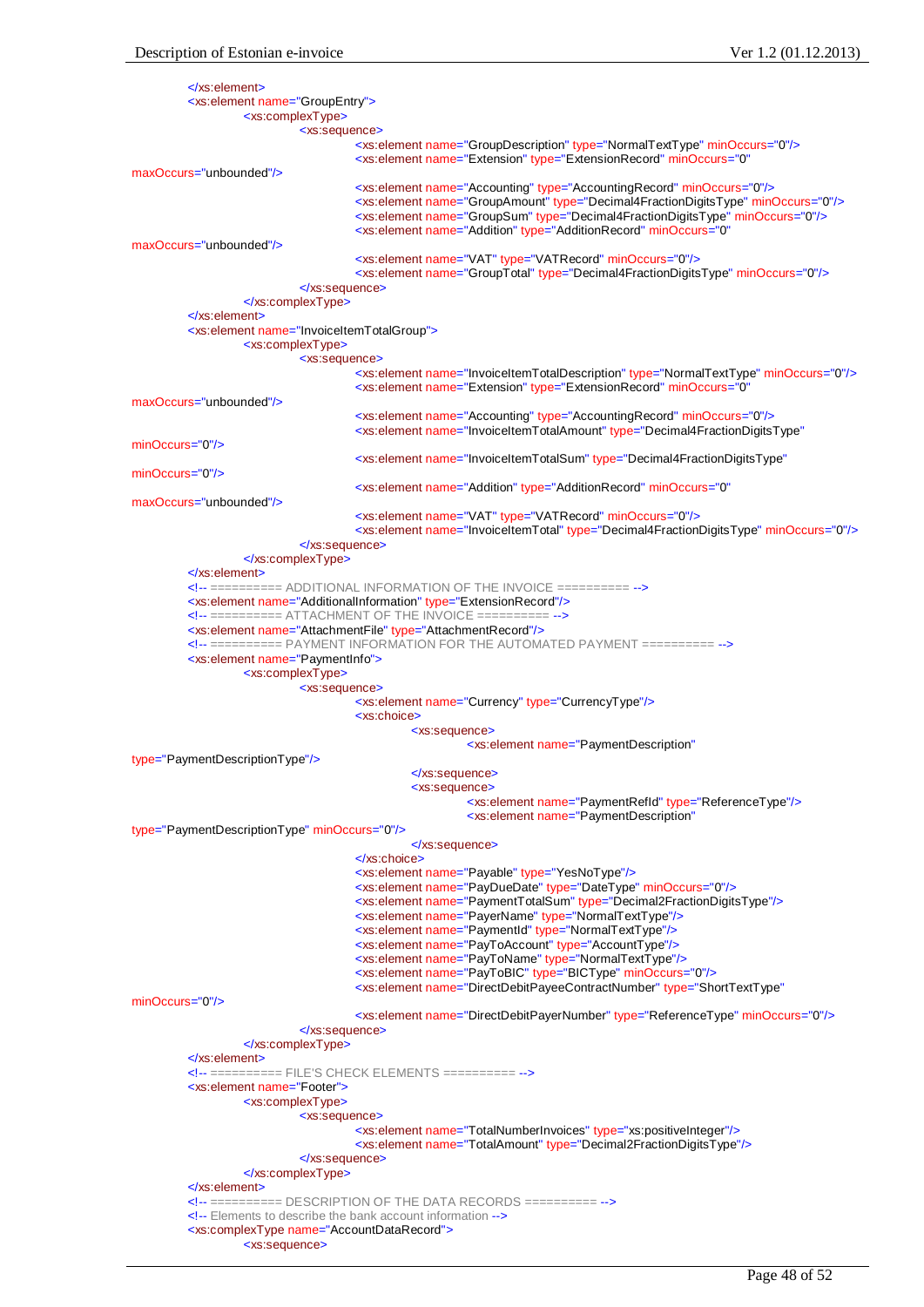```xml
</xs:element>
<xs:element name="GroupEntry">
	<xs:complexType>
		<xs:sequence>
			<xs:element name="GroupDescription" type="NormalTextType" minOccurs="0"/>
			<xs:element name="Extension" type="ExtensionRecord" minOccurs="0" maxOccurs="unbounded"/>
			<xs:element name="Accounting" type="AccountingRecord" minOccurs="0"/>
			<xs:element name="GroupAmount" type="Decimal4FractionDigitsType" minOccurs="0"/>
			<xs:element name="GroupSum" type="Decimal4FractionDigitsType" minOccurs="0"/>
			<xs:element name="Addition" type="AdditionRecord" minOccurs="0" maxOccurs="unbounded"/>
			<xs:element name="VAT" type="VATRecord" minOccurs="0"/>
			<xs:element name="GroupTotal" type="Decimal4FractionDigitsType" minOccurs="0"/>
		</xs:sequence>
	</xs:complexType>
</xs:element>
<xs:element name="InvoiceItemTotalGroup">
	<xs:complexType>
		<xs:sequence>
			<xs:element name="InvoiceItemTotalDescription" type="NormalTextType" minOccurs="0"/>
			<xs:element name="Extension" type="ExtensionRecord" minOccurs="0" maxOccurs="unbounded"/>
			<xs:element name="Accounting" type="AccountingRecord" minOccurs="0"/>
			<xs:element name="InvoiceItemTotalAmount" type="Decimal4FractionDigitsType" minOccurs="0"/>
			<xs:element name="InvoiceItemTotalSum" type="Decimal4FractionDigitsType" minOccurs="0"/>
			<xs:element name="Addition" type="AdditionRecord" minOccurs="0" maxOccurs="unbounded"/>
			<xs:element name="VAT" type="VATRecord" minOccurs="0"/>
			<xs:element name="InvoiceItemTotal" type="Decimal4FractionDigitsType" minOccurs="0"/>
		</xs:sequence>
	</xs:complexType>
</xs:element>
<!-- ========== ADDITIONAL INFORMATION OF THE INVOICE ========== -->
<xs:element name="AdditionalInformation" type="ExtensionRecord"/>
<!-- ========== ATTACHMENT OF THE INVOICE ========== -->
<xs:element name="AttachmentFile" type="AttachmentRecord"/>
<!-- ========== PAYMENT INFORMATION FOR THE AUTOMATED PAYMENT ========== -->
<xs:element name="PaymentInfo">
	<xs:complexType>
		<xs:sequence>
			<xs:element name="Currency" type="CurrencyType"/>
			<xs:choice>
				<xs:sequence>
					<xs:element name="PaymentDescription" type="PaymentDescriptionType"/>
				</xs:sequence>
				<xs:sequence>
					<xs:element name="PaymentRefId" type="ReferenceType"/>
					<xs:element name="PaymentDescription" type="PaymentDescriptionType" minOccurs="0"/>
				</xs:sequence>
			</xs:choice>
			<xs:element name="Payable" type="YesNoType"/>
			<xs:element name="PayDueDate" type="DateType" minOccurs="0"/>
			<xs:element name="PaymentTotalSum" type="Decimal2FractionDigitsType"/>
			<xs:element name="PayerName" type="NormalTextType"/>
			<xs:element name="PaymentId" type="NormalTextType"/>
			<xs:element name="PayToAccount" type="AccountType"/>
			<xs:element name="PayToName" type="NormalTextType"/>
			<xs:element name="PayToBIC" type="BICType" minOccurs="0"/>
			<xs:element name="DirectDebitPayeeContractNumber" type="ShortTextType" minOccurs="0"/>
			<xs:element name="DirectDebitPayerNumber" type="ReferenceType" minOccurs="0"/>
		</xs:sequence>
	</xs:complexType>
</xs:element>
<!-- ========== FILE'S CHECK ELEMENTS ========== -->
<xs:element name="Footer">
	<xs:complexType>
		<xs:sequence>
			<xs:element name="TotalNumberInvoices" type="xs:positiveInteger"/>
			<xs:element name="TotalAmount" type="Decimal2FractionDigitsType"/>
		</xs:sequence>
	</xs:complexType>
</xs:element>
<!-- ========== DESCRIPTION OF THE DATA RECORDS ========== -->
<!-- Elements to describe the bank account information -->
<xs:complexType name="AccountDataRecord">
	<xs:sequence>
```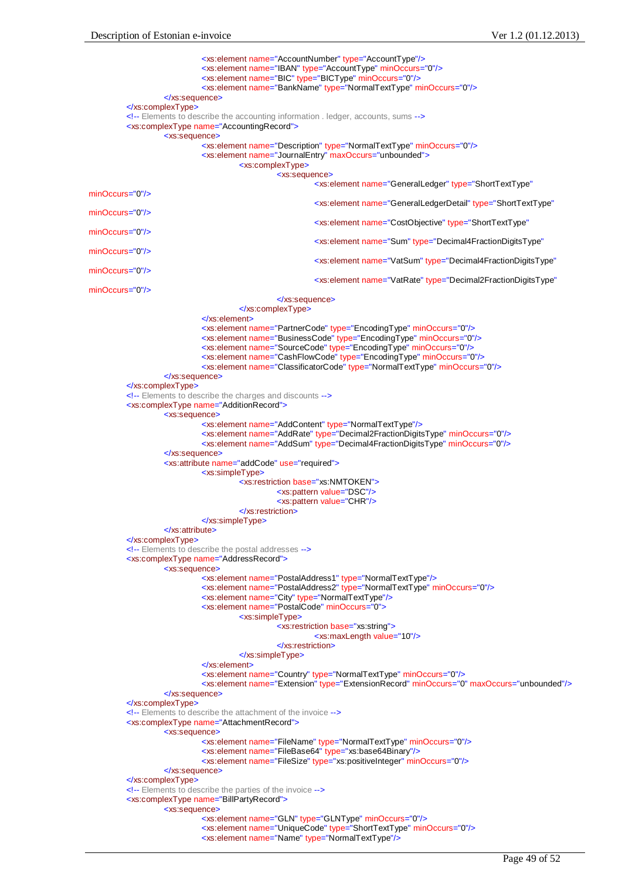```xml
					<xs:element name="AccountNumber" type="AccountType"/>
					<xs:element name="IBAN" type="AccountType" minOccurs="0"/>
					<xs:element name="BIC" type="BICType" minOccurs="0"/>
					<xs:element name="BankName" type="NormalTextType" minOccurs="0"/>
			</xs:sequence>
		</xs:complexType>
		<!-- Elements to describe the accounting information . ledger, accounts, sums -->
		<xs:complexType name="AccountingRecord">
			<xs:sequence>
					<xs:element name="Description" type="NormalTextType" minOccurs="0"/>
					<xs:element name="JournalEntry" maxOccurs="unbounded">
						<xs:complexType>
							<xs:sequence>
								<xs:element name="GeneralLedger" type="ShortTextType"
minOccurs="0"/>
								<xs:element name="GeneralLedgerDetail" type="ShortTextType"
minOccurs="0"/>
								<xs:element name="CostObjective" type="ShortTextType"
minOccurs="0"/>
								<xs:element name="Sum" type="Decimal4FractionDigitsType"
minOccurs="0"/>
								<xs:element name="VatSum" type="Decimal4FractionDigitsType"
minOccurs="0"/>
								<xs:element name="VatRate" type="Decimal2FractionDigitsType"
minOccurs="0"/>
							</xs:sequence>
						</xs:complexType>
					</xs:element>
					<xs:element name="PartnerCode" type="EncodingType" minOccurs="0"/>
					<xs:element name="BusinessCode" type="EncodingType" minOccurs="0"/>
					<xs:element name="SourceCode" type="EncodingType" minOccurs="0"/>
					<xs:element name="CashFlowCode" type="EncodingType" minOccurs="0"/>
					<xs:element name="ClassificatorCode" type="NormalTextType" minOccurs="0"/>
			</xs:sequence>
		</xs:complexType>
		<!-- Elements to describe the charges and discounts -->
		<xs:complexType name="AdditionRecord">
			<xs:sequence>
					<xs:element name="AddContent" type="NormalTextType"/>
					<xs:element name="AddRate" type="Decimal2FractionDigitsType" minOccurs="0"/>
					<xs:element name="AddSum" type="Decimal4FractionDigitsType" minOccurs="0"/>
			</xs:sequence>
			<xs:attribute name="addCode" use="required">
					<xs:simpleType>
						<xs:restriction base="xs:NMTOKEN">
							<xs:pattern value="DSC"/>
							<xs:pattern value="CHR"/>
						</xs:restriction>
					</xs:simpleType>
			</xs:attribute>
		</xs:complexType>
		<!-- Elements to describe the postal addresses -->
		<xs:complexType name="AddressRecord">
			<xs:sequence>
					<xs:element name="PostalAddress1" type="NormalTextType"/>
					<xs:element name="PostalAddress2" type="NormalTextType" minOccurs="0"/>
					<xs:element name="City" type="NormalTextType"/>
					<xs:element name="PostalCode" minOccurs="0">
						<xs:simpleType>
							<xs:restriction base="xs:string">
								<xs:maxLength value="10"/>
							</xs:restriction>
						</xs:simpleType>
					</xs:element>
					<xs:element name="Country" type="NormalTextType" minOccurs="0"/>
					<xs:element name="Extension" type="ExtensionRecord" minOccurs="0" maxOccurs="unbounded"/>
			</xs:sequence>
		</xs:complexType>
		<!-- Elements to describe the attachment of the invoice -->
		<xs:complexType name="AttachmentRecord">
			<xs:sequence>
					<xs:element name="FileName" type="NormalTextType" minOccurs="0"/>
					<xs:element name="FileBase64" type="xs:base64Binary"/>
					<xs:element name="FileSize" type="xs:positiveInteger" minOccurs="0"/>
			</xs:sequence>
		</xs:complexType>
		<!-- Elements to describe the parties of the invoice -->
		<xs:complexType name="BillPartyRecord">
			<xs:sequence>
					<xs:element name="GLN" type="GLNType" minOccurs="0"/>
					<xs:element name="UniqueCode" type="ShortTextType" minOccurs="0"/>
					<xs:element name="Name" type="NormalTextType"/>
```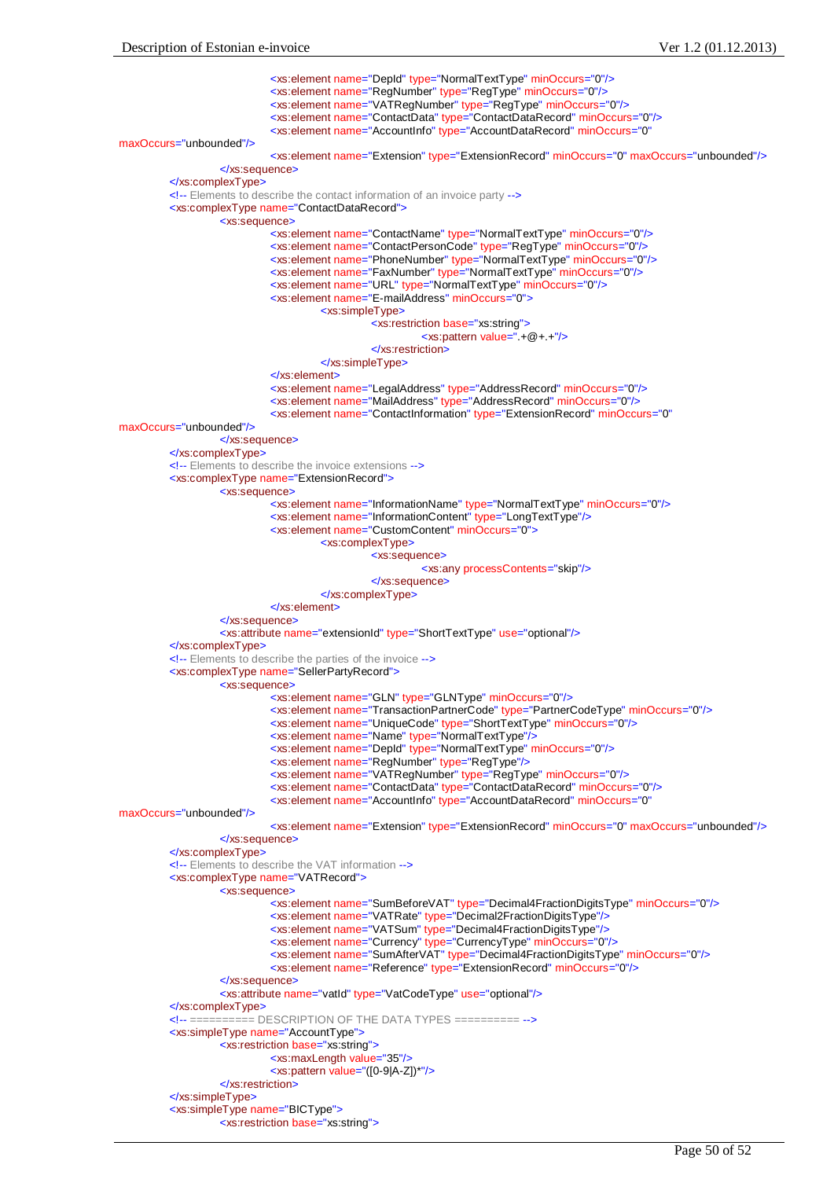```xml
					<xs:element name="DepId" type="NormalTextType" minOccurs="0"/>
					<xs:element name="RegNumber" type="RegType" minOccurs="0"/>
					<xs:element name="VATRegNumber" type="RegType" minOccurs="0"/>
					<xs:element name="ContactData" type="ContactDataRecord" minOccurs="0"/>
					<xs:element name="AccountInfo" type="AccountDataRecord" minOccurs="0"
maxOccurs="unbounded"/>
					<xs:element name="Extension" type="ExtensionRecord" minOccurs="0" maxOccurs="unbounded"/>
				</xs:sequence>
			</xs:complexType>
			<!-- Elements to describe the contact information of an invoice party -->
			<xs:complexType name="ContactDataRecord">
				<xs:sequence>
					<xs:element name="ContactName" type="NormalTextType" minOccurs="0"/>
					<xs:element name="ContactPersonCode" type="RegType" minOccurs="0"/>
					<xs:element name="PhoneNumber" type="NormalTextType" minOccurs="0"/>
					<xs:element name="FaxNumber" type="NormalTextType" minOccurs="0"/>
					<xs:element name="URL" type="NormalTextType" minOccurs="0"/>
					<xs:element name="E-mailAddress" minOccurs="0">
						<xs:simpleType>
							<xs:restriction base="xs:string">
								<xs:pattern value=".+@+.+"/>
							</xs:restriction>
						</xs:simpleType>
					</xs:element>
					<xs:element name="LegalAddress" type="AddressRecord" minOccurs="0"/>
					<xs:element name="MailAddress" type="AddressRecord" minOccurs="0"/>
					<xs:element name="ContactInformation" type="ExtensionRecord" minOccurs="0"
maxOccurs="unbounded"/>
				</xs:sequence>
			</xs:complexType>
			<!-- Elements to describe the invoice extensions -->
			<xs:complexType name="ExtensionRecord">
				<xs:sequence>
					<xs:element name="InformationName" type="NormalTextType" minOccurs="0"/>
					<xs:element name="InformationContent" type="LongTextType"/>
					<xs:element name="CustomContent" minOccurs="0">
						<xs:complexType>
							<xs:sequence>
								<xs:any processContents="skip"/>
							</xs:sequence>
						</xs:complexType>
					</xs:element>
				</xs:sequence>
				<xs:attribute name="extensionId" type="ShortTextType" use="optional"/>
			</xs:complexType>
			<!-- Elements to describe the parties of the invoice -->
			<xs:complexType name="SellerPartyRecord">
				<xs:sequence>
					<xs:element name="GLN" type="GLNType" minOccurs="0"/>
					<xs:element name="TransactionPartnerCode" type="PartnerCodeType" minOccurs="0"/>
					<xs:element name="UniqueCode" type="ShortTextType" minOccurs="0"/>
					<xs:element name="Name" type="NormalTextType"/>
					<xs:element name="DepId" type="NormalTextType" minOccurs="0"/>
					<xs:element name="RegNumber" type="RegType"/>
					<xs:element name="VATRegNumber" type="RegType" minOccurs="0"/>
					<xs:element name="ContactData" type="ContactDataRecord" minOccurs="0"/>
					<xs:element name="AccountInfo" type="AccountDataRecord" minOccurs="0"
maxOccurs="unbounded"/>
					<xs:element name="Extension" type="ExtensionRecord" minOccurs="0" maxOccurs="unbounded"/>
				</xs:sequence>
			</xs:complexType>
			<!-- Elements to describe the VAT information -->
			<xs:complexType name="VATRecord">
				<xs:sequence>
					<xs:element name="SumBeforeVAT" type="Decimal4FractionDigitsType" minOccurs="0"/>
					<xs:element name="VATRate" type="Decimal2FractionDigitsType"/>
					<xs:element name="VATSum" type="Decimal4FractionDigitsType"/>
					<xs:element name="Currency" type="CurrencyType" minOccurs="0"/>
					<xs:element name="SumAfterVAT" type="Decimal4FractionDigitsType" minOccurs="0"/>
					<xs:element name="Reference" type="ExtensionRecord" minOccurs="0"/>
				</xs:sequence>
				<xs:attribute name="vatId" type="VatCodeType" use="optional"/>
			</xs:complexType>
			<!-- ========== DESCRIPTION OF THE DATA TYPES ========== -->
			<xs:simpleType name="AccountType">
				<xs:restriction base="xs:string">
					<xs:maxLength value="35"/>
					<xs:pattern value="([0-9|A-Z])*"/>
				</xs:restriction>
			</xs:simpleType>
			<xs:simpleType name="BICType">
				<xs:restriction base="xs:string">
```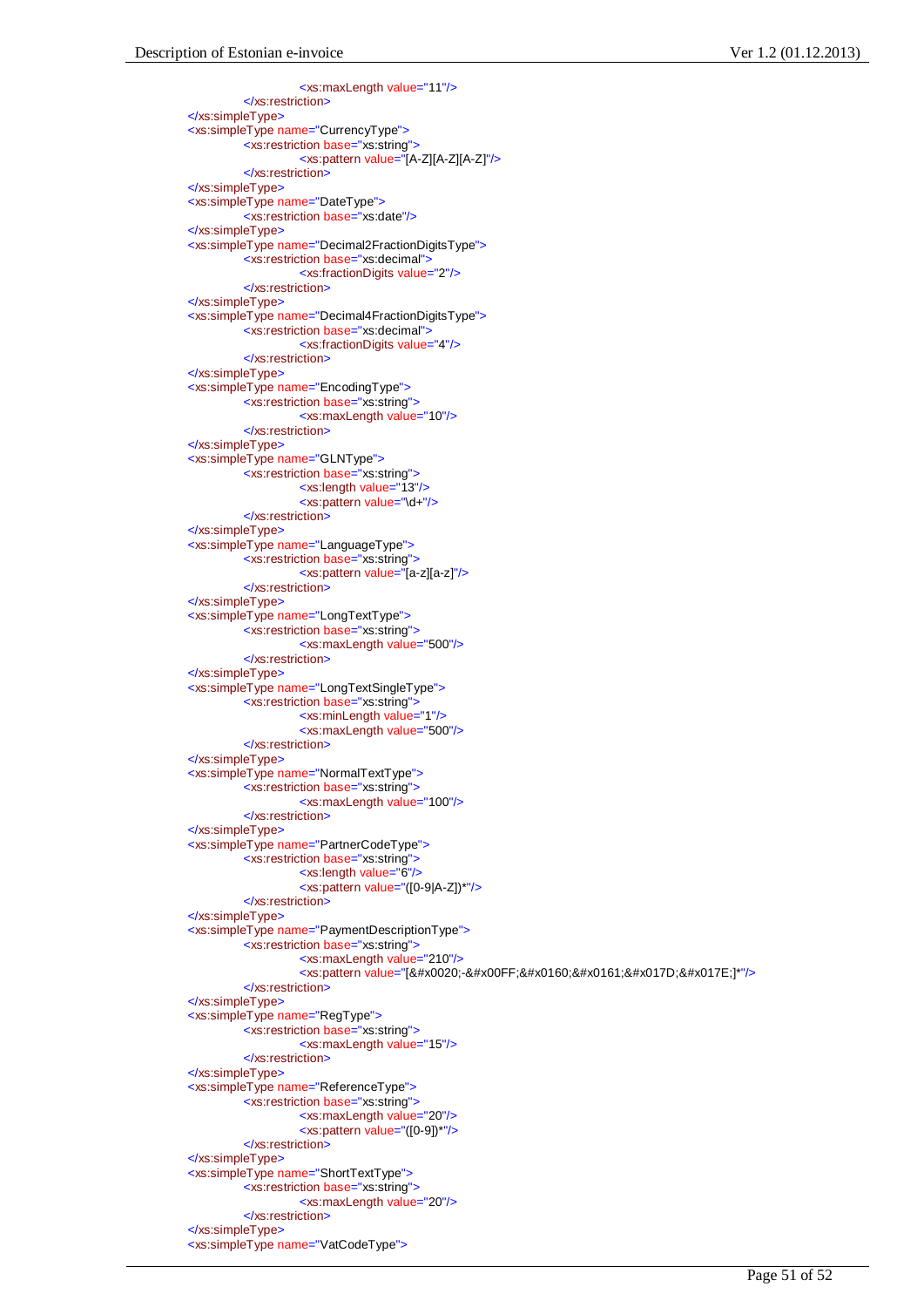```
				<xs:maxLength value="11"/>
			</xs:restriction>
	</xs:simpleType>
	<xs:simpleType name="CurrencyType">
			<xs:restriction base="xs:string">
				<xs:pattern value="[A-Z][A-Z][A-Z]"/>
			</xs:restriction>
	</xs:simpleType>
	<xs:simpleType name="DateType">
			<xs:restriction base="xs:date"/>
	</xs:simpleType>
	<xs:simpleType name="Decimal2FractionDigitsType">
			<xs:restriction base="xs:decimal">
				<xs:fractionDigits value="2"/>
			</xs:restriction>
	</xs:simpleType>
	<xs:simpleType name="Decimal4FractionDigitsType">
			<xs:restriction base="xs:decimal">
				<xs:fractionDigits value="4"/>
			</xs:restriction>
	</xs:simpleType>
	<xs:simpleType name="EncodingType">
			<xs:restriction base="xs:string">
				<xs:maxLength value="10"/>
			</xs:restriction>
	</xs:simpleType>
	<xs:simpleType name="GLNType">
			<xs:restriction base="xs:string">
				<xs:length value="13"/>
				<xs:pattern value="\d+"/>
			</xs:restriction>
	</xs:simpleType>
	<xs:simpleType name="LanguageType">
			<xs:restriction base="xs:string">
				<xs:pattern value="[a-z][a-z]"/>
			</xs:restriction>
	</xs:simpleType>
	<xs:simpleType name="LongTextType">
			<xs:restriction base="xs:string">
				<xs:maxLength value="500"/>
			</xs:restriction>
	</xs:simpleType>
	<xs:simpleType name="LongTextSingleType">
			<xs:restriction base="xs:string">
				<xs:minLength value="1"/>
				<xs:maxLength value="500"/>
			</xs:restriction>
	</xs:simpleType>
	<xs:simpleType name="NormalTextType">
			<xs:restriction base="xs:string">
				<xs:maxLength value="100"/>
			</xs:restriction>
	</xs:simpleType>
	<xs:simpleType name="PartnerCodeType">
			<xs:restriction base="xs:string">
				<xs:length value="6"/>
				<xs:pattern value="([0-9|A-Z])*"/>
			</xs:restriction>
	</xs:simpleType>
	<xs:simpleType name="PaymentDescriptionType">
			<xs:restriction base="xs:string">
				<xs:maxLength value="210"/>
				<xs:pattern value="[&#x0020;-&#x00FF;&#x0160;&#x0161;&#x017D;&#x017E;]*"/>
			</xs:restriction>
	</xs:simpleType>
	<xs:simpleType name="RegType">
			<xs:restriction base="xs:string">
				<xs:maxLength value="15"/>
			</xs:restriction>
	</xs:simpleType>
	<xs:simpleType name="ReferenceType">
			<xs:restriction base="xs:string">
				<xs:maxLength value="20"/>
				<xs:pattern value="([0-9])*"/>
			</xs:restriction>
	</xs:simpleType>
	<xs:simpleType name="ShortTextType">
			<xs:restriction base="xs:string">
				<xs:maxLength value="20"/>
			</xs:restriction>
	</xs:simpleType>
	<xs:simpleType name="VatCodeType">
```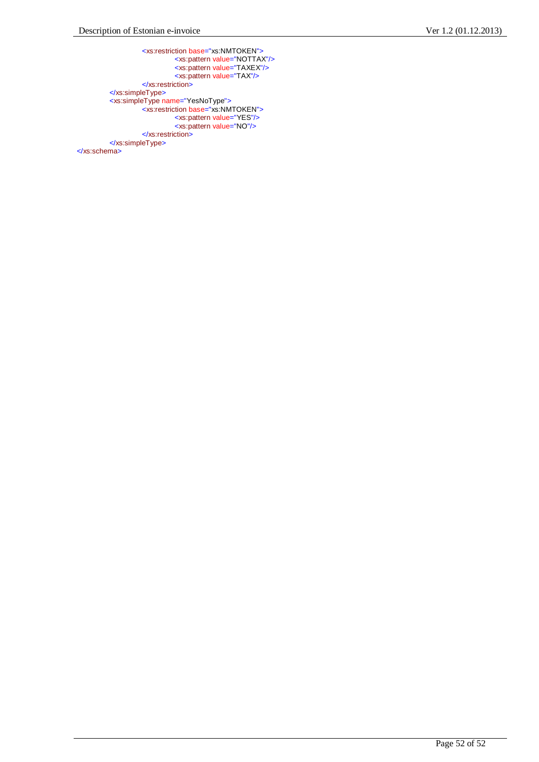```xml
			<xs:restriction base="xs:NMTOKEN">
				<xs:pattern value="NOTTAX"/>
				<xs:pattern value="TAXEX"/>
				<xs:pattern value="TAX"/>
			</xs:restriction>
		</xs:simpleType>
		<xs:simpleType name="YesNoType">
			<xs:restriction base="xs:NMTOKEN">
				<xs:pattern value="YES"/>
				<xs:pattern value="NO"/>
			</xs:restriction>
		</xs:simpleType>
</xs:schema>
```